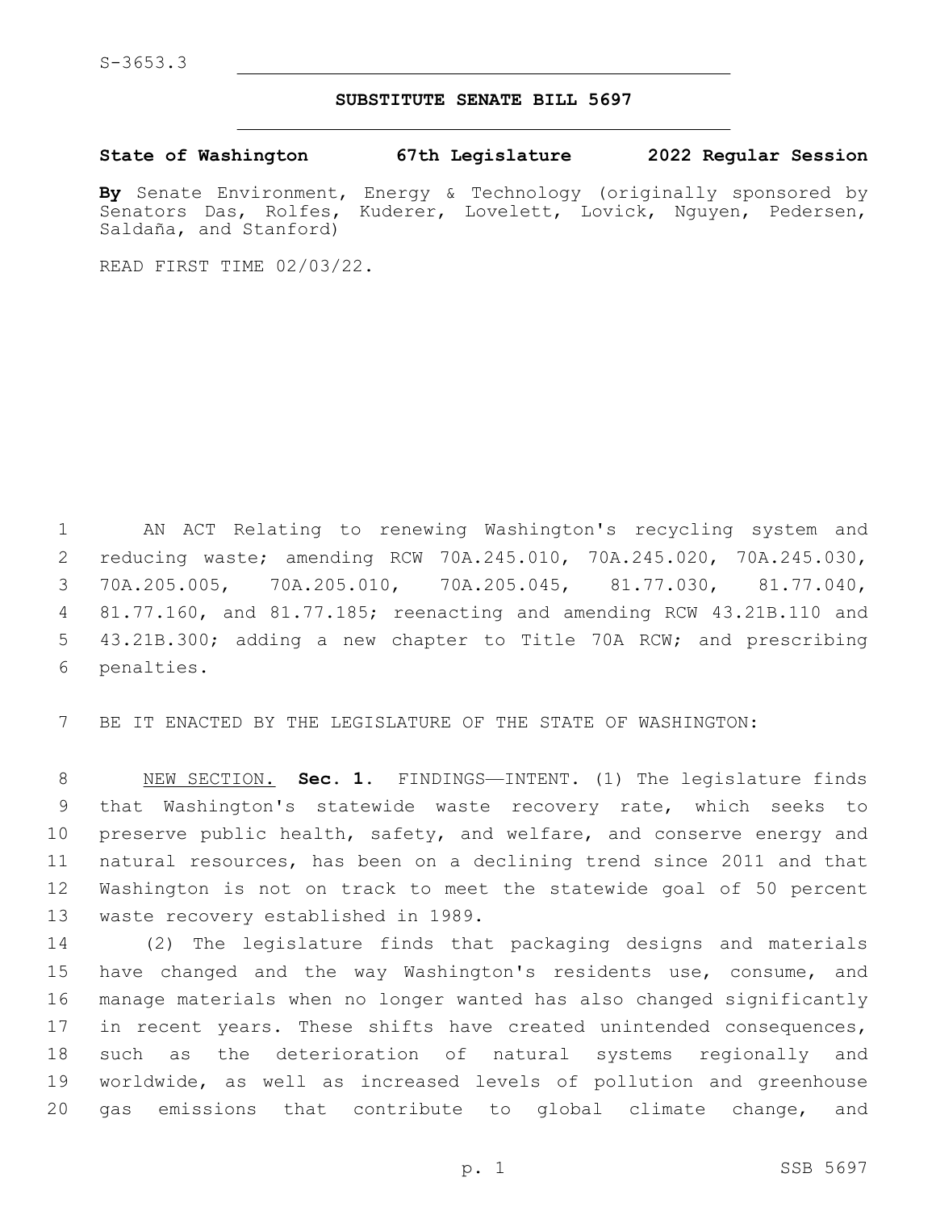S-3653.3

# SUBSTITUTE SENATE BILL 5697

**State of Washington 67th Legislature 2022 Regular Session**

**By** Senate Environment, Energy & Technology (originally sponsored by Senators Das, Rolfes, Kuderer, Lovelett, Lovick, Nguyen, Pedersen, Saldaña, and Stanford)

READ FIRST TIME 02/03/22.

AN ACT Relating to renewing Washington's recycling system and reducing waste; amending RCW 70A.245.010, 70A.245.020, 70A.245.030, 70A.205.005, 70A.205.010, 70A.205.045, 81.77.030, 81.77.040, 81.77.160, and 81.77.185; reenacting and amending RCW 43.21B.110 and 43.21B.300; adding a new chapter to Title 70A RCW; and prescribing penalties.

BE IT ENACTED BY THE LEGISLATURE OF THE STATE OF WASHINGTON:

NEW SECTION. **Sec. 1.** FINDINGS—INTENT. (1) The legislature finds that Washington's statewide waste recovery rate, which seeks to preserve public health, safety, and welfare, and conserve energy and natural resources, has been on a declining trend since 2011 and that Washington is not on track to meet the statewide goal of 50 percent waste recovery established in 1989.

(2) The legislature finds that packaging designs and materials have changed and the way Washington's residents use, consume, and manage materials when no longer wanted has also changed significantly in recent years. These shifts have created unintended consequences, such as the deterioration of natural systems regionally and worldwide, as well as increased levels of pollution and greenhouse gas emissions that contribute to global climate change, and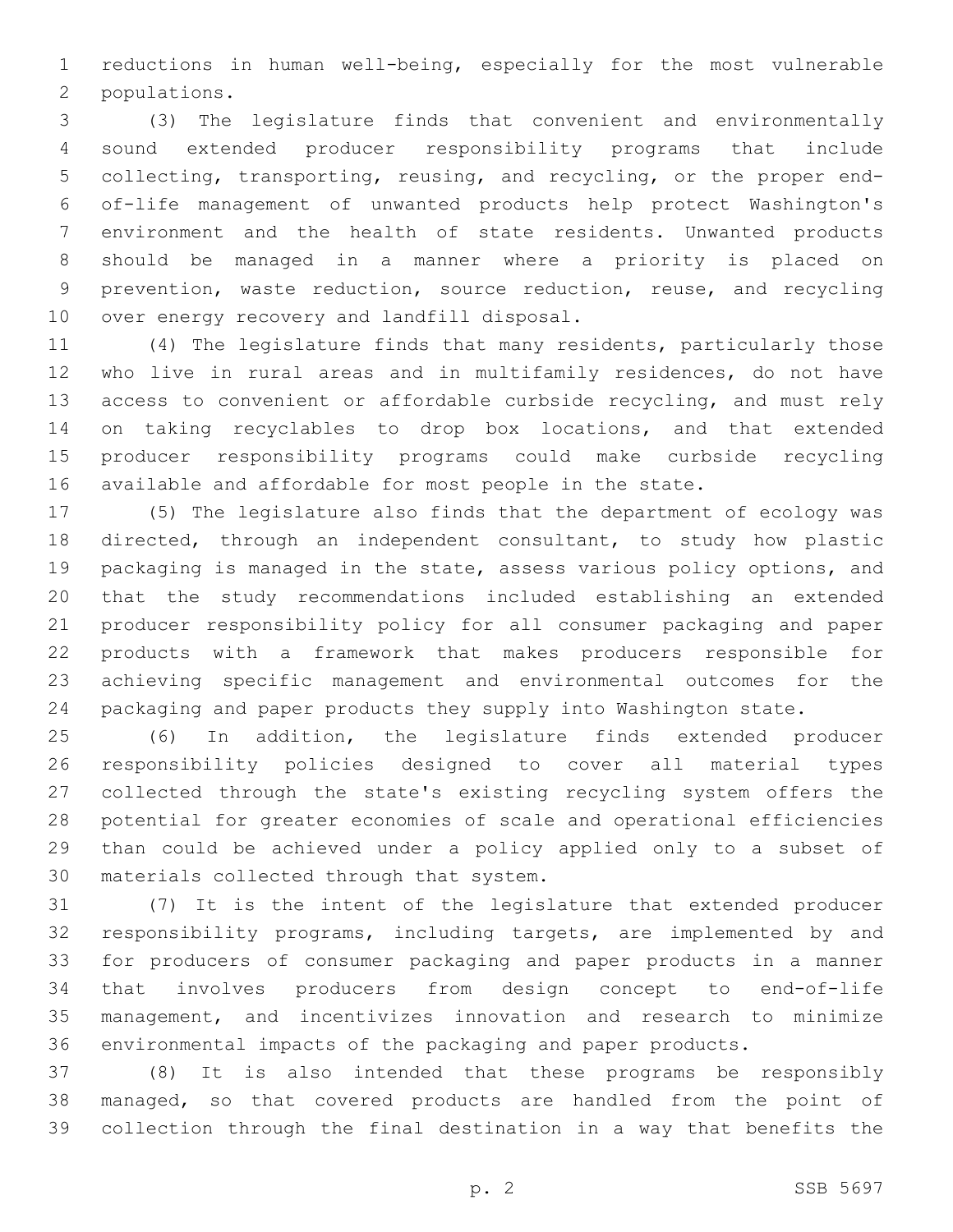reductions in human well-being, especially for the most vulnerable populations.

(3) The legislature finds that convenient and environmentally sound extended producer responsibility programs that include collecting, transporting, reusing, and recycling, or the proper end-of-life management of unwanted products help protect Washington's environment and the health of state residents. Unwanted products should be managed in a manner where a priority is placed on prevention, waste reduction, source reduction, reuse, and recycling over energy recovery and landfill disposal.

(4) The legislature finds that many residents, particularly those who live in rural areas and in multifamily residences, do not have access to convenient or affordable curbside recycling, and must rely on taking recyclables to drop box locations, and that extended producer responsibility programs could make curbside recycling available and affordable for most people in the state.

(5) The legislature also finds that the department of ecology was directed, through an independent consultant, to study how plastic packaging is managed in the state, assess various policy options, and that the study recommendations included establishing an extended producer responsibility policy for all consumer packaging and paper products with a framework that makes producers responsible for achieving specific management and environmental outcomes for the packaging and paper products they supply into Washington state.

(6) In addition, the legislature finds extended producer responsibility policies designed to cover all material types collected through the state's existing recycling system offers the potential for greater economies of scale and operational efficiencies than could be achieved under a policy applied only to a subset of materials collected through that system.

(7) It is the intent of the legislature that extended producer responsibility programs, including targets, are implemented by and for producers of consumer packaging and paper products in a manner that involves producers from design concept to end-of-life management, and incentivizes innovation and research to minimize environmental impacts of the packaging and paper products.

(8) It is also intended that these programs be responsibly managed, so that covered products are handled from the point of collection through the final destination in a way that benefits the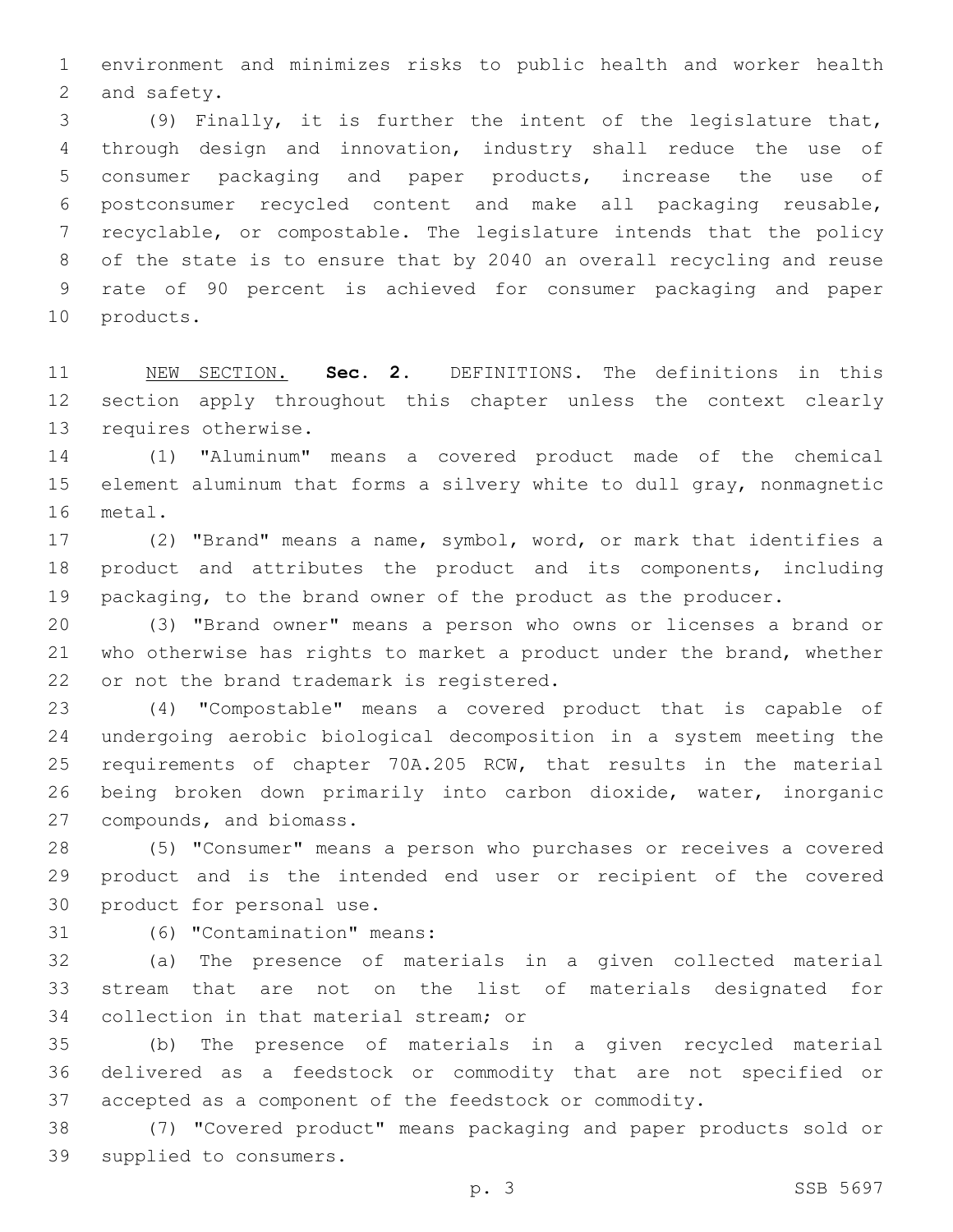environment and minimizes risks to public health and worker health and safety.

(9) Finally, it is further the intent of the legislature that, through design and innovation, industry shall reduce the use of consumer packaging and paper products, increase the use of postconsumer recycled content and make all packaging reusable, recyclable, or compostable. The legislature intends that the policy of the state is to ensure that by 2040 an overall recycling and reuse rate of 90 percent is achieved for consumer packaging and paper products.

NEW SECTION. **Sec. 2.** DEFINITIONS. The definitions in this section apply throughout this chapter unless the context clearly requires otherwise.

(1) "Aluminum" means a covered product made of the chemical element aluminum that forms a silvery white to dull gray, nonmagnetic metal.

(2) "Brand" means a name, symbol, word, or mark that identifies a product and attributes the product and its components, including packaging, to the brand owner of the product as the producer.

(3) "Brand owner" means a person who owns or licenses a brand or who otherwise has rights to market a product under the brand, whether or not the brand trademark is registered.

(4) "Compostable" means a covered product that is capable of undergoing aerobic biological decomposition in a system meeting the requirements of chapter 70A.205 RCW, that results in the material being broken down primarily into carbon dioxide, water, inorganic compounds, and biomass.

(5) "Consumer" means a person who purchases or receives a covered product and is the intended end user or recipient of the covered product for personal use.

(6) "Contamination" means:

(a) The presence of materials in a given collected material stream that are not on the list of materials designated for collection in that material stream; or

(b) The presence of materials in a given recycled material delivered as a feedstock or commodity that are not specified or accepted as a component of the feedstock or commodity.

(7) "Covered product" means packaging and paper products sold or supplied to consumers.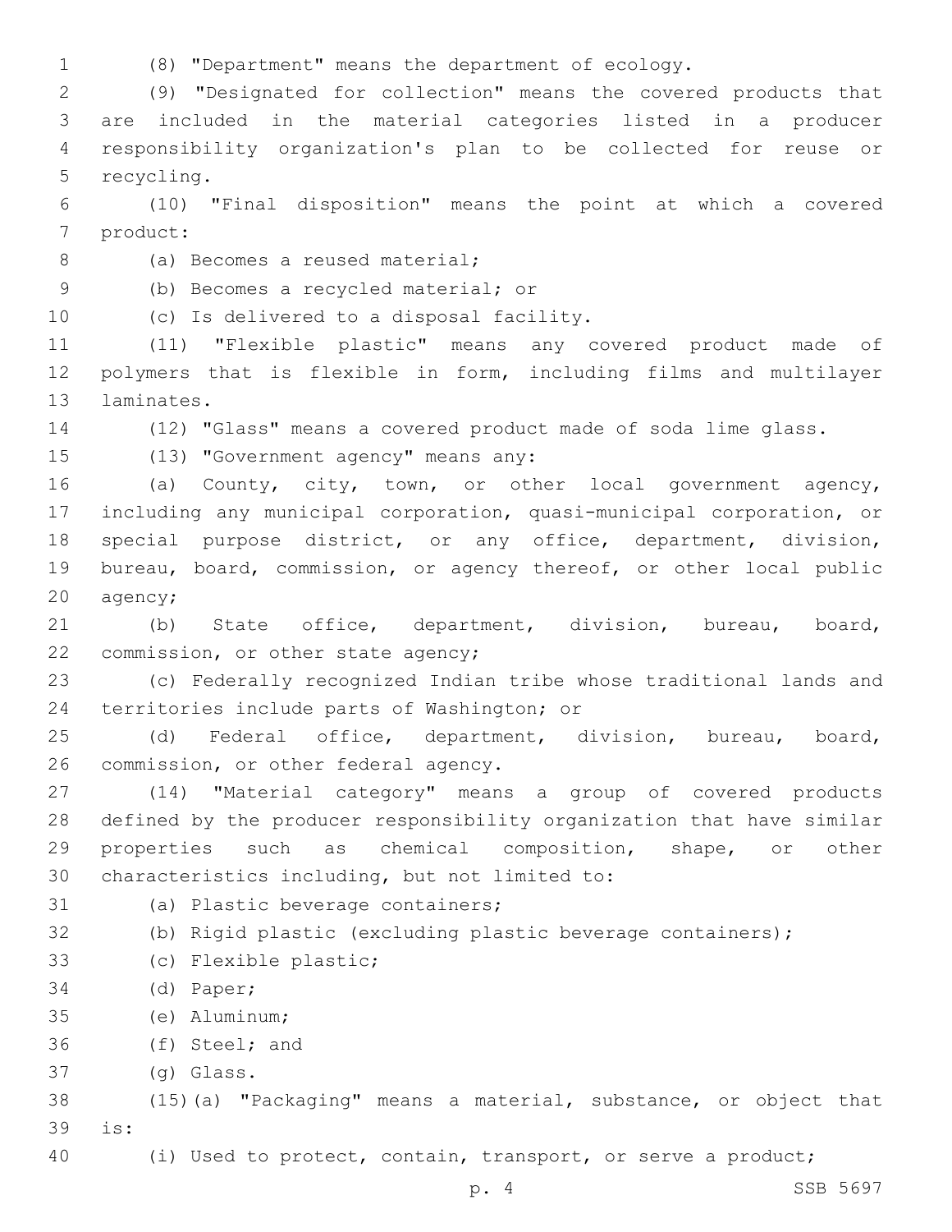(8) "Department" means the department of ecology.

(9) "Designated for collection" means the covered products that are included in the material categories listed in a producer responsibility organization's plan to be collected for reuse or recycling.

(10) "Final disposition" means the point at which a covered product:

(a) Becomes a reused material;

(b) Becomes a recycled material; or

(c) Is delivered to a disposal facility.

(11) "Flexible plastic" means any covered product made of polymers that is flexible in form, including films and multilayer laminates.

(12) "Glass" means a covered product made of soda lime glass.

(13) "Government agency" means any:

(a) County, city, town, or other local government agency, including any municipal corporation, quasi-municipal corporation, or special purpose district, or any office, department, division, bureau, board, commission, or agency thereof, or other local public agency;

(b) State office, department, division, bureau, board, commission, or other state agency;

(c) Federally recognized Indian tribe whose traditional lands and territories include parts of Washington; or

(d) Federal office, department, division, bureau, board, commission, or other federal agency.

(14) "Material category" means a group of covered products defined by the producer responsibility organization that have similar properties such as chemical composition, shape, or other characteristics including, but not limited to:

(a) Plastic beverage containers;

(b) Rigid plastic (excluding plastic beverage containers);

(c) Flexible plastic;

(d) Paper;

(e) Aluminum;

(f) Steel; and

(g) Glass.

(15)(a) "Packaging" means a material, substance, or object that is:

(i) Used to protect, contain, transport, or serve a product;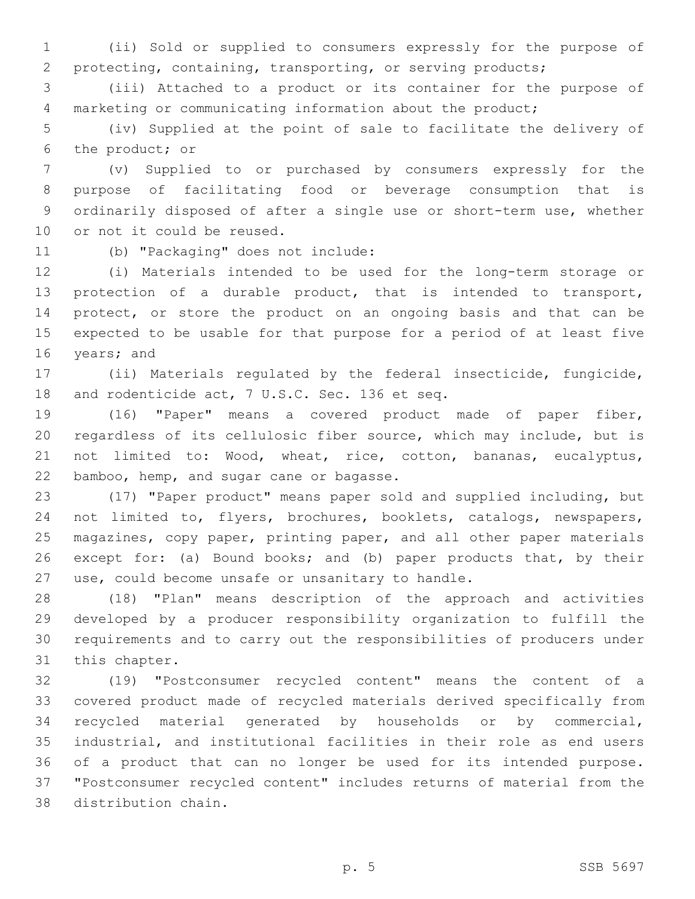(ii) Sold or supplied to consumers expressly for the purpose of protecting, containing, transporting, or serving products;

(iii) Attached to a product or its container for the purpose of marketing or communicating information about the product;

(iv) Supplied at the point of sale to facilitate the delivery of the product; or

(v) Supplied to or purchased by consumers expressly for the purpose of facilitating food or beverage consumption that is ordinarily disposed of after a single use or short-term use, whether or not it could be reused.

(b) "Packaging" does not include:

(i) Materials intended to be used for the long-term storage or protection of a durable product, that is intended to transport, protect, or store the product on an ongoing basis and that can be expected to be usable for that purpose for a period of at least five years; and

(ii) Materials regulated by the federal insecticide, fungicide, and rodenticide act, 7 U.S.C. Sec. 136 et seq.

(16) "Paper" means a covered product made of paper fiber, regardless of its cellulosic fiber source, which may include, but is not limited to: Wood, wheat, rice, cotton, bananas, eucalyptus, bamboo, hemp, and sugar cane or bagasse.

(17) "Paper product" means paper sold and supplied including, but not limited to, flyers, brochures, booklets, catalogs, newspapers, magazines, copy paper, printing paper, and all other paper materials except for: (a) Bound books; and (b) paper products that, by their use, could become unsafe or unsanitary to handle.

(18) "Plan" means description of the approach and activities developed by a producer responsibility organization to fulfill the requirements and to carry out the responsibilities of producers under this chapter.

(19) "Postconsumer recycled content" means the content of a covered product made of recycled materials derived specifically from recycled material generated by households or by commercial, industrial, and institutional facilities in their role as end users of a product that can no longer be used for its intended purpose. "Postconsumer recycled content" includes returns of material from the distribution chain.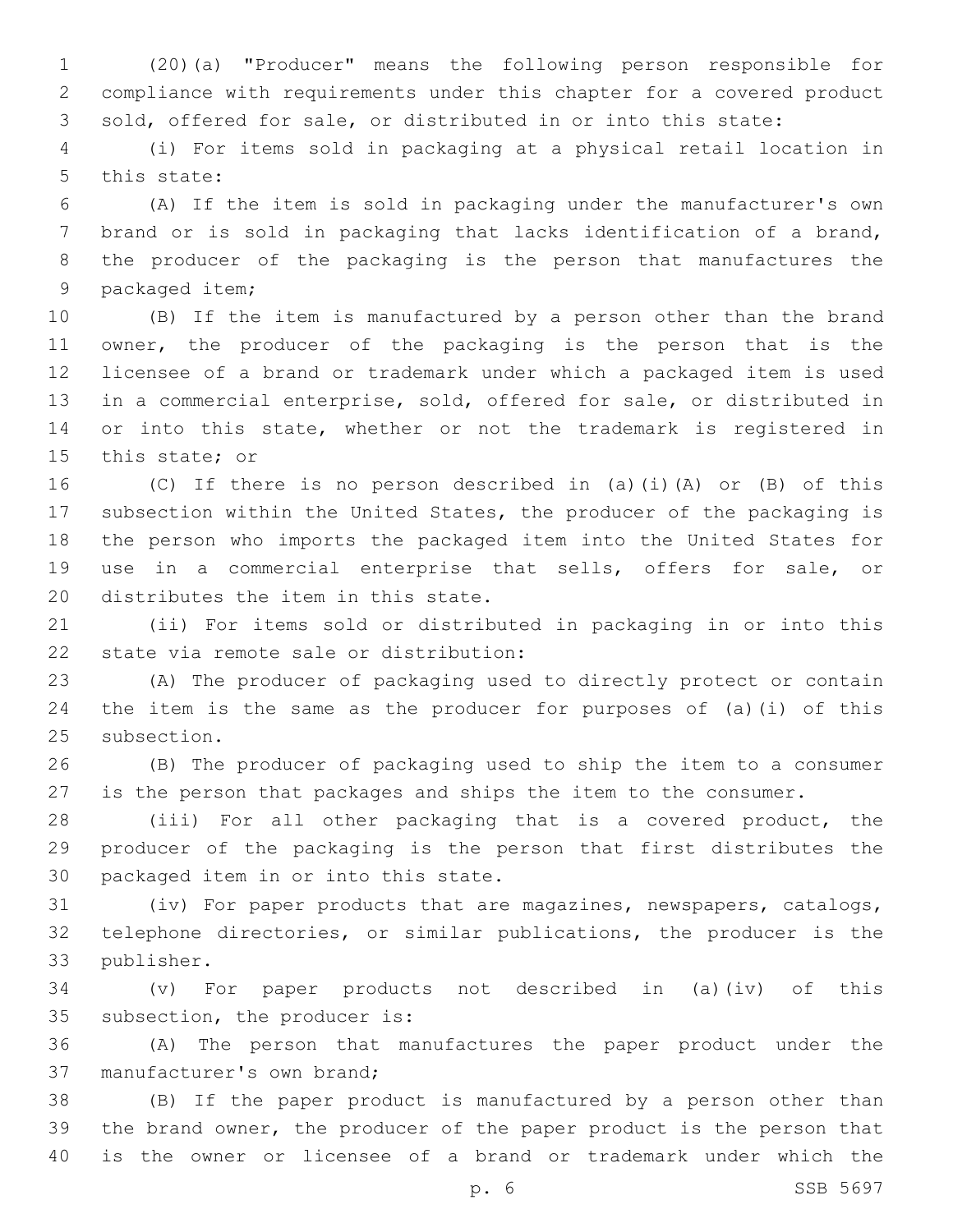(20)(a) "Producer" means the following person responsible for compliance with requirements under this chapter for a covered product sold, offered for sale, or distributed in or into this state:

(i) For items sold in packaging at a physical retail location in this state:

(A) If the item is sold in packaging under the manufacturer's own brand or is sold in packaging that lacks identification of a brand, the producer of the packaging is the person that manufactures the packaged item;

(B) If the item is manufactured by a person other than the brand owner, the producer of the packaging is the person that is the licensee of a brand or trademark under which a packaged item is used in a commercial enterprise, sold, offered for sale, or distributed in or into this state, whether or not the trademark is registered in this state; or

(C) If there is no person described in (a)(i)(A) or (B) of this subsection within the United States, the producer of the packaging is the person who imports the packaged item into the United States for use in a commercial enterprise that sells, offers for sale, or distributes the item in this state.

(ii) For items sold or distributed in packaging in or into this state via remote sale or distribution:

(A) The producer of packaging used to directly protect or contain the item is the same as the producer for purposes of (a)(i) of this subsection.

(B) The producer of packaging used to ship the item to a consumer is the person that packages and ships the item to the consumer.

(iii) For all other packaging that is a covered product, the producer of the packaging is the person that first distributes the packaged item in or into this state.

(iv) For paper products that are magazines, newspapers, catalogs, telephone directories, or similar publications, the producer is the publisher.

(v) For paper products not described in (a)(iv) of this subsection, the producer is:

(A) The person that manufactures the paper product under the manufacturer's own brand;

(B) If the paper product is manufactured by a person other than the brand owner, the producer of the paper product is the person that is the owner or licensee of a brand or trademark under which the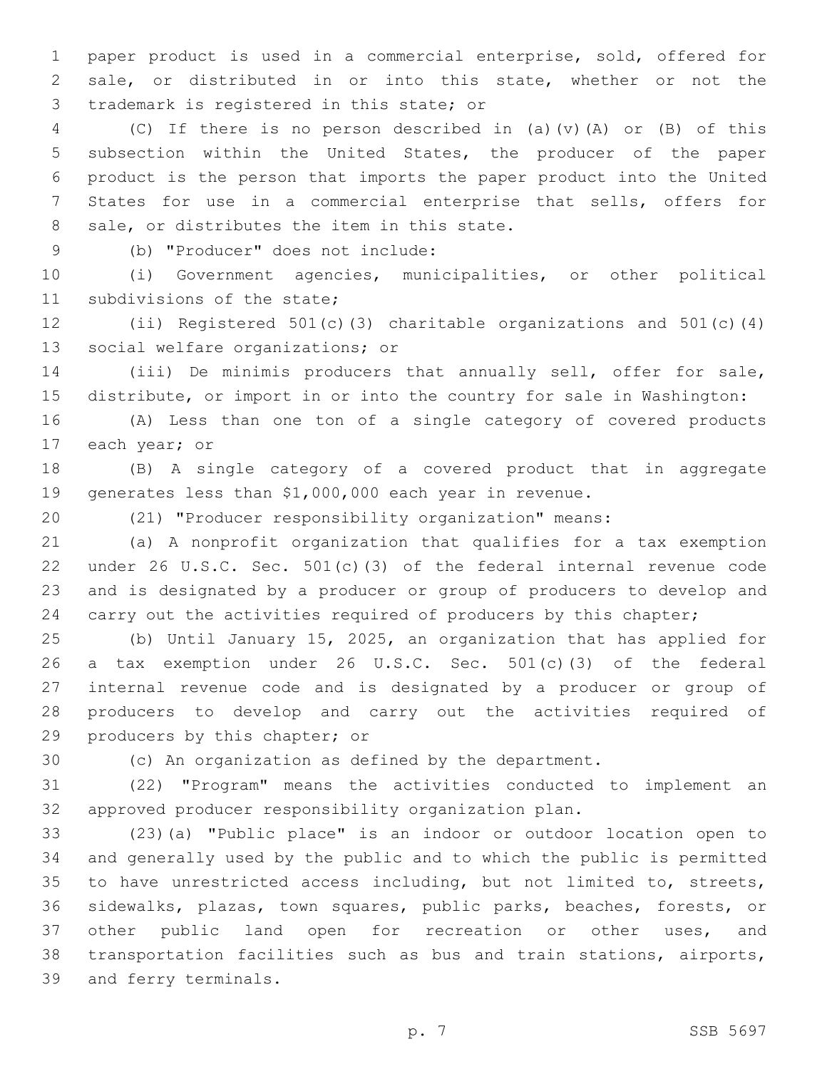paper product is used in a commercial enterprise, sold, offered for sale, or distributed in or into this state, whether or not the trademark is registered in this state; or

(C) If there is no person described in (a)(v)(A) or (B) of this subsection within the United States, the producer of the paper product is the person that imports the paper product into the United States for use in a commercial enterprise that sells, offers for sale, or distributes the item in this state.

(b) "Producer" does not include:

(i) Government agencies, municipalities, or other political subdivisions of the state;

(ii) Registered 501(c)(3) charitable organizations and 501(c)(4) social welfare organizations; or

(iii) De minimis producers that annually sell, offer for sale, distribute, or import in or into the country for sale in Washington:

(A) Less than one ton of a single category of covered products each year; or

(B) A single category of a covered product that in aggregate generates less than $1,000,000 each year in revenue.

(21) "Producer responsibility organization" means:

(a) A nonprofit organization that qualifies for a tax exemption under 26 U.S.C. Sec. 501(c)(3) of the federal internal revenue code and is designated by a producer or group of producers to develop and carry out the activities required of producers by this chapter;

(b) Until January 15, 2025, an organization that has applied for a tax exemption under 26 U.S.C. Sec. 501(c)(3) of the federal internal revenue code and is designated by a producer or group of producers to develop and carry out the activities required of producers by this chapter; or

(c) An organization as defined by the department.

(22) "Program" means the activities conducted to implement an approved producer responsibility organization plan.

(23)(a) "Public place" is an indoor or outdoor location open to and generally used by the public and to which the public is permitted to have unrestricted access including, but not limited to, streets, sidewalks, plazas, town squares, public parks, beaches, forests, or other public land open for recreation or other uses, and transportation facilities such as bus and train stations, airports, and ferry terminals.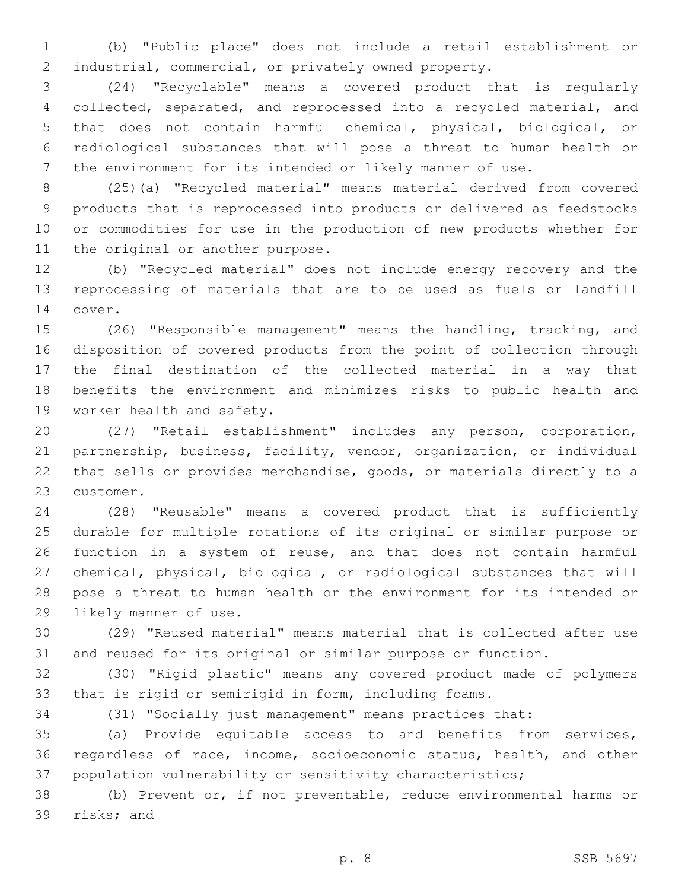(b) "Public place" does not include a retail establishment or industrial, commercial, or privately owned property.

(24) "Recyclable" means a covered product that is regularly collected, separated, and reprocessed into a recycled material, and that does not contain harmful chemical, physical, biological, or radiological substances that will pose a threat to human health or the environment for its intended or likely manner of use.

(25)(a) "Recycled material" means material derived from covered products that is reprocessed into products or delivered as feedstocks or commodities for use in the production of new products whether for the original or another purpose.

(b) "Recycled material" does not include energy recovery and the reprocessing of materials that are to be used as fuels or landfill cover.

(26) "Responsible management" means the handling, tracking, and disposition of covered products from the point of collection through the final destination of the collected material in a way that benefits the environment and minimizes risks to public health and worker health and safety.

(27) "Retail establishment" includes any person, corporation, partnership, business, facility, vendor, organization, or individual that sells or provides merchandise, goods, or materials directly to a customer.

(28) "Reusable" means a covered product that is sufficiently durable for multiple rotations of its original or similar purpose or function in a system of reuse, and that does not contain harmful chemical, physical, biological, or radiological substances that will pose a threat to human health or the environment for its intended or likely manner of use.

(29) "Reused material" means material that is collected after use and reused for its original or similar purpose or function.

(30) "Rigid plastic" means any covered product made of polymers that is rigid or semirigid in form, including foams.

(31) "Socially just management" means practices that:

(a) Provide equitable access to and benefits from services, regardless of race, income, socioeconomic status, health, and other population vulnerability or sensitivity characteristics;

(b) Prevent or, if not preventable, reduce environmental harms or risks; and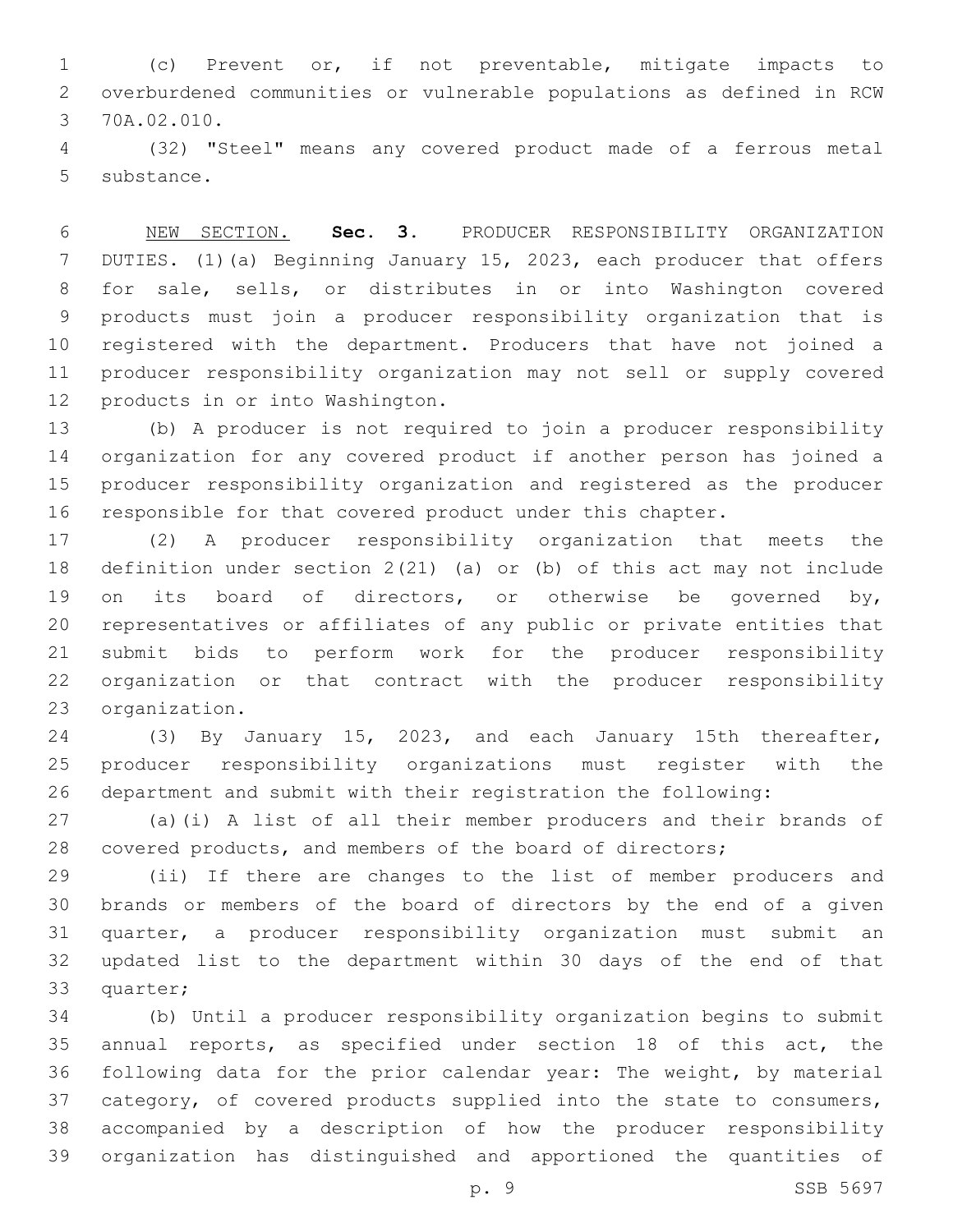(c) Prevent or, if not preventable, mitigate impacts to overburdened communities or vulnerable populations as defined in RCW 70A.02.010.

(32) "Steel" means any covered product made of a ferrous metal substance.

NEW SECTION. **Sec. 3.** PRODUCER RESPONSIBILITY ORGANIZATION DUTIES. (1)(a) Beginning January 15, 2023, each producer that offers for sale, sells, or distributes in or into Washington covered products must join a producer responsibility organization that is registered with the department. Producers that have not joined a producer responsibility organization may not sell or supply covered products in or into Washington.

(b) A producer is not required to join a producer responsibility organization for any covered product if another person has joined a producer responsibility organization and registered as the producer responsible for that covered product under this chapter.

(2) A producer responsibility organization that meets the definition under section 2(21) (a) or (b) of this act may not include on its board of directors, or otherwise be governed by, representatives or affiliates of any public or private entities that submit bids to perform work for the producer responsibility organization or that contract with the producer responsibility organization.

(3) By January 15, 2023, and each January 15th thereafter, producer responsibility organizations must register with the department and submit with their registration the following:

(a)(i) A list of all their member producers and their brands of covered products, and members of the board of directors;

(ii) If there are changes to the list of member producers and brands or members of the board of directors by the end of a given quarter, a producer responsibility organization must submit an updated list to the department within 30 days of the end of that quarter;

(b) Until a producer responsibility organization begins to submit annual reports, as specified under section 18 of this act, the following data for the prior calendar year: The weight, by material category, of covered products supplied into the state to consumers, accompanied by a description of how the producer responsibility organization has distinguished and apportioned the quantities of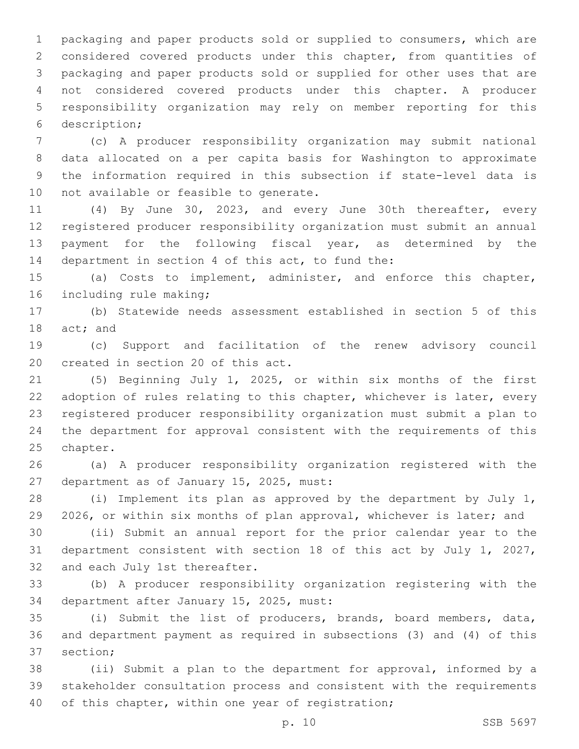packaging and paper products sold or supplied to consumers, which are considered covered products under this chapter, from quantities of packaging and paper products sold or supplied for other uses that are not considered covered products under this chapter. A producer responsibility organization may rely on member reporting for this description;

(c) A producer responsibility organization may submit national data allocated on a per capita basis for Washington to approximate the information required in this subsection if state-level data is not available or feasible to generate.

(4) By June 30, 2023, and every June 30th thereafter, every registered producer responsibility organization must submit an annual payment for the following fiscal year, as determined by the department in section 4 of this act, to fund the:

(a) Costs to implement, administer, and enforce this chapter, including rule making;

(b) Statewide needs assessment established in section 5 of this act; and

(c) Support and facilitation of the renew advisory council created in section 20 of this act.

(5) Beginning July 1, 2025, or within six months of the first adoption of rules relating to this chapter, whichever is later, every registered producer responsibility organization must submit a plan to the department for approval consistent with the requirements of this chapter.

(a) A producer responsibility organization registered with the department as of January 15, 2025, must:

(i) Implement its plan as approved by the department by July 1, 2026, or within six months of plan approval, whichever is later; and

(ii) Submit an annual report for the prior calendar year to the department consistent with section 18 of this act by July 1, 2027, and each July 1st thereafter.

(b) A producer responsibility organization registering with the department after January 15, 2025, must:

(i) Submit the list of producers, brands, board members, data, and department payment as required in subsections (3) and (4) of this section;

(ii) Submit a plan to the department for approval, informed by a stakeholder consultation process and consistent with the requirements of this chapter, within one year of registration;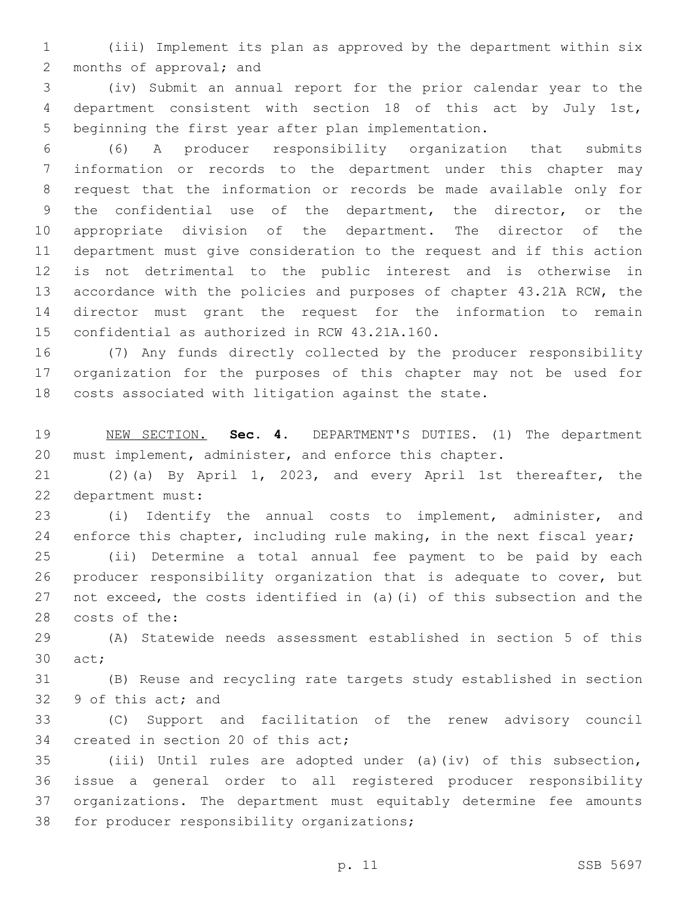(iii) Implement its plan as approved by the department within six months of approval; and

(iv) Submit an annual report for the prior calendar year to the department consistent with section 18 of this act by July 1st, beginning the first year after plan implementation.

(6) A producer responsibility organization that submits information or records to the department under this chapter may request that the information or records be made available only for the confidential use of the department, the director, or the appropriate division of the department. The director of the department must give consideration to the request and if this action is not detrimental to the public interest and is otherwise in accordance with the policies and purposes of chapter 43.21A RCW, the director must grant the request for the information to remain confidential as authorized in RCW 43.21A.160.

(7) Any funds directly collected by the producer responsibility organization for the purposes of this chapter may not be used for costs associated with litigation against the state.

NEW SECTION. **Sec. 4.** DEPARTMENT'S DUTIES. (1) The department must implement, administer, and enforce this chapter.

(2)(a) By April 1, 2023, and every April 1st thereafter, the department must:

(i) Identify the annual costs to implement, administer, and enforce this chapter, including rule making, in the next fiscal year;

(ii) Determine a total annual fee payment to be paid by each producer responsibility organization that is adequate to cover, but not exceed, the costs identified in (a)(i) of this subsection and the costs of the:

(A) Statewide needs assessment established in section 5 of this act;

(B) Reuse and recycling rate targets study established in section 9 of this act; and

(C) Support and facilitation of the renew advisory council created in section 20 of this act;

(iii) Until rules are adopted under (a)(iv) of this subsection, issue a general order to all registered producer responsibility organizations. The department must equitably determine fee amounts for producer responsibility organizations;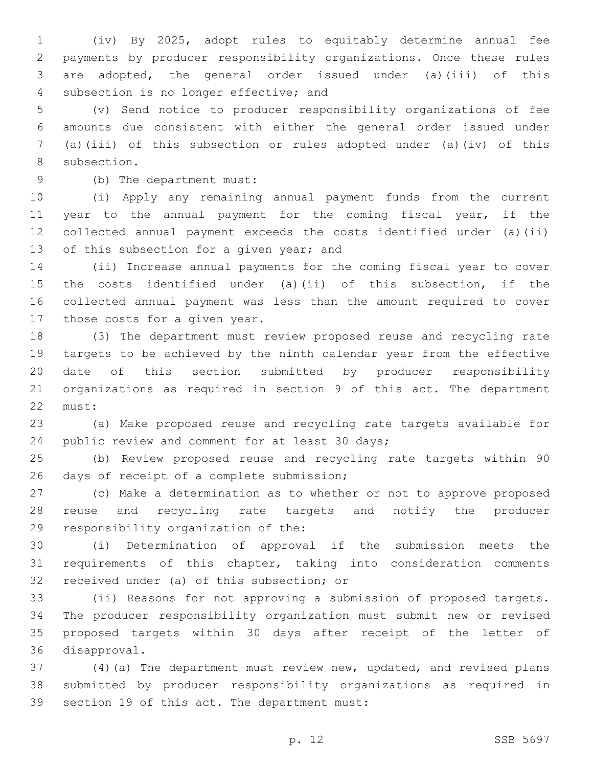(iv) By 2025, adopt rules to equitably determine annual fee payments by producer responsibility organizations. Once these rules are adopted, the general order issued under (a)(iii) of this subsection is no longer effective; and

(v) Send notice to producer responsibility organizations of fee amounts due consistent with either the general order issued under (a)(iii) of this subsection or rules adopted under (a)(iv) of this subsection.

(b) The department must:

(i) Apply any remaining annual payment funds from the current year to the annual payment for the coming fiscal year, if the collected annual payment exceeds the costs identified under (a)(ii) of this subsection for a given year; and

(ii) Increase annual payments for the coming fiscal year to cover the costs identified under (a)(ii) of this subsection, if the collected annual payment was less than the amount required to cover those costs for a given year.

(3) The department must review proposed reuse and recycling rate targets to be achieved by the ninth calendar year from the effective date of this section submitted by producer responsibility organizations as required in section 9 of this act. The department must:

(a) Make proposed reuse and recycling rate targets available for public review and comment for at least 30 days;

(b) Review proposed reuse and recycling rate targets within 90 days of receipt of a complete submission;

(c) Make a determination as to whether or not to approve proposed reuse and recycling rate targets and notify the producer responsibility organization of the:

(i) Determination of approval if the submission meets the requirements of this chapter, taking into consideration comments received under (a) of this subsection; or

(ii) Reasons for not approving a submission of proposed targets. The producer responsibility organization must submit new or revised proposed targets within 30 days after receipt of the letter of disapproval.

(4)(a) The department must review new, updated, and revised plans submitted by producer responsibility organizations as required in section 19 of this act. The department must: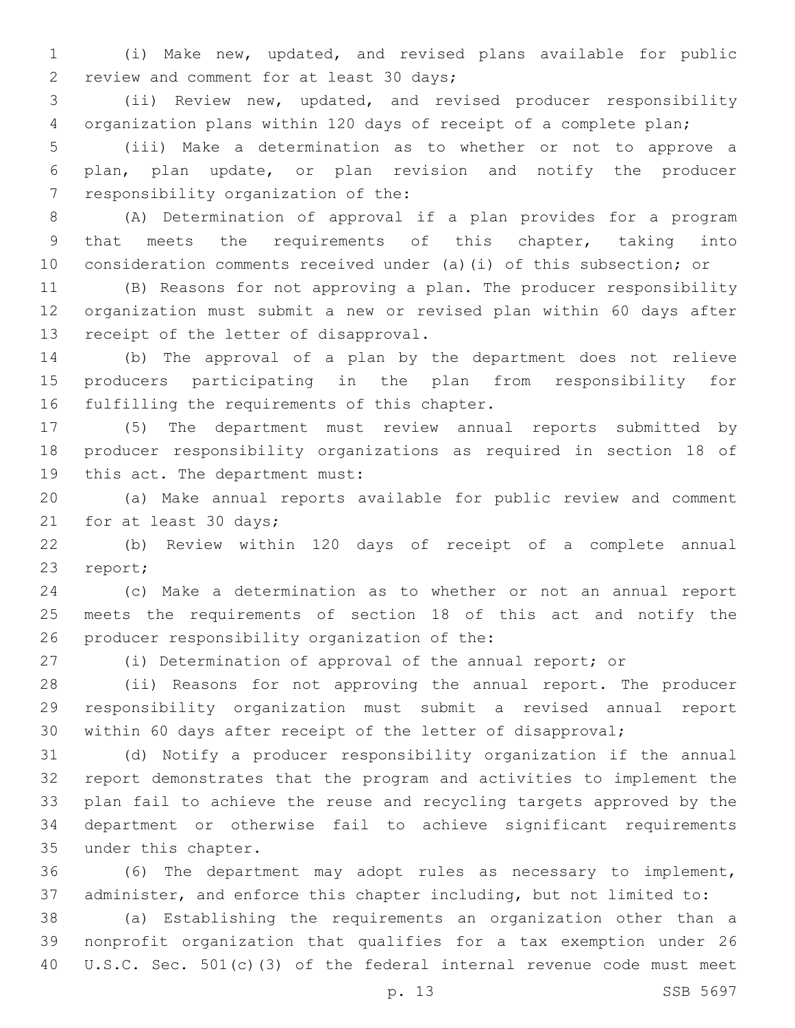(i) Make new, updated, and revised plans available for public review and comment for at least 30 days;

(ii) Review new, updated, and revised producer responsibility organization plans within 120 days of receipt of a complete plan;

(iii) Make a determination as to whether or not to approve a plan, plan update, or plan revision and notify the producer responsibility organization of the:

(A) Determination of approval if a plan provides for a program that meets the requirements of this chapter, taking into consideration comments received under (a)(i) of this subsection; or

(B) Reasons for not approving a plan. The producer responsibility organization must submit a new or revised plan within 60 days after receipt of the letter of disapproval.

(b) The approval of a plan by the department does not relieve producers participating in the plan from responsibility for fulfilling the requirements of this chapter.

(5) The department must review annual reports submitted by producer responsibility organizations as required in section 18 of this act. The department must:

(a) Make annual reports available for public review and comment for at least 30 days;

(b) Review within 120 days of receipt of a complete annual report;

(c) Make a determination as to whether or not an annual report meets the requirements of section 18 of this act and notify the producer responsibility organization of the:

(i) Determination of approval of the annual report; or

(ii) Reasons for not approving the annual report. The producer responsibility organization must submit a revised annual report within 60 days after receipt of the letter of disapproval;

(d) Notify a producer responsibility organization if the annual report demonstrates that the program and activities to implement the plan fail to achieve the reuse and recycling targets approved by the department or otherwise fail to achieve significant requirements under this chapter.

(6) The department may adopt rules as necessary to implement, administer, and enforce this chapter including, but not limited to:

(a) Establishing the requirements an organization other than a nonprofit organization that qualifies for a tax exemption under 26 U.S.C. Sec. 501(c)(3) of the federal internal revenue code must meet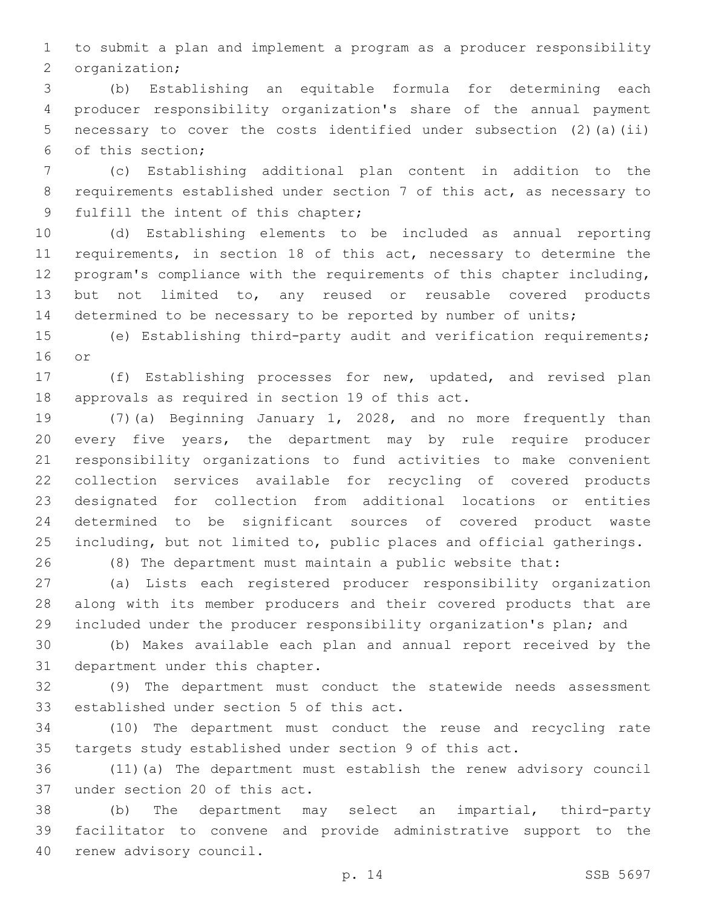to submit a plan and implement a program as a producer responsibility organization;

(b) Establishing an equitable formula for determining each producer responsibility organization's share of the annual payment necessary to cover the costs identified under subsection (2)(a)(ii) of this section;

(c) Establishing additional plan content in addition to the requirements established under section 7 of this act, as necessary to fulfill the intent of this chapter;

(d) Establishing elements to be included as annual reporting requirements, in section 18 of this act, necessary to determine the program's compliance with the requirements of this chapter including, but not limited to, any reused or reusable covered products determined to be necessary to be reported by number of units;

(e) Establishing third-party audit and verification requirements; or

(f) Establishing processes for new, updated, and revised plan approvals as required in section 19 of this act.

(7)(a) Beginning January 1, 2028, and no more frequently than every five years, the department may by rule require producer responsibility organizations to fund activities to make convenient collection services available for recycling of covered products designated for collection from additional locations or entities determined to be significant sources of covered product waste including, but not limited to, public places and official gatherings.

(8) The department must maintain a public website that:

(a) Lists each registered producer responsibility organization along with its member producers and their covered products that are included under the producer responsibility organization's plan; and

(b) Makes available each plan and annual report received by the department under this chapter.

(9) The department must conduct the statewide needs assessment established under section 5 of this act.

(10) The department must conduct the reuse and recycling rate targets study established under section 9 of this act.

(11)(a) The department must establish the renew advisory council under section 20 of this act.

(b) The department may select an impartial, third-party facilitator to convene and provide administrative support to the renew advisory council.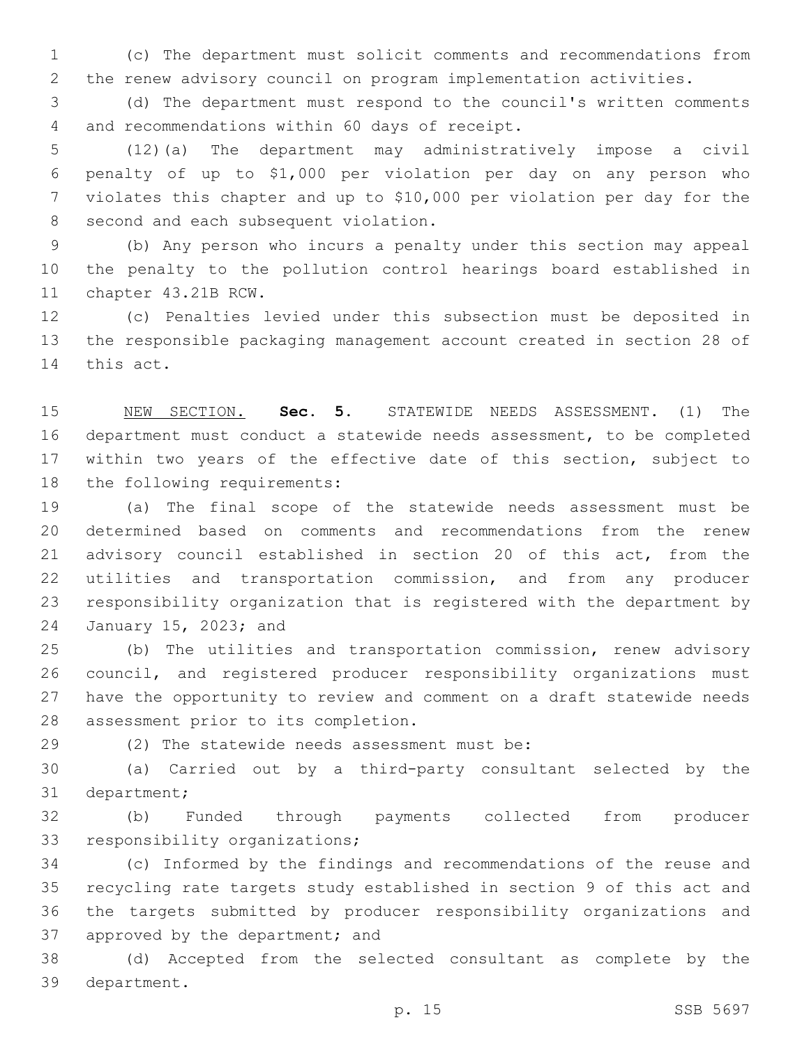(c) The department must solicit comments and recommendations from the renew advisory council on program implementation activities.

(d) The department must respond to the council's written comments and recommendations within 60 days of receipt.

(12)(a) The department may administratively impose a civil penalty of up to $1,000 per violation per day on any person who violates this chapter and up to $10,000 per violation per day for the second and each subsequent violation.

(b) Any person who incurs a penalty under this section may appeal the penalty to the pollution control hearings board established in chapter 43.21B RCW.

(c) Penalties levied under this subsection must be deposited in the responsible packaging management account created in section 28 of this act.

NEW SECTION. **Sec. 5.** STATEWIDE NEEDS ASSESSMENT. (1) The department must conduct a statewide needs assessment, to be completed within two years of the effective date of this section, subject to the following requirements:

(a) The final scope of the statewide needs assessment must be determined based on comments and recommendations from the renew advisory council established in section 20 of this act, from the utilities and transportation commission, and from any producer responsibility organization that is registered with the department by January 15, 2023; and

(b) The utilities and transportation commission, renew advisory council, and registered producer responsibility organizations must have the opportunity to review and comment on a draft statewide needs assessment prior to its completion.

(2) The statewide needs assessment must be:

(a) Carried out by a third-party consultant selected by the department;

(b) Funded through payments collected from producer responsibility organizations;

(c) Informed by the findings and recommendations of the reuse and recycling rate targets study established in section 9 of this act and the targets submitted by producer responsibility organizations and approved by the department; and

(d) Accepted from the selected consultant as complete by the department.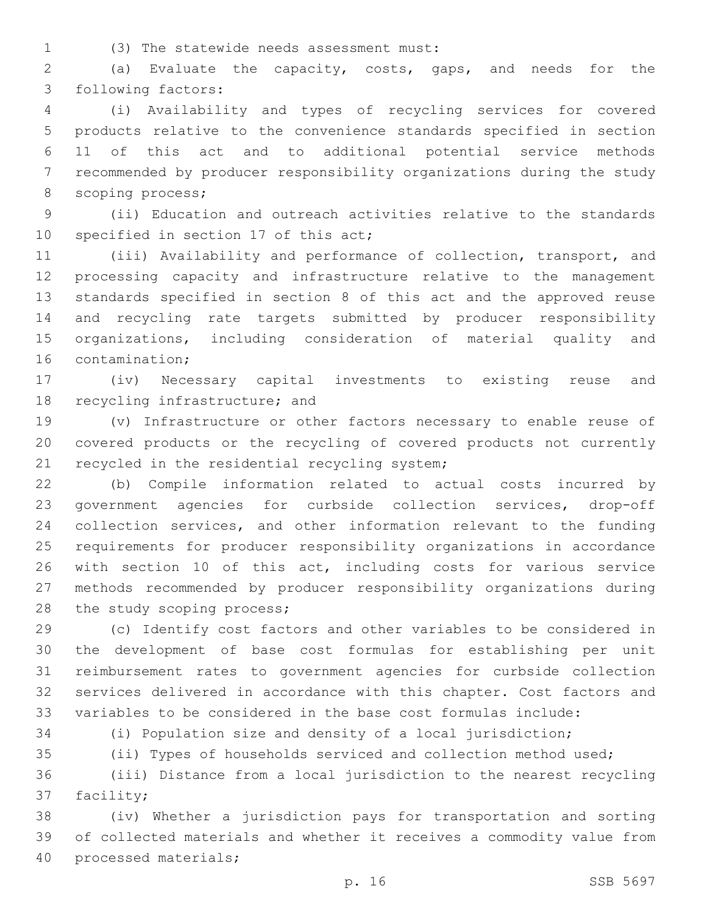(3) The statewide needs assessment must:

(a) Evaluate the capacity, costs, gaps, and needs for the following factors:

(i) Availability and types of recycling services for covered products relative to the convenience standards specified in section 11 of this act and to additional potential service methods recommended by producer responsibility organizations during the study scoping process;

(ii) Education and outreach activities relative to the standards specified in section 17 of this act;

(iii) Availability and performance of collection, transport, and processing capacity and infrastructure relative to the management standards specified in section 8 of this act and the approved reuse and recycling rate targets submitted by producer responsibility organizations, including consideration of material quality and contamination;

(iv) Necessary capital investments to existing reuse and recycling infrastructure; and

(v) Infrastructure or other factors necessary to enable reuse of covered products or the recycling of covered products not currently recycled in the residential recycling system;

(b) Compile information related to actual costs incurred by government agencies for curbside collection services, drop-off collection services, and other information relevant to the funding requirements for producer responsibility organizations in accordance with section 10 of this act, including costs for various service methods recommended by producer responsibility organizations during the study scoping process;

(c) Identify cost factors and other variables to be considered in the development of base cost formulas for establishing per unit reimbursement rates to government agencies for curbside collection services delivered in accordance with this chapter. Cost factors and variables to be considered in the base cost formulas include:

(i) Population size and density of a local jurisdiction;

(ii) Types of households serviced and collection method used;

(iii) Distance from a local jurisdiction to the nearest recycling facility;

(iv) Whether a jurisdiction pays for transportation and sorting of collected materials and whether it receives a commodity value from processed materials;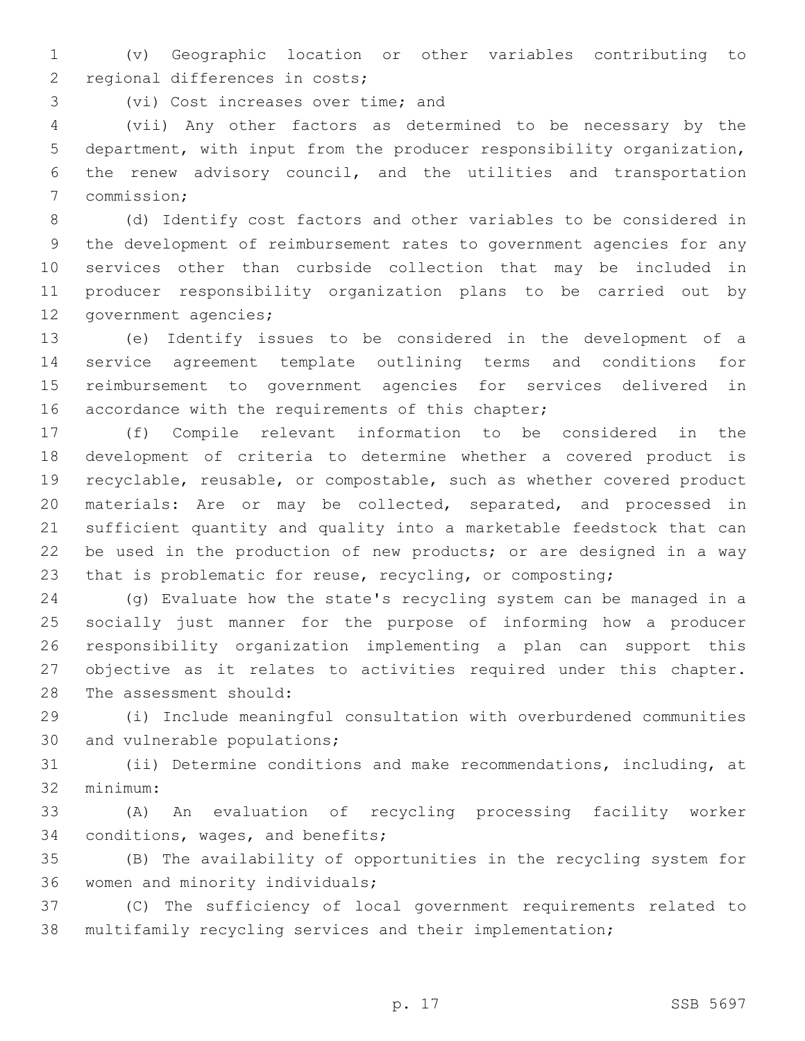(v) Geographic location or other variables contributing to regional differences in costs;

(vi) Cost increases over time; and

(vii) Any other factors as determined to be necessary by the department, with input from the producer responsibility organization, the renew advisory council, and the utilities and transportation commission;

(d) Identify cost factors and other variables to be considered in the development of reimbursement rates to government agencies for any services other than curbside collection that may be included in producer responsibility organization plans to be carried out by government agencies;

(e) Identify issues to be considered in the development of a service agreement template outlining terms and conditions for reimbursement to government agencies for services delivered in accordance with the requirements of this chapter;

(f) Compile relevant information to be considered in the development of criteria to determine whether a covered product is recyclable, reusable, or compostable, such as whether covered product materials: Are or may be collected, separated, and processed in sufficient quantity and quality into a marketable feedstock that can be used in the production of new products; or are designed in a way that is problematic for reuse, recycling, or composting;

(g) Evaluate how the state's recycling system can be managed in a socially just manner for the purpose of informing how a producer responsibility organization implementing a plan can support this objective as it relates to activities required under this chapter. The assessment should:

(i) Include meaningful consultation with overburdened communities and vulnerable populations;

(ii) Determine conditions and make recommendations, including, at minimum:

(A) An evaluation of recycling processing facility worker conditions, wages, and benefits;

(B) The availability of opportunities in the recycling system for women and minority individuals;

(C) The sufficiency of local government requirements related to multifamily recycling services and their implementation;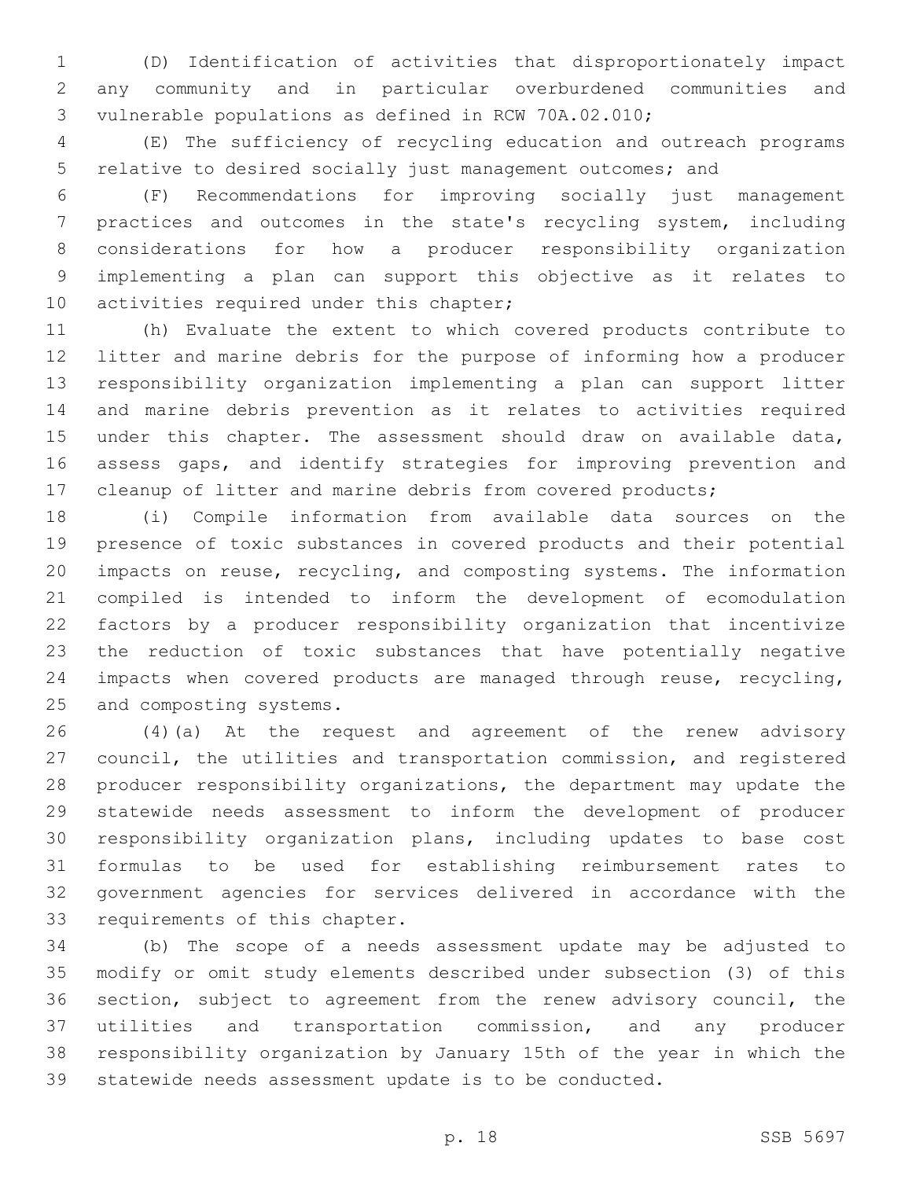(D) Identification of activities that disproportionately impact any community and in particular overburdened communities and vulnerable populations as defined in RCW 70A.02.010;

(E) The sufficiency of recycling education and outreach programs relative to desired socially just management outcomes; and

(F) Recommendations for improving socially just management practices and outcomes in the state's recycling system, including considerations for how a producer responsibility organization implementing a plan can support this objective as it relates to activities required under this chapter;

(h) Evaluate the extent to which covered products contribute to litter and marine debris for the purpose of informing how a producer responsibility organization implementing a plan can support litter and marine debris prevention as it relates to activities required under this chapter. The assessment should draw on available data, assess gaps, and identify strategies for improving prevention and cleanup of litter and marine debris from covered products;

(i) Compile information from available data sources on the presence of toxic substances in covered products and their potential impacts on reuse, recycling, and composting systems. The information compiled is intended to inform the development of ecomodulation factors by a producer responsibility organization that incentivize the reduction of toxic substances that have potentially negative impacts when covered products are managed through reuse, recycling, and composting systems.

(4)(a) At the request and agreement of the renew advisory council, the utilities and transportation commission, and registered producer responsibility organizations, the department may update the statewide needs assessment to inform the development of producer responsibility organization plans, including updates to base cost formulas to be used for establishing reimbursement rates to government agencies for services delivered in accordance with the requirements of this chapter.

(b) The scope of a needs assessment update may be adjusted to modify or omit study elements described under subsection (3) of this section, subject to agreement from the renew advisory council, the utilities and transportation commission, and any producer responsibility organization by January 15th of the year in which the statewide needs assessment update is to be conducted.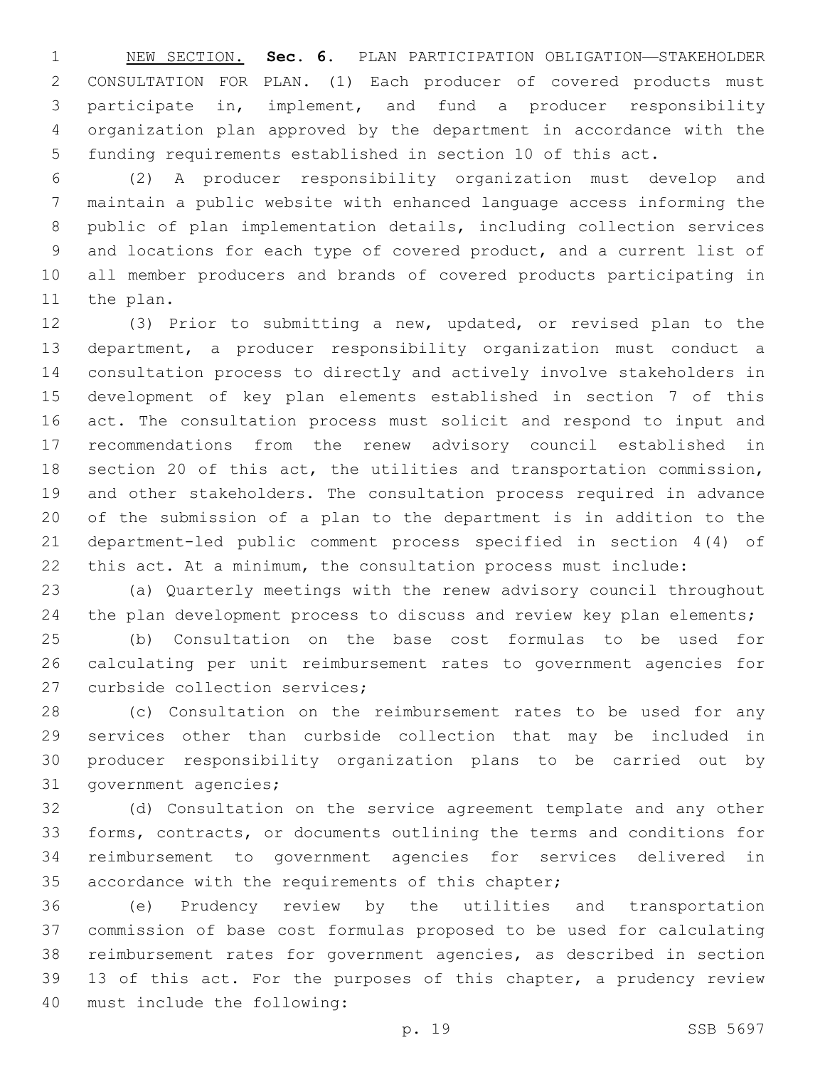NEW SECTION. **Sec. 6.** PLAN PARTICIPATION OBLIGATION—STAKEHOLDER CONSULTATION FOR PLAN. (1) Each producer of covered products must participate in, implement, and fund a producer responsibility organization plan approved by the department in accordance with the funding requirements established in section 10 of this act.

(2) A producer responsibility organization must develop and maintain a public website with enhanced language access informing the public of plan implementation details, including collection services and locations for each type of covered product, and a current list of all member producers and brands of covered products participating in the plan.

(3) Prior to submitting a new, updated, or revised plan to the department, a producer responsibility organization must conduct a consultation process to directly and actively involve stakeholders in development of key plan elements established in section 7 of this act. The consultation process must solicit and respond to input and recommendations from the renew advisory council established in section 20 of this act, the utilities and transportation commission, and other stakeholders. The consultation process required in advance of the submission of a plan to the department is in addition to the department-led public comment process specified in section 4(4) of this act. At a minimum, the consultation process must include:

(a) Quarterly meetings with the renew advisory council throughout the plan development process to discuss and review key plan elements;

(b) Consultation on the base cost formulas to be used for calculating per unit reimbursement rates to government agencies for curbside collection services;

(c) Consultation on the reimbursement rates to be used for any services other than curbside collection that may be included in producer responsibility organization plans to be carried out by government agencies;

(d) Consultation on the service agreement template and any other forms, contracts, or documents outlining the terms and conditions for reimbursement to government agencies for services delivered in accordance with the requirements of this chapter;

(e) Prudency review by the utilities and transportation commission of base cost formulas proposed to be used for calculating reimbursement rates for government agencies, as described in section 13 of this act. For the purposes of this chapter, a prudency review must include the following: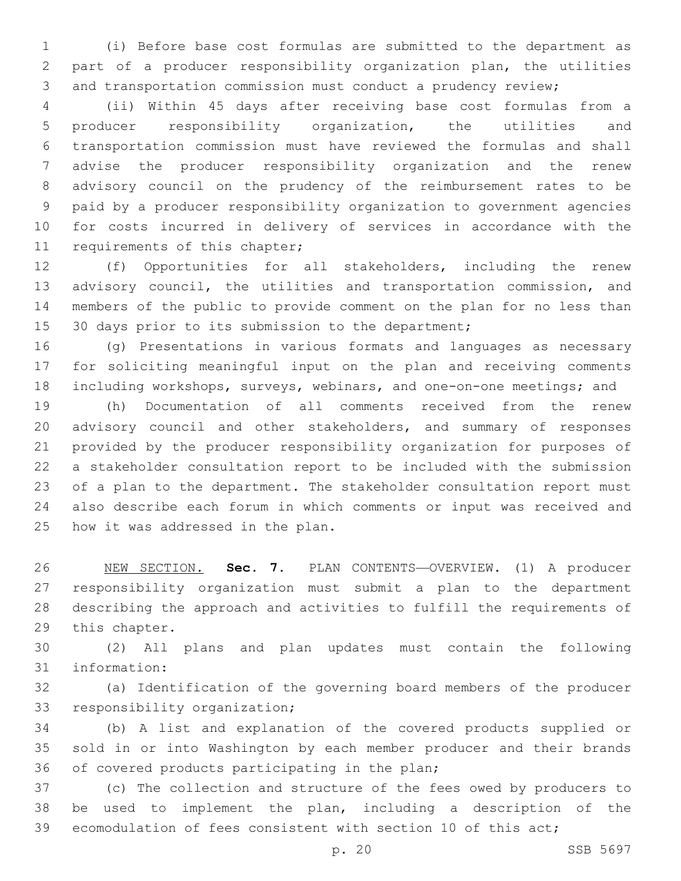(i) Before base cost formulas are submitted to the department as part of a producer responsibility organization plan, the utilities and transportation commission must conduct a prudency review;

(ii) Within 45 days after receiving base cost formulas from a producer responsibility organization, the utilities and transportation commission must have reviewed the formulas and shall advise the producer responsibility organization and the renew advisory council on the prudency of the reimbursement rates to be paid by a producer responsibility organization to government agencies for costs incurred in delivery of services in accordance with the requirements of this chapter;

(f) Opportunities for all stakeholders, including the renew advisory council, the utilities and transportation commission, and members of the public to provide comment on the plan for no less than 30 days prior to its submission to the department;

(g) Presentations in various formats and languages as necessary for soliciting meaningful input on the plan and receiving comments including workshops, surveys, webinars, and one-on-one meetings; and

(h) Documentation of all comments received from the renew advisory council and other stakeholders, and summary of responses provided by the producer responsibility organization for purposes of a stakeholder consultation report to be included with the submission of a plan to the department. The stakeholder consultation report must also describe each forum in which comments or input was received and how it was addressed in the plan.

NEW SECTION. **Sec. 7.** PLAN CONTENTS—OVERVIEW. (1) A producer responsibility organization must submit a plan to the department describing the approach and activities to fulfill the requirements of this chapter.

(2) All plans and plan updates must contain the following information:

(a) Identification of the governing board members of the producer responsibility organization;

(b) A list and explanation of the covered products supplied or sold in or into Washington by each member producer and their brands of covered products participating in the plan;

(c) The collection and structure of the fees owed by producers to be used to implement the plan, including a description of the ecomodulation of fees consistent with section 10 of this act;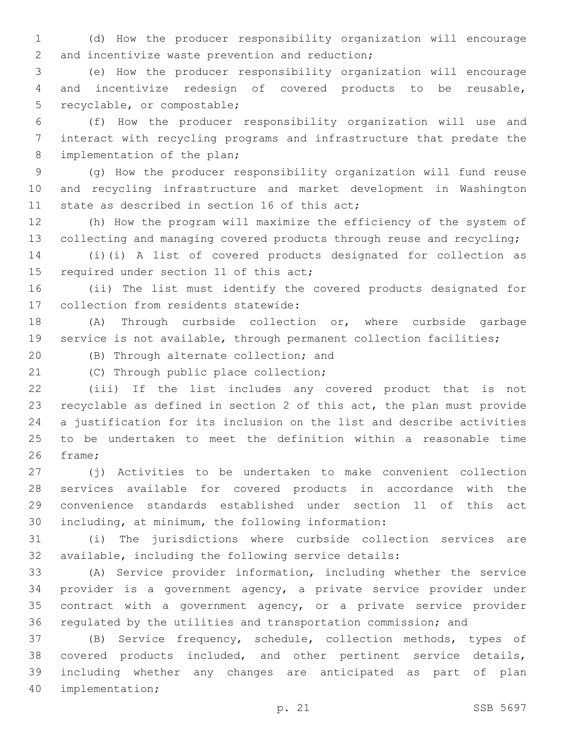(d) How the producer responsibility organization will encourage and incentivize waste prevention and reduction;

(e) How the producer responsibility organization will encourage and incentivize redesign of covered products to be reusable, recyclable, or compostable;

(f) How the producer responsibility organization will use and interact with recycling programs and infrastructure that predate the implementation of the plan;

(g) How the producer responsibility organization will fund reuse and recycling infrastructure and market development in Washington state as described in section 16 of this act;

(h) How the program will maximize the efficiency of the system of collecting and managing covered products through reuse and recycling;

(i)(i) A list of covered products designated for collection as required under section 11 of this act;

(ii) The list must identify the covered products designated for collection from residents statewide:

(A) Through curbside collection or, where curbside garbage service is not available, through permanent collection facilities;

(B) Through alternate collection; and

(C) Through public place collection;

(iii) If the list includes any covered product that is not recyclable as defined in section 2 of this act, the plan must provide a justification for its inclusion on the list and describe activities to be undertaken to meet the definition within a reasonable time frame;

(j) Activities to be undertaken to make convenient collection services available for covered products in accordance with the convenience standards established under section 11 of this act including, at minimum, the following information:

(i) The jurisdictions where curbside collection services are available, including the following service details:

(A) Service provider information, including whether the service provider is a government agency, a private service provider under contract with a government agency, or a private service provider regulated by the utilities and transportation commission; and

(B) Service frequency, schedule, collection methods, types of covered products included, and other pertinent service details, including whether any changes are anticipated as part of plan implementation;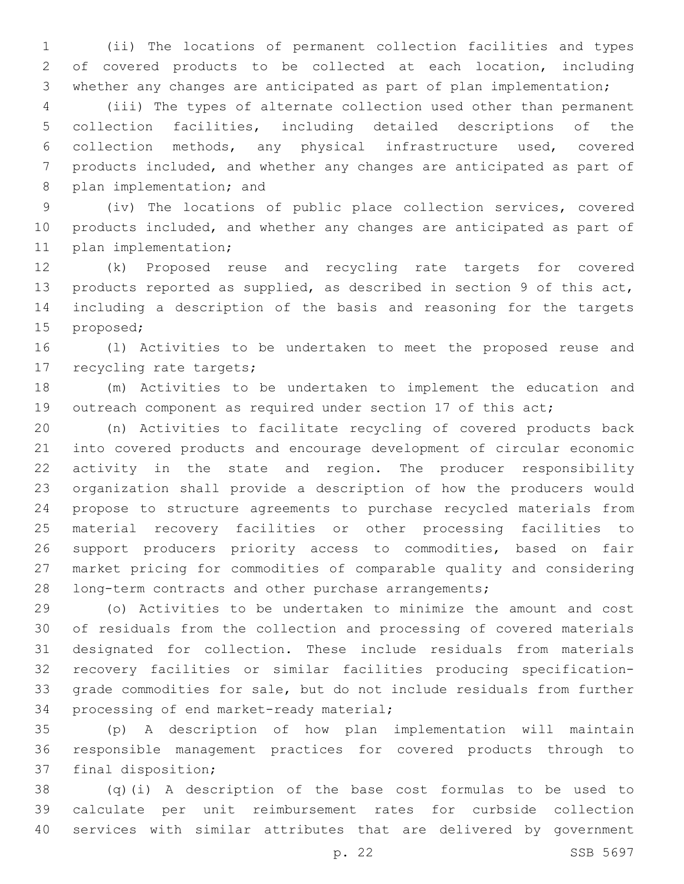(ii) The locations of permanent collection facilities and types of covered products to be collected at each location, including whether any changes are anticipated as part of plan implementation;

(iii) The types of alternate collection used other than permanent collection facilities, including detailed descriptions of the collection methods, any physical infrastructure used, covered products included, and whether any changes are anticipated as part of plan implementation; and

(iv) The locations of public place collection services, covered products included, and whether any changes are anticipated as part of plan implementation;

(k) Proposed reuse and recycling rate targets for covered products reported as supplied, as described in section 9 of this act, including a description of the basis and reasoning for the targets proposed;

(l) Activities to be undertaken to meet the proposed reuse and recycling rate targets;

(m) Activities to be undertaken to implement the education and outreach component as required under section 17 of this act;

(n) Activities to facilitate recycling of covered products back into covered products and encourage development of circular economic activity in the state and region. The producer responsibility organization shall provide a description of how the producers would propose to structure agreements to purchase recycled materials from material recovery facilities or other processing facilities to support producers priority access to commodities, based on fair market pricing for commodities of comparable quality and considering long-term contracts and other purchase arrangements;

(o) Activities to be undertaken to minimize the amount and cost of residuals from the collection and processing of covered materials designated for collection. These include residuals from materials recovery facilities or similar facilities producing specification-grade commodities for sale, but do not include residuals from further processing of end market-ready material;

(p) A description of how plan implementation will maintain responsible management practices for covered products through to final disposition;

(q)(i) A description of the base cost formulas to be used to calculate per unit reimbursement rates for curbside collection services with similar attributes that are delivered by government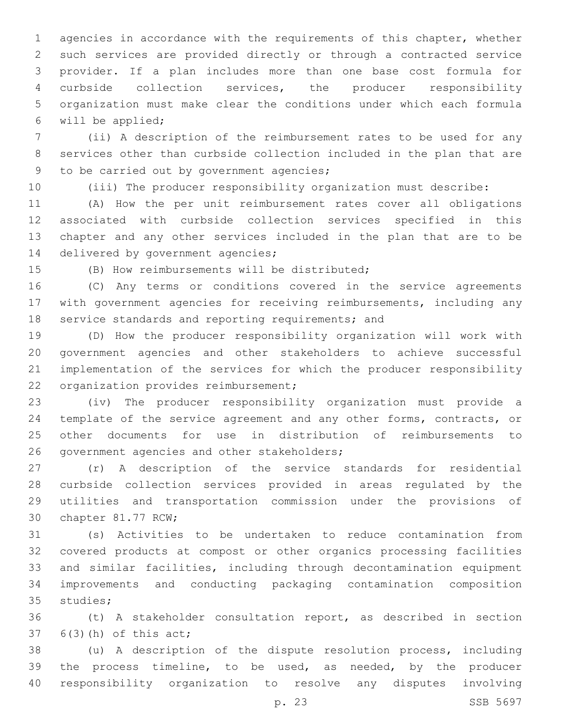agencies in accordance with the requirements of this chapter, whether such services are provided directly or through a contracted service provider. If a plan includes more than one base cost formula for curbside collection services, the producer responsibility organization must make clear the conditions under which each formula will be applied;

(ii) A description of the reimbursement rates to be used for any services other than curbside collection included in the plan that are to be carried out by government agencies;

(iii) The producer responsibility organization must describe:

(A) How the per unit reimbursement rates cover all obligations associated with curbside collection services specified in this chapter and any other services included in the plan that are to be delivered by government agencies;

(B) How reimbursements will be distributed;

(C) Any terms or conditions covered in the service agreements with government agencies for receiving reimbursements, including any service standards and reporting requirements; and

(D) How the producer responsibility organization will work with government agencies and other stakeholders to achieve successful implementation of the services for which the producer responsibility organization provides reimbursement;

(iv) The producer responsibility organization must provide a template of the service agreement and any other forms, contracts, or other documents for use in distribution of reimbursements to government agencies and other stakeholders;

(r) A description of the service standards for residential curbside collection services provided in areas regulated by the utilities and transportation commission under the provisions of chapter 81.77 RCW;

(s) Activities to be undertaken to reduce contamination from covered products at compost or other organics processing facilities and similar facilities, including through decontamination equipment improvements and conducting packaging contamination composition studies;

(t) A stakeholder consultation report, as described in section 6(3)(h) of this act;

(u) A description of the dispute resolution process, including the process timeline, to be used, as needed, by the producer responsibility organization to resolve any disputes involving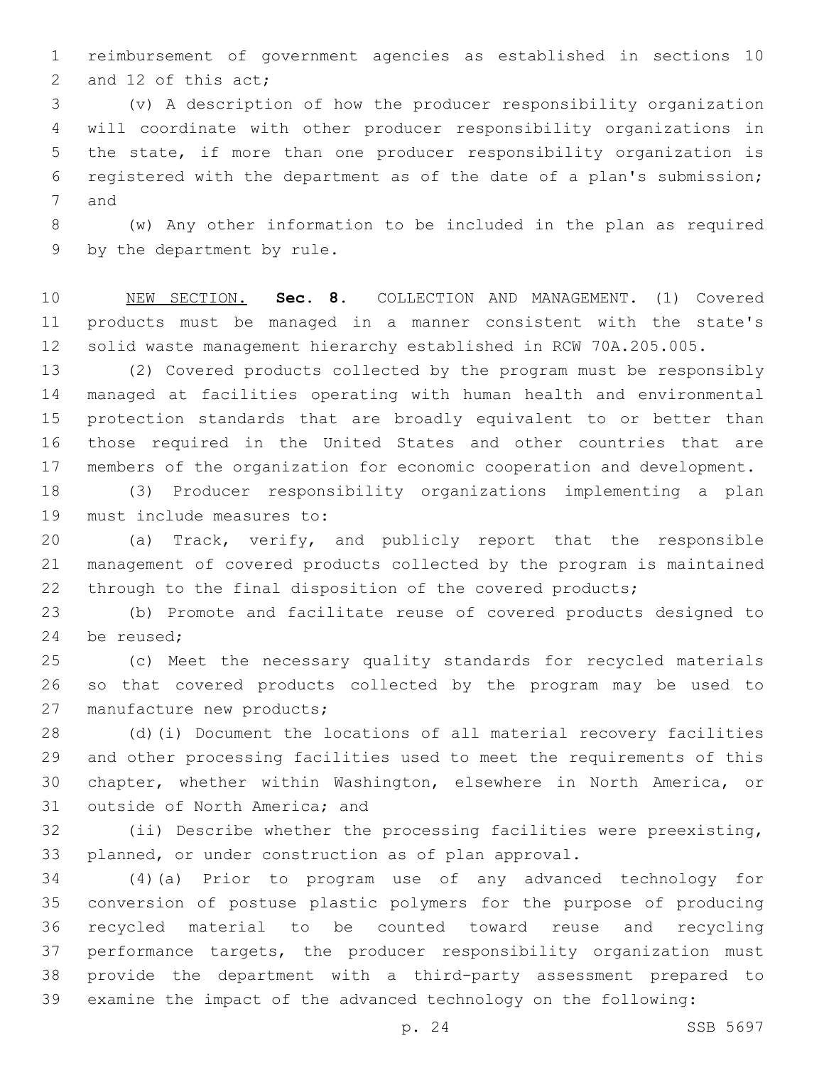reimbursement of government agencies as established in sections 10 and 12 of this act;

(v) A description of how the producer responsibility organization will coordinate with other producer responsibility organizations in the state, if more than one producer responsibility organization is registered with the department as of the date of a plan's submission; and

(w) Any other information to be included in the plan as required by the department by rule.

NEW SECTION. **Sec. 8.** COLLECTION AND MANAGEMENT. (1) Covered products must be managed in a manner consistent with the state's solid waste management hierarchy established in RCW 70A.205.005.

(2) Covered products collected by the program must be responsibly managed at facilities operating with human health and environmental protection standards that are broadly equivalent to or better than those required in the United States and other countries that are members of the organization for economic cooperation and development.

(3) Producer responsibility organizations implementing a plan must include measures to:

(a) Track, verify, and publicly report that the responsible management of covered products collected by the program is maintained through to the final disposition of the covered products;

(b) Promote and facilitate reuse of covered products designed to be reused;

(c) Meet the necessary quality standards for recycled materials so that covered products collected by the program may be used to manufacture new products;

(d)(i) Document the locations of all material recovery facilities and other processing facilities used to meet the requirements of this chapter, whether within Washington, elsewhere in North America, or outside of North America; and

(ii) Describe whether the processing facilities were preexisting, planned, or under construction as of plan approval.

(4)(a) Prior to program use of any advanced technology for conversion of postuse plastic polymers for the purpose of producing recycled material to be counted toward reuse and recycling performance targets, the producer responsibility organization must provide the department with a third-party assessment prepared to examine the impact of the advanced technology on the following: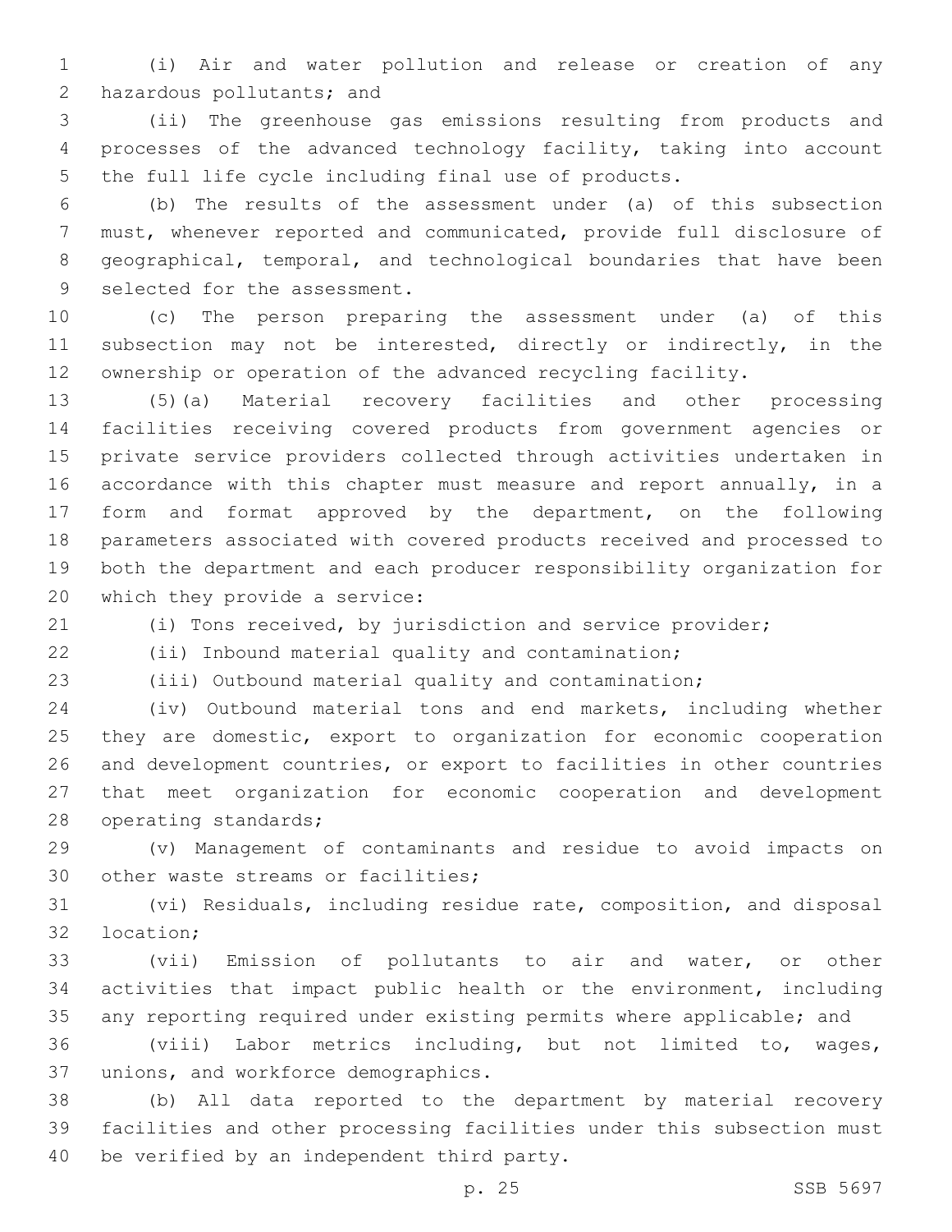(i) Air and water pollution and release or creation of any hazardous pollutants; and

(ii) The greenhouse gas emissions resulting from products and processes of the advanced technology facility, taking into account the full life cycle including final use of products.

(b) The results of the assessment under (a) of this subsection must, whenever reported and communicated, provide full disclosure of geographical, temporal, and technological boundaries that have been selected for the assessment.

(c) The person preparing the assessment under (a) of this subsection may not be interested, directly or indirectly, in the ownership or operation of the advanced recycling facility.

(5)(a) Material recovery facilities and other processing facilities receiving covered products from government agencies or private service providers collected through activities undertaken in accordance with this chapter must measure and report annually, in a form and format approved by the department, on the following parameters associated with covered products received and processed to both the department and each producer responsibility organization for which they provide a service:

(i) Tons received, by jurisdiction and service provider;

(ii) Inbound material quality and contamination;

(iii) Outbound material quality and contamination;

(iv) Outbound material tons and end markets, including whether they are domestic, export to organization for economic cooperation and development countries, or export to facilities in other countries that meet organization for economic cooperation and development operating standards;

(v) Management of contaminants and residue to avoid impacts on other waste streams or facilities;

(vi) Residuals, including residue rate, composition, and disposal location;

(vii) Emission of pollutants to air and water, or other activities that impact public health or the environment, including any reporting required under existing permits where applicable; and

(viii) Labor metrics including, but not limited to, wages, unions, and workforce demographics.

(b) All data reported to the department by material recovery facilities and other processing facilities under this subsection must be verified by an independent third party.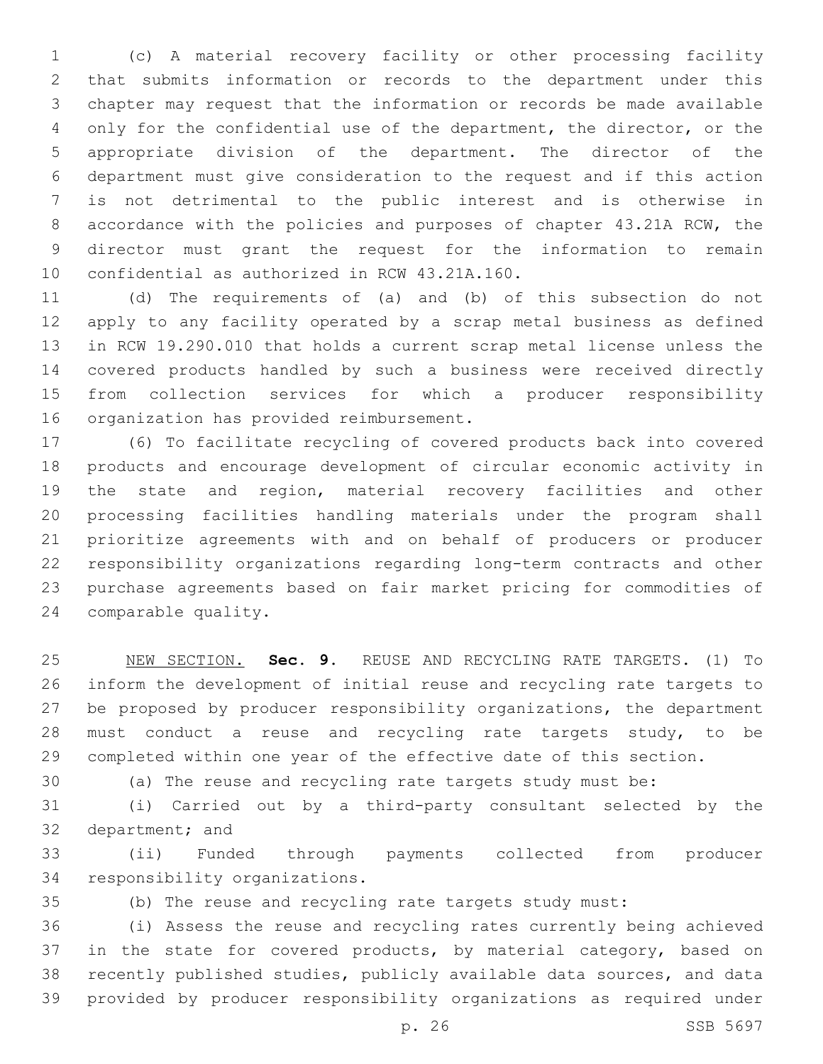(c) A material recovery facility or other processing facility that submits information or records to the department under this chapter may request that the information or records be made available only for the confidential use of the department, the director, or the appropriate division of the department. The director of the department must give consideration to the request and if this action is not detrimental to the public interest and is otherwise in accordance with the policies and purposes of chapter 43.21A RCW, the director must grant the request for the information to remain confidential as authorized in RCW 43.21A.160.

(d) The requirements of (a) and (b) of this subsection do not apply to any facility operated by a scrap metal business as defined in RCW 19.290.010 that holds a current scrap metal license unless the covered products handled by such a business were received directly from collection services for which a producer responsibility organization has provided reimbursement.

(6) To facilitate recycling of covered products back into covered products and encourage development of circular economic activity in the state and region, material recovery facilities and other processing facilities handling materials under the program shall prioritize agreements with and on behalf of producers or producer responsibility organizations regarding long-term contracts and other purchase agreements based on fair market pricing for commodities of comparable quality.

NEW SECTION. **Sec. 9.** REUSE AND RECYCLING RATE TARGETS. (1) To inform the development of initial reuse and recycling rate targets to be proposed by producer responsibility organizations, the department must conduct a reuse and recycling rate targets study, to be completed within one year of the effective date of this section.

(a) The reuse and recycling rate targets study must be:

(i) Carried out by a third-party consultant selected by the department; and

(ii) Funded through payments collected from producer responsibility organizations.

(b) The reuse and recycling rate targets study must:

(i) Assess the reuse and recycling rates currently being achieved in the state for covered products, by material category, based on recently published studies, publicly available data sources, and data provided by producer responsibility organizations as required under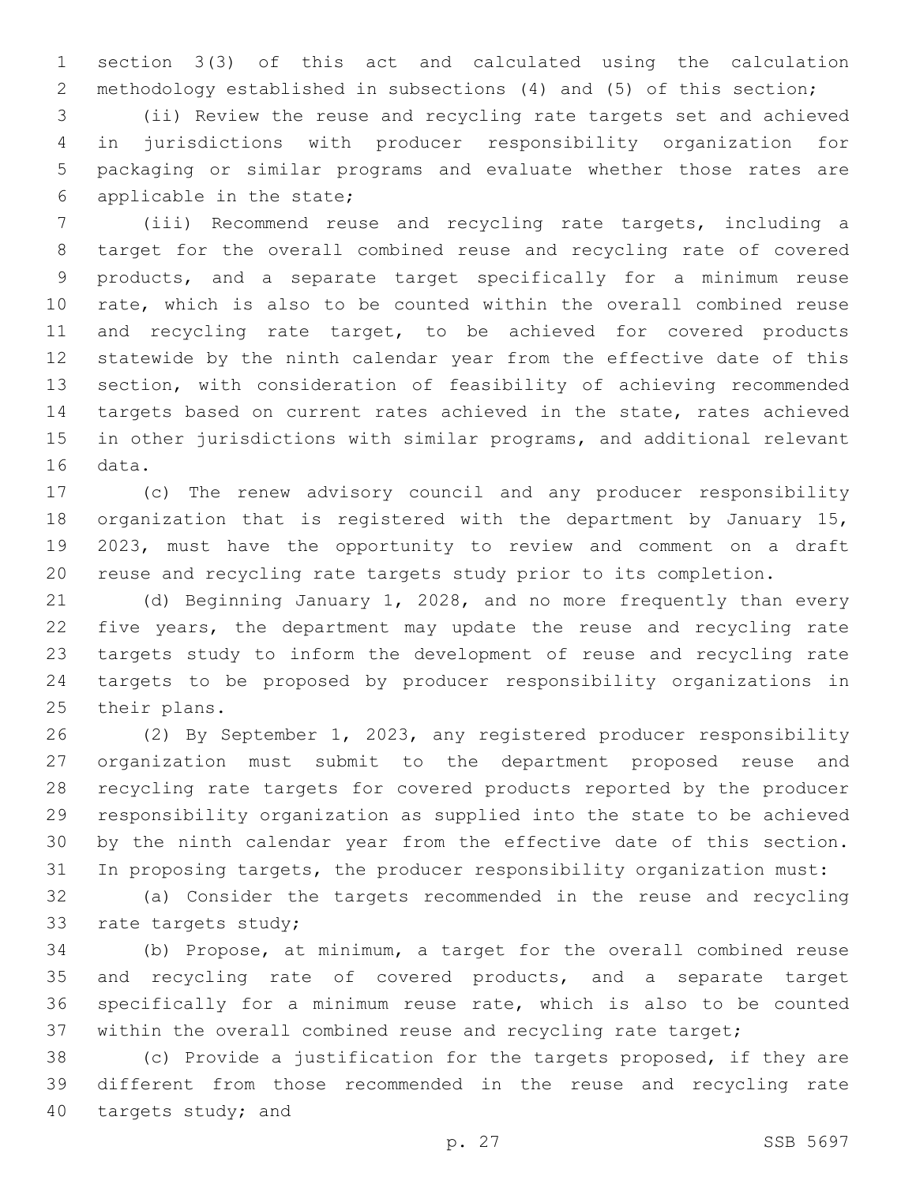section 3(3) of this act and calculated using the calculation methodology established in subsections (4) and (5) of this section;

(ii) Review the reuse and recycling rate targets set and achieved in jurisdictions with producer responsibility organization for packaging or similar programs and evaluate whether those rates are applicable in the state;

(iii) Recommend reuse and recycling rate targets, including a target for the overall combined reuse and recycling rate of covered products, and a separate target specifically for a minimum reuse rate, which is also to be counted within the overall combined reuse and recycling rate target, to be achieved for covered products statewide by the ninth calendar year from the effective date of this section, with consideration of feasibility of achieving recommended targets based on current rates achieved in the state, rates achieved in other jurisdictions with similar programs, and additional relevant data.

(c) The renew advisory council and any producer responsibility organization that is registered with the department by January 15, 2023, must have the opportunity to review and comment on a draft reuse and recycling rate targets study prior to its completion.

(d) Beginning January 1, 2028, and no more frequently than every five years, the department may update the reuse and recycling rate targets study to inform the development of reuse and recycling rate targets to be proposed by producer responsibility organizations in their plans.

(2) By September 1, 2023, any registered producer responsibility organization must submit to the department proposed reuse and recycling rate targets for covered products reported by the producer responsibility organization as supplied into the state to be achieved by the ninth calendar year from the effective date of this section. In proposing targets, the producer responsibility organization must:

(a) Consider the targets recommended in the reuse and recycling rate targets study;

(b) Propose, at minimum, a target for the overall combined reuse and recycling rate of covered products, and a separate target specifically for a minimum reuse rate, which is also to be counted within the overall combined reuse and recycling rate target;

(c) Provide a justification for the targets proposed, if they are different from those recommended in the reuse and recycling rate targets study; and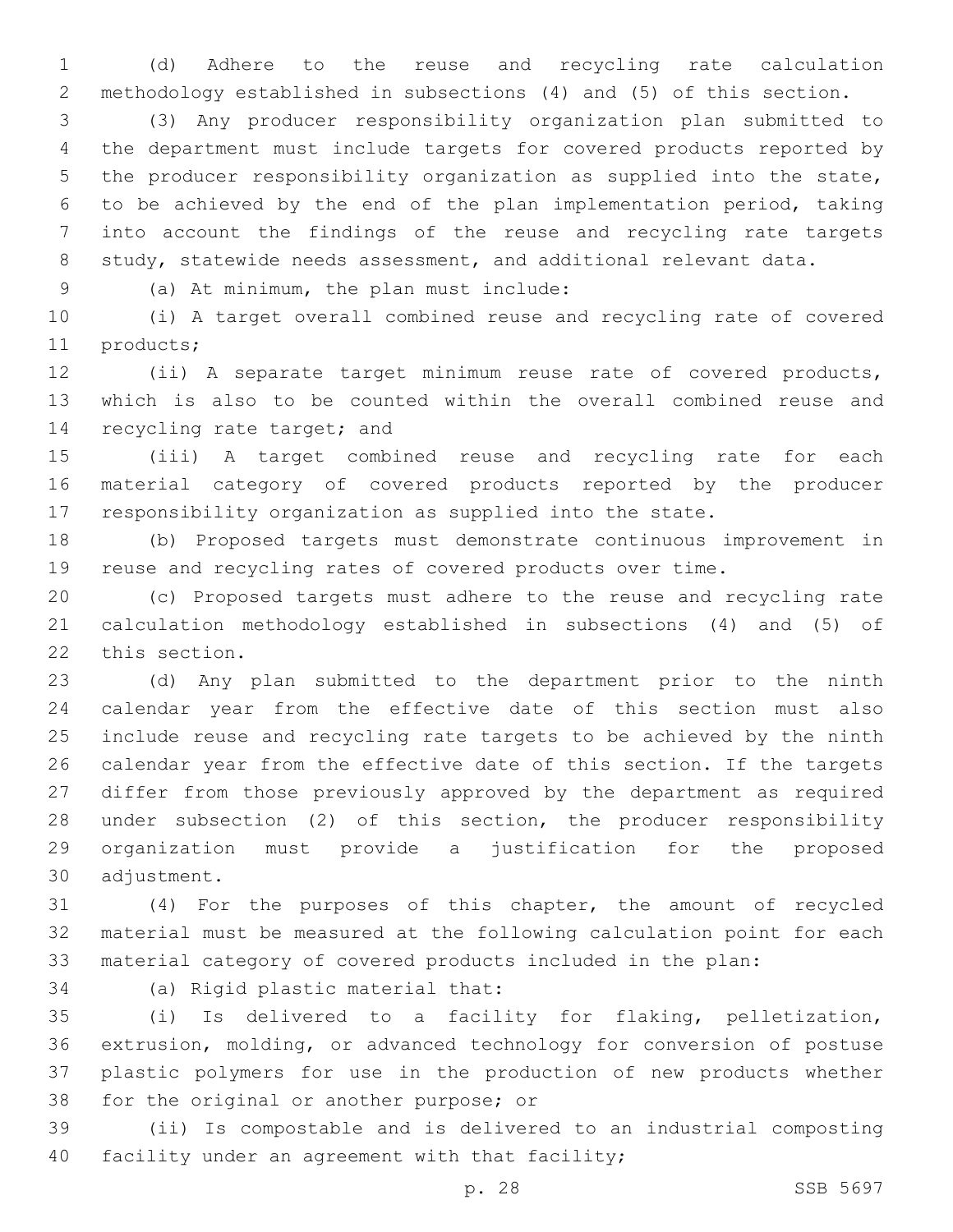(d) Adhere to the reuse and recycling rate calculation methodology established in subsections (4) and (5) of this section.

(3) Any producer responsibility organization plan submitted to the department must include targets for covered products reported by the producer responsibility organization as supplied into the state, to be achieved by the end of the plan implementation period, taking into account the findings of the reuse and recycling rate targets study, statewide needs assessment, and additional relevant data.

(a) At minimum, the plan must include:

(i) A target overall combined reuse and recycling rate of covered products;

(ii) A separate target minimum reuse rate of covered products, which is also to be counted within the overall combined reuse and recycling rate target; and

(iii) A target combined reuse and recycling rate for each material category of covered products reported by the producer responsibility organization as supplied into the state.

(b) Proposed targets must demonstrate continuous improvement in reuse and recycling rates of covered products over time.

(c) Proposed targets must adhere to the reuse and recycling rate calculation methodology established in subsections (4) and (5) of this section.

(d) Any plan submitted to the department prior to the ninth calendar year from the effective date of this section must also include reuse and recycling rate targets to be achieved by the ninth calendar year from the effective date of this section. If the targets differ from those previously approved by the department as required under subsection (2) of this section, the producer responsibility organization must provide a justification for the proposed adjustment.

(4) For the purposes of this chapter, the amount of recycled material must be measured at the following calculation point for each material category of covered products included in the plan:

(a) Rigid plastic material that:

(i) Is delivered to a facility for flaking, pelletization, extrusion, molding, or advanced technology for conversion of postuse plastic polymers for use in the production of new products whether for the original or another purpose; or

(ii) Is compostable and is delivered to an industrial composting facility under an agreement with that facility;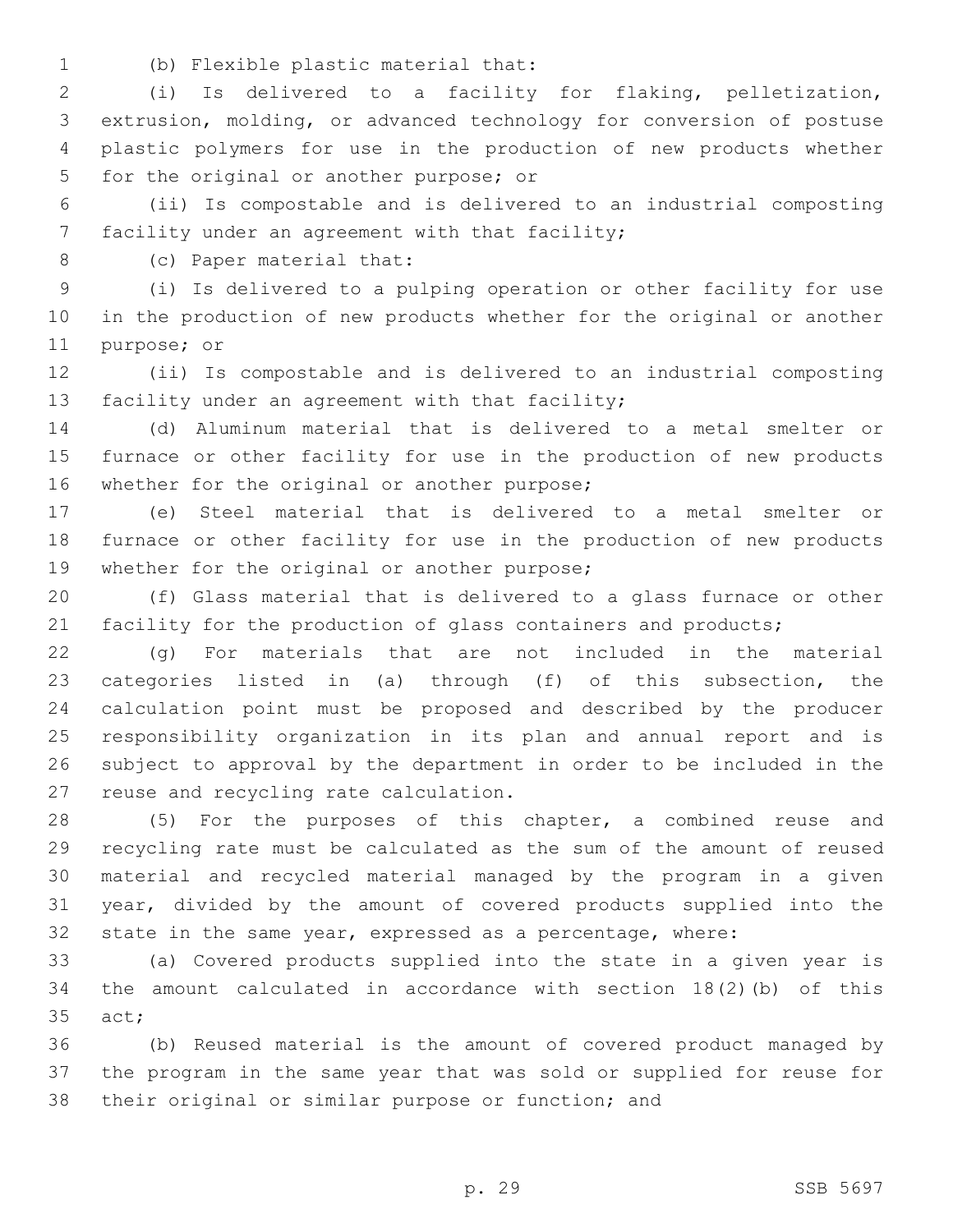(b) Flexible plastic material that:

(i) Is delivered to a facility for flaking, pelletization, extrusion, molding, or advanced technology for conversion of postuse plastic polymers for use in the production of new products whether for the original or another purpose; or

(ii) Is compostable and is delivered to an industrial composting facility under an agreement with that facility;

(c) Paper material that:

(i) Is delivered to a pulping operation or other facility for use in the production of new products whether for the original or another purpose; or

(ii) Is compostable and is delivered to an industrial composting facility under an agreement with that facility;

(d) Aluminum material that is delivered to a metal smelter or furnace or other facility for use in the production of new products whether for the original or another purpose;

(e) Steel material that is delivered to a metal smelter or furnace or other facility for use in the production of new products whether for the original or another purpose;

(f) Glass material that is delivered to a glass furnace or other facility for the production of glass containers and products;

(g) For materials that are not included in the material categories listed in (a) through (f) of this subsection, the calculation point must be proposed and described by the producer responsibility organization in its plan and annual report and is subject to approval by the department in order to be included in the reuse and recycling rate calculation.

(5) For the purposes of this chapter, a combined reuse and recycling rate must be calculated as the sum of the amount of reused material and recycled material managed by the program in a given year, divided by the amount of covered products supplied into the state in the same year, expressed as a percentage, where:

(a) Covered products supplied into the state in a given year is the amount calculated in accordance with section 18(2)(b) of this act;

(b) Reused material is the amount of covered product managed by the program in the same year that was sold or supplied for reuse for their original or similar purpose or function; and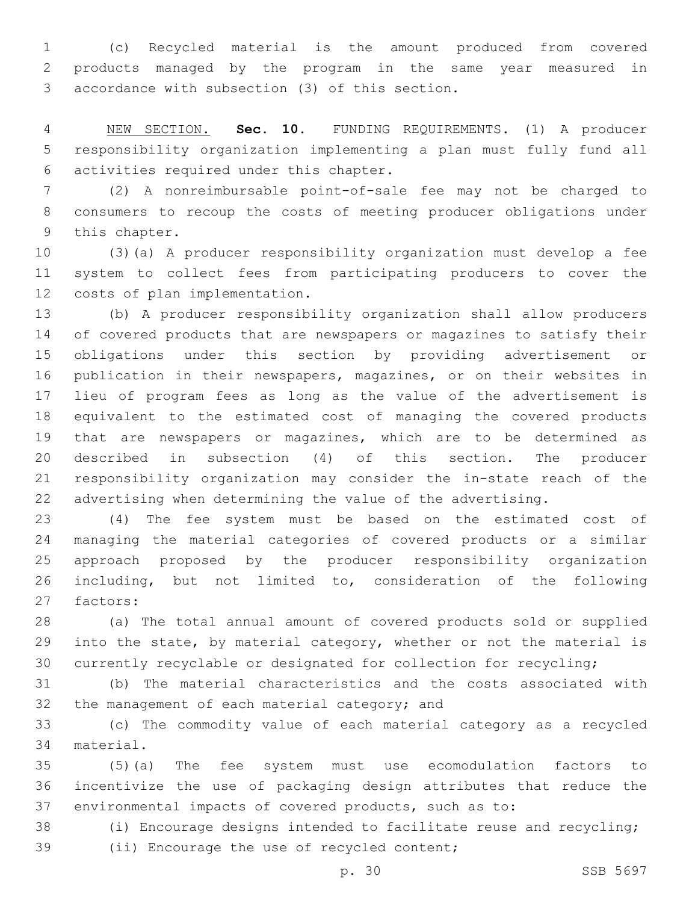(c) Recycled material is the amount produced from covered products managed by the program in the same year measured in accordance with subsection (3) of this section.

NEW SECTION. **Sec. 10.** FUNDING REQUIREMENTS. (1) A producer responsibility organization implementing a plan must fully fund all activities required under this chapter.

(2) A nonreimbursable point-of-sale fee may not be charged to consumers to recoup the costs of meeting producer obligations under this chapter.

(3)(a) A producer responsibility organization must develop a fee system to collect fees from participating producers to cover the costs of plan implementation.

(b) A producer responsibility organization shall allow producers of covered products that are newspapers or magazines to satisfy their obligations under this section by providing advertisement or publication in their newspapers, magazines, or on their websites in lieu of program fees as long as the value of the advertisement is equivalent to the estimated cost of managing the covered products that are newspapers or magazines, which are to be determined as described in subsection (4) of this section. The producer responsibility organization may consider the in-state reach of the advertising when determining the value of the advertising.

(4) The fee system must be based on the estimated cost of managing the material categories of covered products or a similar approach proposed by the producer responsibility organization including, but not limited to, consideration of the following factors:

(a) The total annual amount of covered products sold or supplied into the state, by material category, whether or not the material is currently recyclable or designated for collection for recycling;

(b) The material characteristics and the costs associated with the management of each material category; and

(c) The commodity value of each material category as a recycled material.

(5)(a) The fee system must use ecomodulation factors to incentivize the use of packaging design attributes that reduce the environmental impacts of covered products, such as to:

(i) Encourage designs intended to facilitate reuse and recycling;

(ii) Encourage the use of recycled content;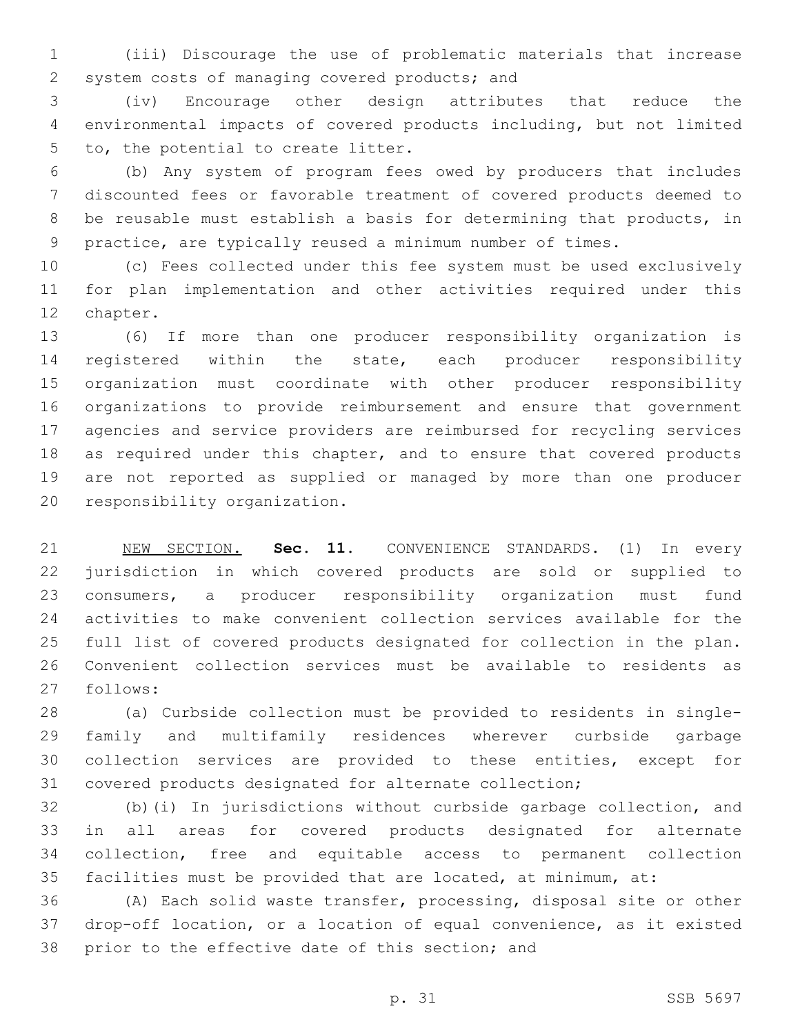(iii) Discourage the use of problematic materials that increase system costs of managing covered products; and

(iv) Encourage other design attributes that reduce the environmental impacts of covered products including, but not limited to, the potential to create litter.

(b) Any system of program fees owed by producers that includes discounted fees or favorable treatment of covered products deemed to be reusable must establish a basis for determining that products, in practice, are typically reused a minimum number of times.

(c) Fees collected under this fee system must be used exclusively for plan implementation and other activities required under this chapter.

(6) If more than one producer responsibility organization is registered within the state, each producer responsibility organization must coordinate with other producer responsibility organizations to provide reimbursement and ensure that government agencies and service providers are reimbursed for recycling services as required under this chapter, and to ensure that covered products are not reported as supplied or managed by more than one producer responsibility organization.

NEW SECTION. **Sec. 11.** CONVENIENCE STANDARDS. (1) In every jurisdiction in which covered products are sold or supplied to consumers, a producer responsibility organization must fund activities to make convenient collection services available for the full list of covered products designated for collection in the plan. Convenient collection services must be available to residents as follows:

(a) Curbside collection must be provided to residents in single-family and multifamily residences wherever curbside garbage collection services are provided to these entities, except for covered products designated for alternate collection;

(b)(i) In jurisdictions without curbside garbage collection, and in all areas for covered products designated for alternate collection, free and equitable access to permanent collection facilities must be provided that are located, at minimum, at:

(A) Each solid waste transfer, processing, disposal site or other drop-off location, or a location of equal convenience, as it existed prior to the effective date of this section; and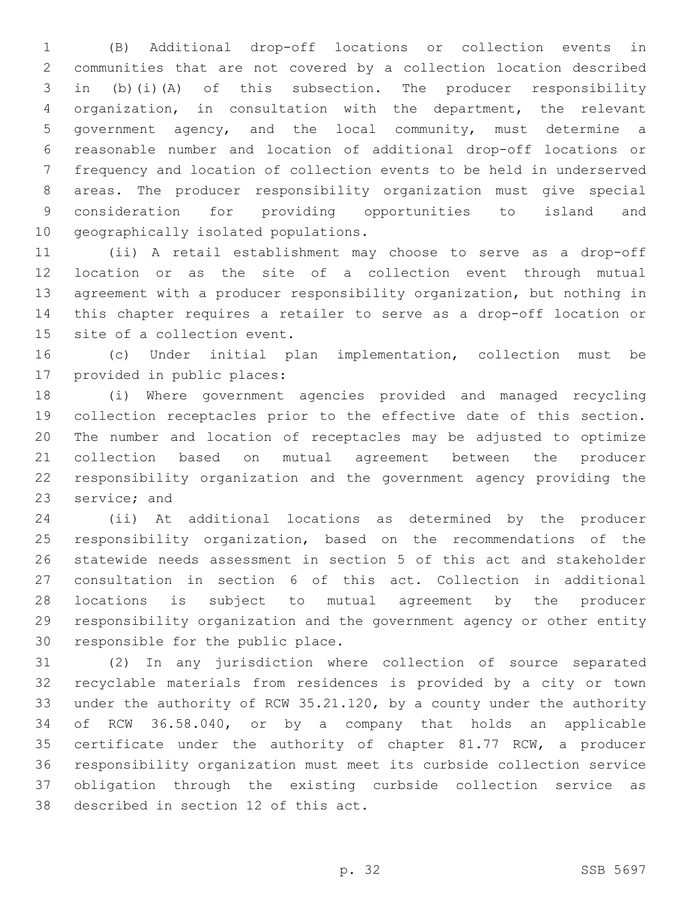(B) Additional drop-off locations or collection events in communities that are not covered by a collection location described in (b)(i)(A) of this subsection. The producer responsibility organization, in consultation with the department, the relevant government agency, and the local community, must determine a reasonable number and location of additional drop-off locations or frequency and location of collection events to be held in underserved areas. The producer responsibility organization must give special consideration for providing opportunities to island and geographically isolated populations.

(ii) A retail establishment may choose to serve as a drop-off location or as the site of a collection event through mutual agreement with a producer responsibility organization, but nothing in this chapter requires a retailer to serve as a drop-off location or site of a collection event.

(c) Under initial plan implementation, collection must be provided in public places:

(i) Where government agencies provided and managed recycling collection receptacles prior to the effective date of this section. The number and location of receptacles may be adjusted to optimize collection based on mutual agreement between the producer responsibility organization and the government agency providing the service; and

(ii) At additional locations as determined by the producer responsibility organization, based on the recommendations of the statewide needs assessment in section 5 of this act and stakeholder consultation in section 6 of this act. Collection in additional locations is subject to mutual agreement by the producer responsibility organization and the government agency or other entity responsible for the public place.

(2) In any jurisdiction where collection of source separated recyclable materials from residences is provided by a city or town under the authority of RCW 35.21.120, by a county under the authority of RCW 36.58.040, or by a company that holds an applicable certificate under the authority of chapter 81.77 RCW, a producer responsibility organization must meet its curbside collection service obligation through the existing curbside collection service as described in section 12 of this act.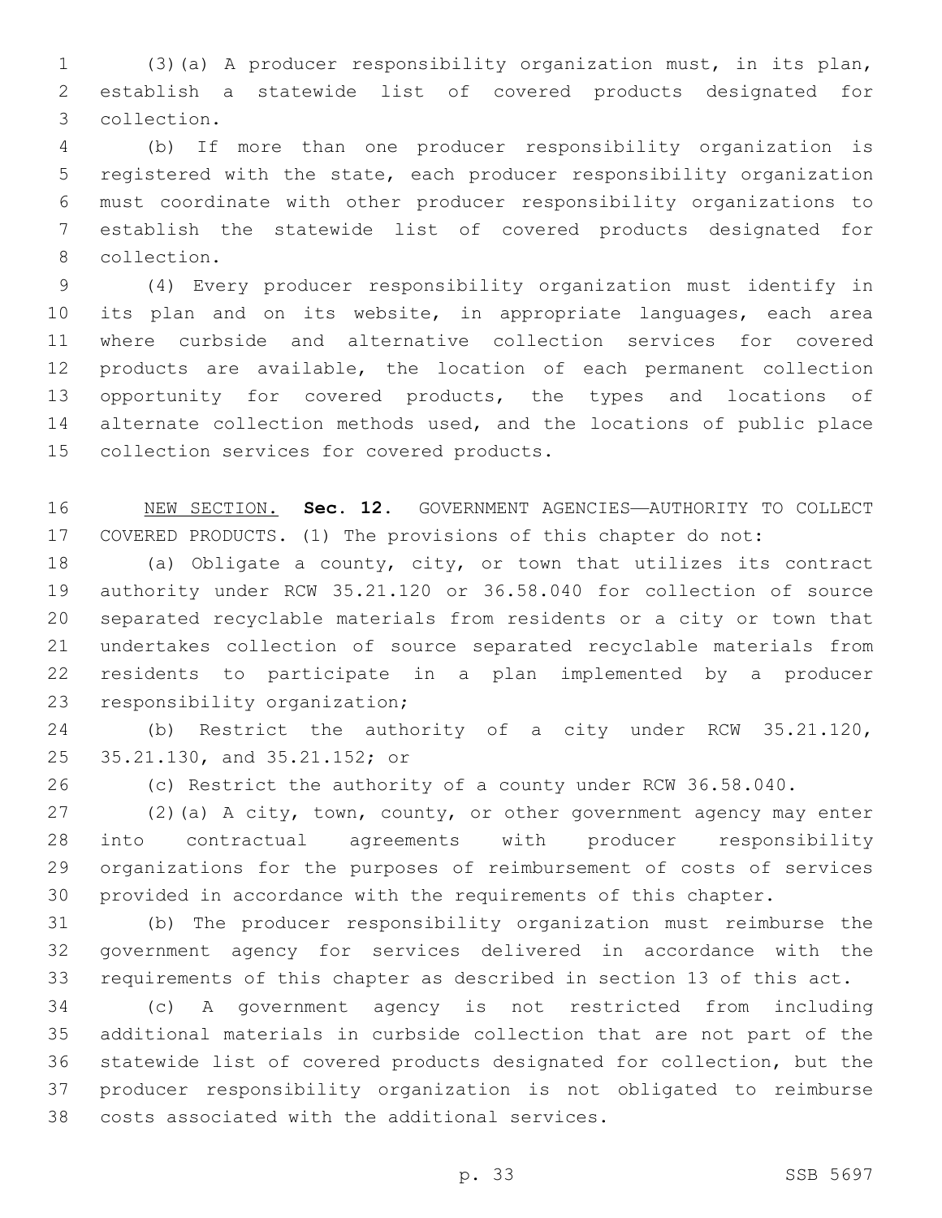(3)(a) A producer responsibility organization must, in its plan, establish a statewide list of covered products designated for collection.

(b) If more than one producer responsibility organization is registered with the state, each producer responsibility organization must coordinate with other producer responsibility organizations to establish the statewide list of covered products designated for collection.

(4) Every producer responsibility organization must identify in its plan and on its website, in appropriate languages, each area where curbside and alternative collection services for covered products are available, the location of each permanent collection opportunity for covered products, the types and locations of alternate collection methods used, and the locations of public place collection services for covered products.

NEW SECTION. **Sec. 12.** GOVERNMENT AGENCIES—AUTHORITY TO COLLECT COVERED PRODUCTS. (1) The provisions of this chapter do not:

(a) Obligate a county, city, or town that utilizes its contract authority under RCW 35.21.120 or 36.58.040 for collection of source separated recyclable materials from residents or a city or town that undertakes collection of source separated recyclable materials from residents to participate in a plan implemented by a producer responsibility organization;

(b) Restrict the authority of a city under RCW 35.21.120, 35.21.130, and 35.21.152; or

(c) Restrict the authority of a county under RCW 36.58.040.

(2)(a) A city, town, county, or other government agency may enter into contractual agreements with producer responsibility organizations for the purposes of reimbursement of costs of services provided in accordance with the requirements of this chapter.

(b) The producer responsibility organization must reimburse the government agency for services delivered in accordance with the requirements of this chapter as described in section 13 of this act.

(c) A government agency is not restricted from including additional materials in curbside collection that are not part of the statewide list of covered products designated for collection, but the producer responsibility organization is not obligated to reimburse costs associated with the additional services.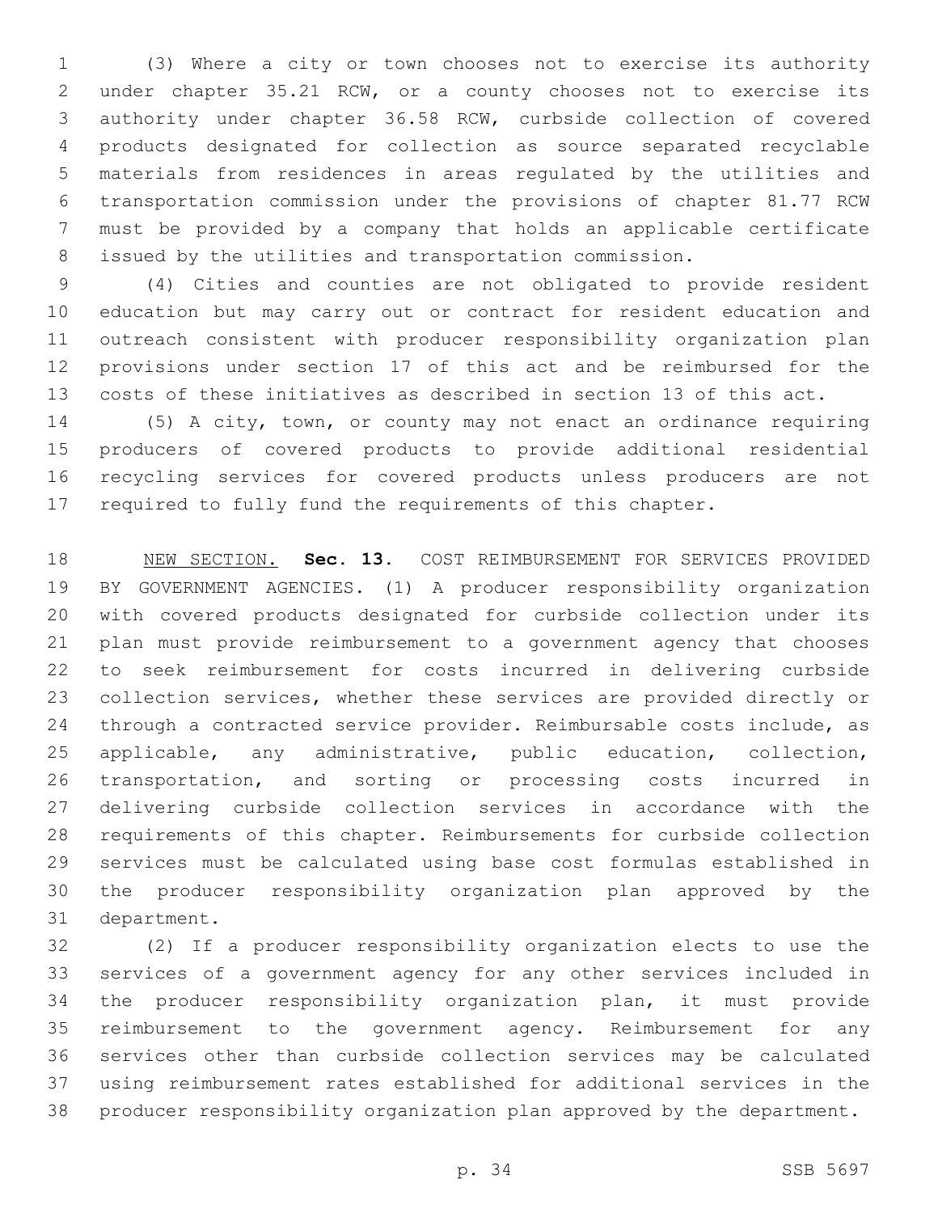(3) Where a city or town chooses not to exercise its authority under chapter 35.21 RCW, or a county chooses not to exercise its authority under chapter 36.58 RCW, curbside collection of covered products designated for collection as source separated recyclable materials from residences in areas regulated by the utilities and transportation commission under the provisions of chapter 81.77 RCW must be provided by a company that holds an applicable certificate issued by the utilities and transportation commission.

(4) Cities and counties are not obligated to provide resident education but may carry out or contract for resident education and outreach consistent with producer responsibility organization plan provisions under section 17 of this act and be reimbursed for the costs of these initiatives as described in section 13 of this act.

(5) A city, town, or county may not enact an ordinance requiring producers of covered products to provide additional residential recycling services for covered products unless producers are not required to fully fund the requirements of this chapter.

NEW SECTION. **Sec. 13.** COST REIMBURSEMENT FOR SERVICES PROVIDED BY GOVERNMENT AGENCIES. (1) A producer responsibility organization with covered products designated for curbside collection under its plan must provide reimbursement to a government agency that chooses to seek reimbursement for costs incurred in delivering curbside collection services, whether these services are provided directly or through a contracted service provider. Reimbursable costs include, as applicable, any administrative, public education, collection, transportation, and sorting or processing costs incurred in delivering curbside collection services in accordance with the requirements of this chapter. Reimbursements for curbside collection services must be calculated using base cost formulas established in the producer responsibility organization plan approved by the department.

(2) If a producer responsibility organization elects to use the services of a government agency for any other services included in the producer responsibility organization plan, it must provide reimbursement to the government agency. Reimbursement for any services other than curbside collection services may be calculated using reimbursement rates established for additional services in the producer responsibility organization plan approved by the department.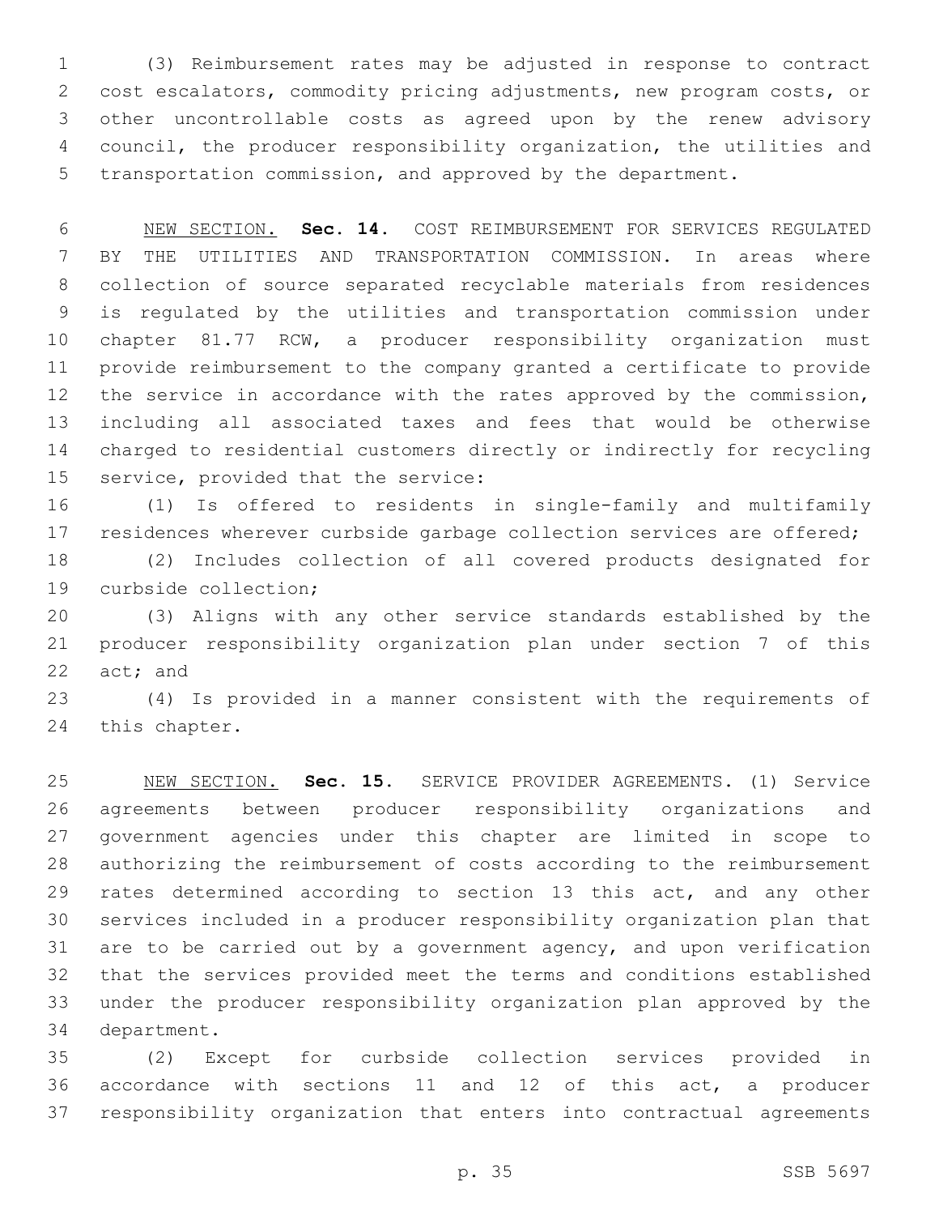(3) Reimbursement rates may be adjusted in response to contract cost escalators, commodity pricing adjustments, new program costs, or other uncontrollable costs as agreed upon by the renew advisory council, the producer responsibility organization, the utilities and transportation commission, and approved by the department.

NEW SECTION. **Sec. 14.** COST REIMBURSEMENT FOR SERVICES REGULATED BY THE UTILITIES AND TRANSPORTATION COMMISSION. In areas where collection of source separated recyclable materials from residences is regulated by the utilities and transportation commission under chapter 81.77 RCW, a producer responsibility organization must provide reimbursement to the company granted a certificate to provide the service in accordance with the rates approved by the commission, including all associated taxes and fees that would be otherwise charged to residential customers directly or indirectly for recycling service, provided that the service:

(1) Is offered to residents in single-family and multifamily residences wherever curbside garbage collection services are offered;

(2) Includes collection of all covered products designated for curbside collection;

(3) Aligns with any other service standards established by the producer responsibility organization plan under section 7 of this act; and

(4) Is provided in a manner consistent with the requirements of this chapter.

NEW SECTION. **Sec. 15.** SERVICE PROVIDER AGREEMENTS. (1) Service agreements between producer responsibility organizations and government agencies under this chapter are limited in scope to authorizing the reimbursement of costs according to the reimbursement rates determined according to section 13 this act, and any other services included in a producer responsibility organization plan that are to be carried out by a government agency, and upon verification that the services provided meet the terms and conditions established under the producer responsibility organization plan approved by the department.

(2) Except for curbside collection services provided in accordance with sections 11 and 12 of this act, a producer responsibility organization that enters into contractual agreements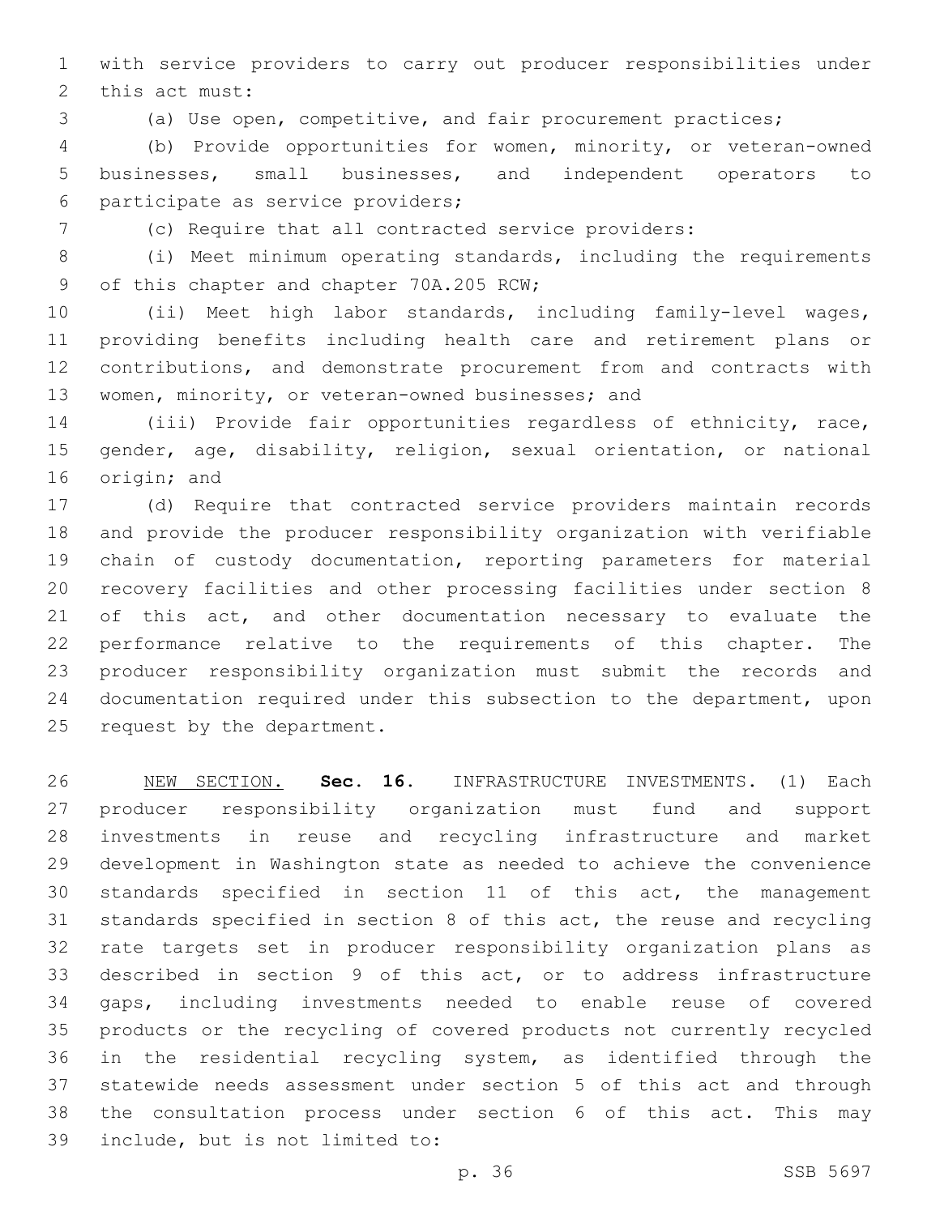with service providers to carry out producer responsibilities under this act must:

(a) Use open, competitive, and fair procurement practices;

(b) Provide opportunities for women, minority, or veteran-owned businesses, small businesses, and independent operators to participate as service providers;

(c) Require that all contracted service providers:

(i) Meet minimum operating standards, including the requirements of this chapter and chapter 70A.205 RCW;

(ii) Meet high labor standards, including family-level wages, providing benefits including health care and retirement plans or contributions, and demonstrate procurement from and contracts with women, minority, or veteran-owned businesses; and

(iii) Provide fair opportunities regardless of ethnicity, race, gender, age, disability, religion, sexual orientation, or national origin; and

(d) Require that contracted service providers maintain records and provide the producer responsibility organization with verifiable chain of custody documentation, reporting parameters for material recovery facilities and other processing facilities under section 8 of this act, and other documentation necessary to evaluate the performance relative to the requirements of this chapter. The producer responsibility organization must submit the records and documentation required under this subsection to the department, upon request by the department.

NEW SECTION. **Sec. 16.** INFRASTRUCTURE INVESTMENTS. (1) Each producer responsibility organization must fund and support investments in reuse and recycling infrastructure and market development in Washington state as needed to achieve the convenience standards specified in section 11 of this act, the management standards specified in section 8 of this act, the reuse and recycling rate targets set in producer responsibility organization plans as described in section 9 of this act, or to address infrastructure gaps, including investments needed to enable reuse of covered products or the recycling of covered products not currently recycled in the residential recycling system, as identified through the statewide needs assessment under section 5 of this act and through the consultation process under section 6 of this act. This may include, but is not limited to: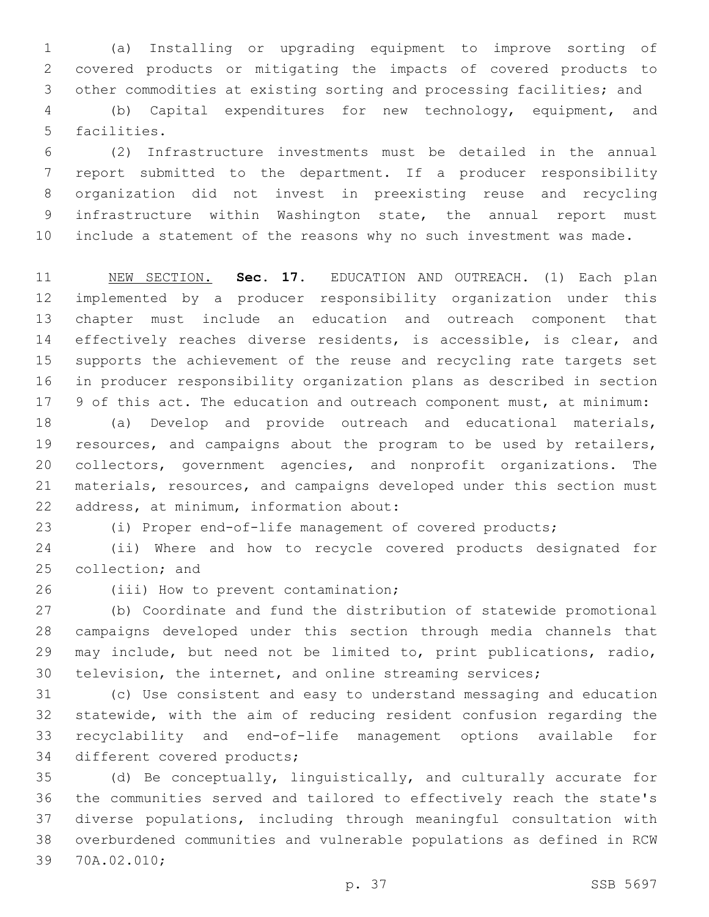(a) Installing or upgrading equipment to improve sorting of covered products or mitigating the impacts of covered products to other commodities at existing sorting and processing facilities; and

(b) Capital expenditures for new technology, equipment, and facilities.

(2) Infrastructure investments must be detailed in the annual report submitted to the department. If a producer responsibility organization did not invest in preexisting reuse and recycling infrastructure within Washington state, the annual report must include a statement of the reasons why no such investment was made.

NEW SECTION. **Sec. 17.** EDUCATION AND OUTREACH. (1) Each plan implemented by a producer responsibility organization under this chapter must include an education and outreach component that effectively reaches diverse residents, is accessible, is clear, and supports the achievement of the reuse and recycling rate targets set in producer responsibility organization plans as described in section 9 of this act. The education and outreach component must, at minimum:

(a) Develop and provide outreach and educational materials, resources, and campaigns about the program to be used by retailers, collectors, government agencies, and nonprofit organizations. The materials, resources, and campaigns developed under this section must address, at minimum, information about:

(i) Proper end-of-life management of covered products;

(ii) Where and how to recycle covered products designated for collection; and

(iii) How to prevent contamination;

(b) Coordinate and fund the distribution of statewide promotional campaigns developed under this section through media channels that may include, but need not be limited to, print publications, radio, television, the internet, and online streaming services;

(c) Use consistent and easy to understand messaging and education statewide, with the aim of reducing resident confusion regarding the recyclability and end-of-life management options available for different covered products;

(d) Be conceptually, linguistically, and culturally accurate for the communities served and tailored to effectively reach the state's diverse populations, including through meaningful consultation with overburdened communities and vulnerable populations as defined in RCW 70A.02.010;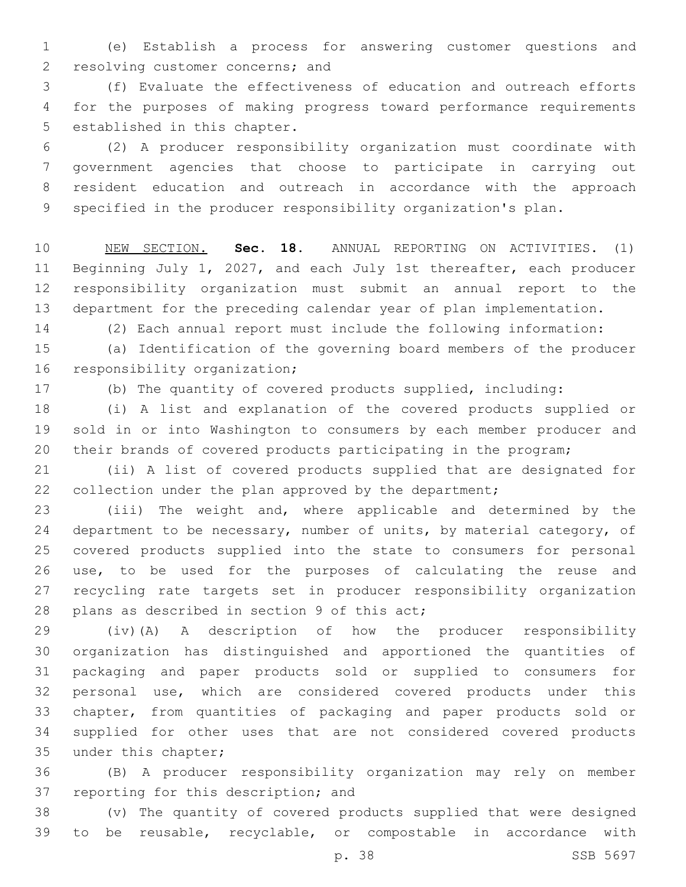(e) Establish a process for answering customer questions and resolving customer concerns; and

(f) Evaluate the effectiveness of education and outreach efforts for the purposes of making progress toward performance requirements established in this chapter.

(2) A producer responsibility organization must coordinate with government agencies that choose to participate in carrying out resident education and outreach in accordance with the approach specified in the producer responsibility organization's plan.

NEW SECTION. **Sec. 18.** ANNUAL REPORTING ON ACTIVITIES. (1) Beginning July 1, 2027, and each July 1st thereafter, each producer responsibility organization must submit an annual report to the department for the preceding calendar year of plan implementation.

(2) Each annual report must include the following information:

(a) Identification of the governing board members of the producer responsibility organization;

(b) The quantity of covered products supplied, including:

(i) A list and explanation of the covered products supplied or sold in or into Washington to consumers by each member producer and their brands of covered products participating in the program;

(ii) A list of covered products supplied that are designated for collection under the plan approved by the department;

(iii) The weight and, where applicable and determined by the department to be necessary, number of units, by material category, of covered products supplied into the state to consumers for personal use, to be used for the purposes of calculating the reuse and recycling rate targets set in producer responsibility organization plans as described in section 9 of this act;

(iv)(A) A description of how the producer responsibility organization has distinguished and apportioned the quantities of packaging and paper products sold or supplied to consumers for personal use, which are considered covered products under this chapter, from quantities of packaging and paper products sold or supplied for other uses that are not considered covered products under this chapter;

(B) A producer responsibility organization may rely on member reporting for this description; and

(v) The quantity of covered products supplied that were designed to be reusable, recyclable, or compostable in accordance with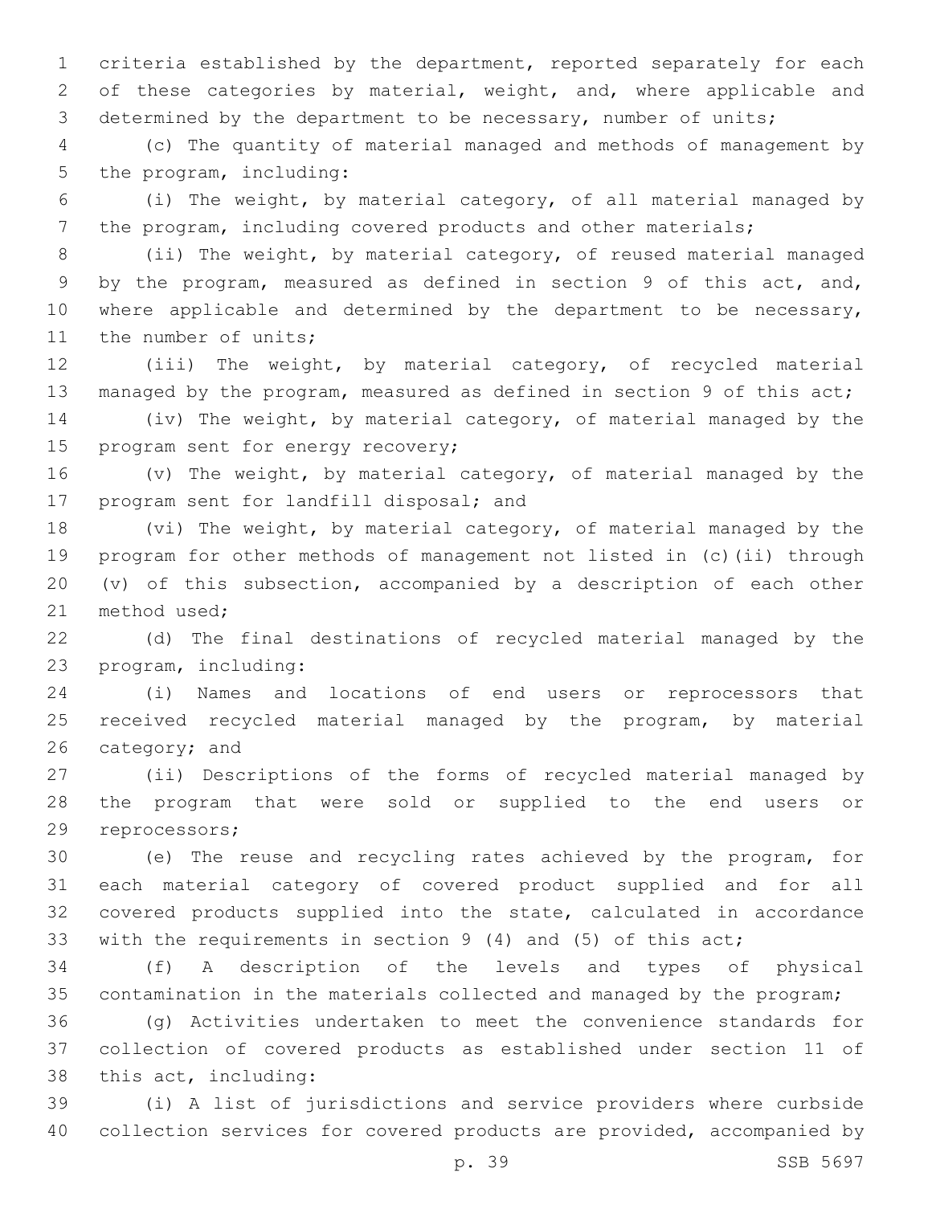criteria established by the department, reported separately for each of these categories by material, weight, and, where applicable and determined by the department to be necessary, number of units;

(c) The quantity of material managed and methods of management by the program, including:

(i) The weight, by material category, of all material managed by the program, including covered products and other materials;

(ii) The weight, by material category, of reused material managed by the program, measured as defined in section 9 of this act, and, where applicable and determined by the department to be necessary, the number of units;

(iii) The weight, by material category, of recycled material managed by the program, measured as defined in section 9 of this act;

(iv) The weight, by material category, of material managed by the program sent for energy recovery;

(v) The weight, by material category, of material managed by the program sent for landfill disposal; and

(vi) The weight, by material category, of material managed by the program for other methods of management not listed in (c)(ii) through (v) of this subsection, accompanied by a description of each other method used;

(d) The final destinations of recycled material managed by the program, including:

(i) Names and locations of end users or reprocessors that received recycled material managed by the program, by material category; and

(ii) Descriptions of the forms of recycled material managed by the program that were sold or supplied to the end users or reprocessors;

(e) The reuse and recycling rates achieved by the program, for each material category of covered product supplied and for all covered products supplied into the state, calculated in accordance with the requirements in section 9 (4) and (5) of this act;

(f) A description of the levels and types of physical contamination in the materials collected and managed by the program;

(g) Activities undertaken to meet the convenience standards for collection of covered products as established under section 11 of this act, including:

(i) A list of jurisdictions and service providers where curbside collection services for covered products are provided, accompanied by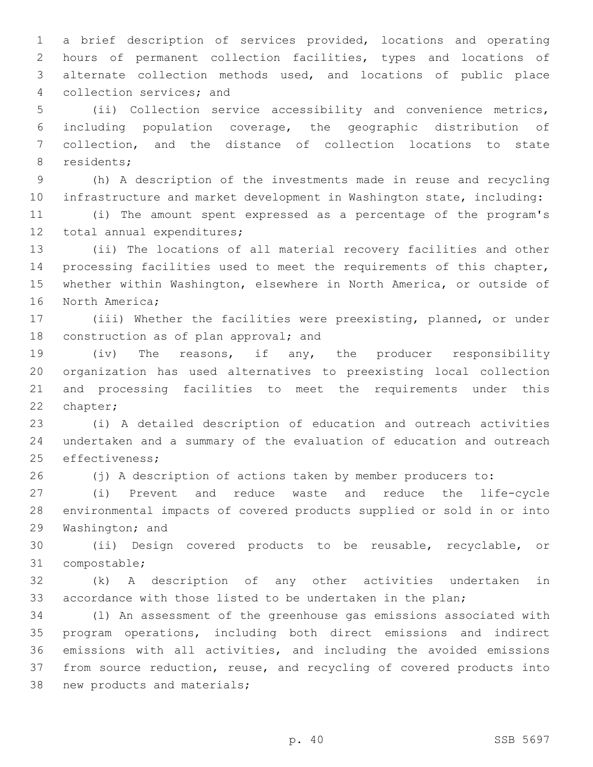a brief description of services provided, locations and operating hours of permanent collection facilities, types and locations of alternate collection methods used, and locations of public place collection services; and

(ii) Collection service accessibility and convenience metrics, including population coverage, the geographic distribution of collection, and the distance of collection locations to state residents;

(h) A description of the investments made in reuse and recycling infrastructure and market development in Washington state, including:

(i) The amount spent expressed as a percentage of the program's total annual expenditures;

(ii) The locations of all material recovery facilities and other processing facilities used to meet the requirements of this chapter, whether within Washington, elsewhere in North America, or outside of North America;

(iii) Whether the facilities were preexisting, planned, or under construction as of plan approval; and

(iv) The reasons, if any, the producer responsibility organization has used alternatives to preexisting local collection and processing facilities to meet the requirements under this chapter;

(i) A detailed description of education and outreach activities undertaken and a summary of the evaluation of education and outreach effectiveness;

(j) A description of actions taken by member producers to:

(i) Prevent and reduce waste and reduce the life-cycle environmental impacts of covered products supplied or sold in or into Washington; and

(ii) Design covered products to be reusable, recyclable, or compostable;

(k) A description of any other activities undertaken in accordance with those listed to be undertaken in the plan;

(l) An assessment of the greenhouse gas emissions associated with program operations, including both direct emissions and indirect emissions with all activities, and including the avoided emissions from source reduction, reuse, and recycling of covered products into new products and materials;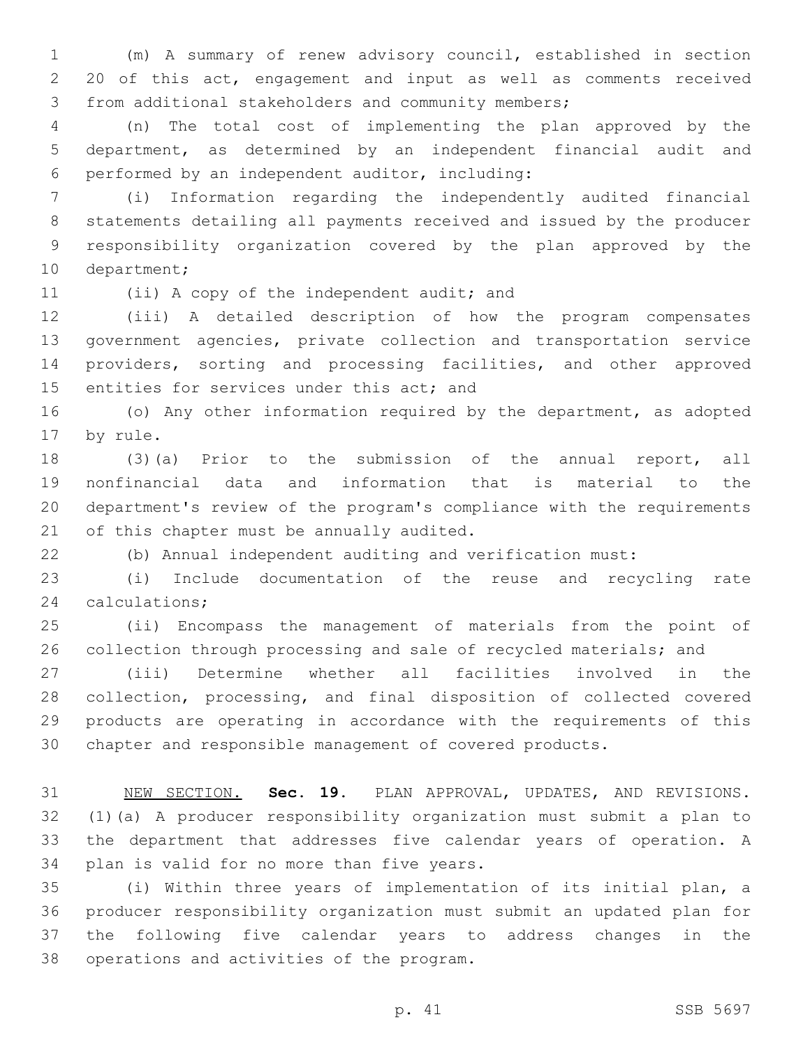(m) A summary of renew advisory council, established in section 20 of this act, engagement and input as well as comments received from additional stakeholders and community members;

(n) The total cost of implementing the plan approved by the department, as determined by an independent financial audit and performed by an independent auditor, including:

(i) Information regarding the independently audited financial statements detailing all payments received and issued by the producer responsibility organization covered by the plan approved by the department;

(ii) A copy of the independent audit; and

(iii) A detailed description of how the program compensates government agencies, private collection and transportation service providers, sorting and processing facilities, and other approved entities for services under this act; and

(o) Any other information required by the department, as adopted by rule.

(3)(a) Prior to the submission of the annual report, all nonfinancial data and information that is material to the department's review of the program's compliance with the requirements of this chapter must be annually audited.

(b) Annual independent auditing and verification must:

(i) Include documentation of the reuse and recycling rate calculations;

(ii) Encompass the management of materials from the point of collection through processing and sale of recycled materials; and

(iii) Determine whether all facilities involved in the collection, processing, and final disposition of collected covered products are operating in accordance with the requirements of this chapter and responsible management of covered products.

NEW SECTION. **Sec. 19.** PLAN APPROVAL, UPDATES, AND REVISIONS. (1)(a) A producer responsibility organization must submit a plan to the department that addresses five calendar years of operation. A plan is valid for no more than five years.

(i) Within three years of implementation of its initial plan, a producer responsibility organization must submit an updated plan for the following five calendar years to address changes in the operations and activities of the program.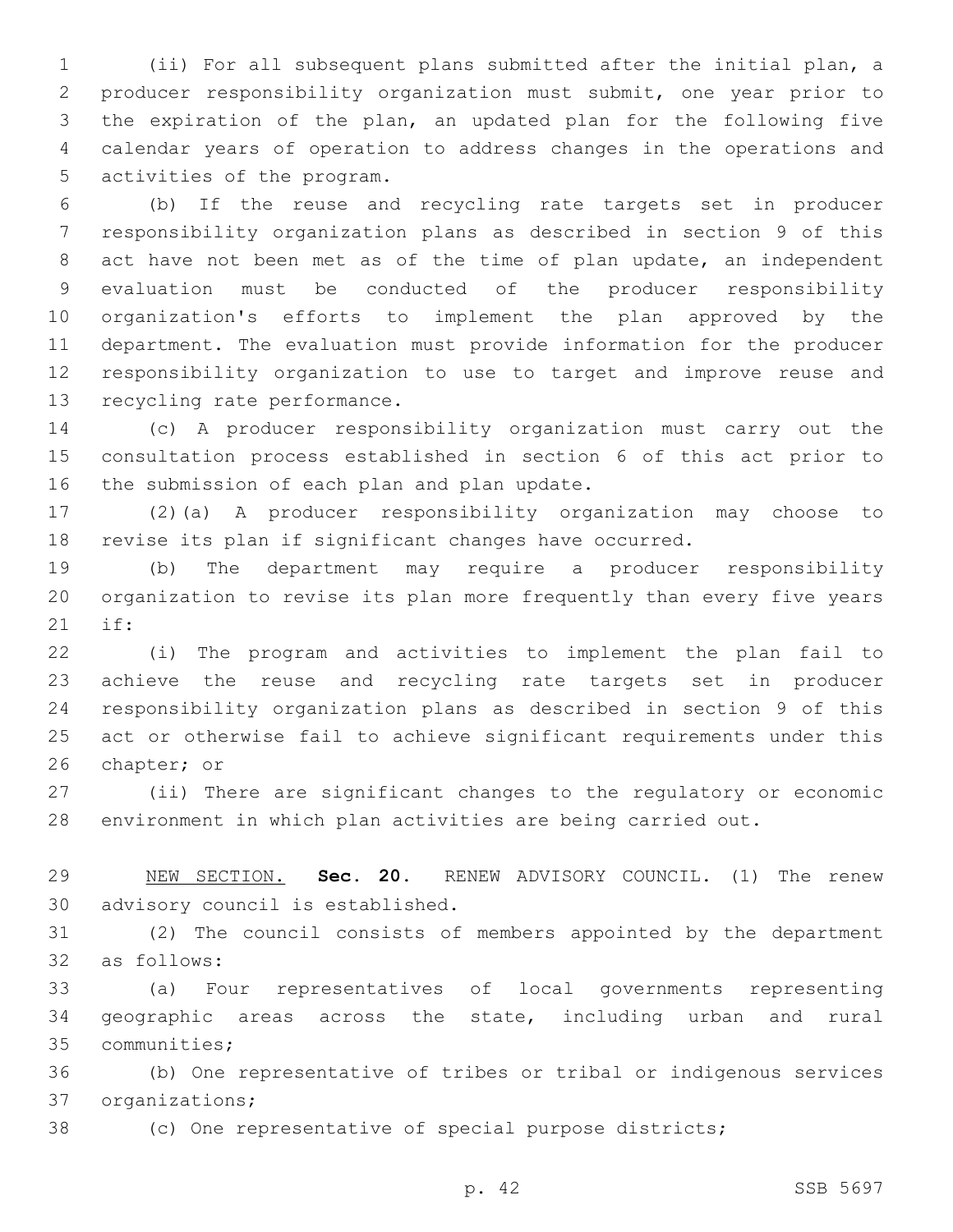(ii) For all subsequent plans submitted after the initial plan, a producer responsibility organization must submit, one year prior to the expiration of the plan, an updated plan for the following five calendar years of operation to address changes in the operations and activities of the program.

(b) If the reuse and recycling rate targets set in producer responsibility organization plans as described in section 9 of this act have not been met as of the time of plan update, an independent evaluation must be conducted of the producer responsibility organization's efforts to implement the plan approved by the department. The evaluation must provide information for the producer responsibility organization to use to target and improve reuse and recycling rate performance.

(c) A producer responsibility organization must carry out the consultation process established in section 6 of this act prior to the submission of each plan and plan update.

(2)(a) A producer responsibility organization may choose to revise its plan if significant changes have occurred.

(b) The department may require a producer responsibility organization to revise its plan more frequently than every five years if:

(i) The program and activities to implement the plan fail to achieve the reuse and recycling rate targets set in producer responsibility organization plans as described in section 9 of this act or otherwise fail to achieve significant requirements under this chapter; or

(ii) There are significant changes to the regulatory or economic environment in which plan activities are being carried out.

NEW SECTION. **Sec. 20.** RENEW ADVISORY COUNCIL. (1) The renew advisory council is established.

(2) The council consists of members appointed by the department as follows:

(a) Four representatives of local governments representing geographic areas across the state, including urban and rural communities;

(b) One representative of tribes or tribal or indigenous services organizations;

(c) One representative of special purpose districts;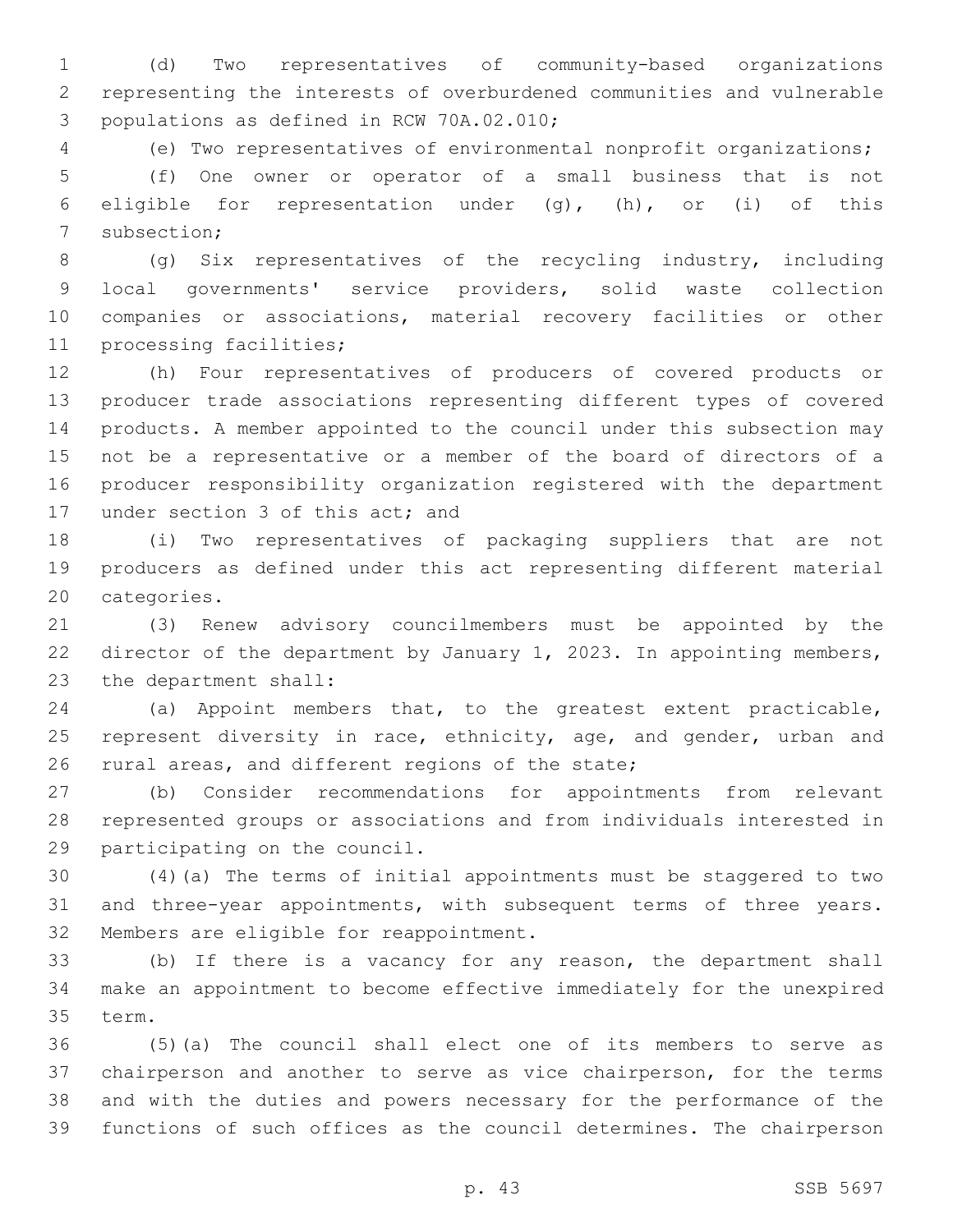(d) Two representatives of community-based organizations representing the interests of overburdened communities and vulnerable populations as defined in RCW 70A.02.010;

(e) Two representatives of environmental nonprofit organizations;

(f) One owner or operator of a small business that is not eligible for representation under (g), (h), or (i) of this subsection;

(g) Six representatives of the recycling industry, including local governments' service providers, solid waste collection companies or associations, material recovery facilities or other processing facilities;

(h) Four representatives of producers of covered products or producer trade associations representing different types of covered products. A member appointed to the council under this subsection may not be a representative or a member of the board of directors of a producer responsibility organization registered with the department under section 3 of this act; and

(i) Two representatives of packaging suppliers that are not producers as defined under this act representing different material categories.

(3) Renew advisory councilmembers must be appointed by the director of the department by January 1, 2023. In appointing members, the department shall:

(a) Appoint members that, to the greatest extent practicable, represent diversity in race, ethnicity, age, and gender, urban and rural areas, and different regions of the state;

(b) Consider recommendations for appointments from relevant represented groups or associations and from individuals interested in participating on the council.

(4)(a) The terms of initial appointments must be staggered to two and three-year appointments, with subsequent terms of three years. Members are eligible for reappointment.

(b) If there is a vacancy for any reason, the department shall make an appointment to become effective immediately for the unexpired term.

(5)(a) The council shall elect one of its members to serve as chairperson and another to serve as vice chairperson, for the terms and with the duties and powers necessary for the performance of the functions of such offices as the council determines. The chairperson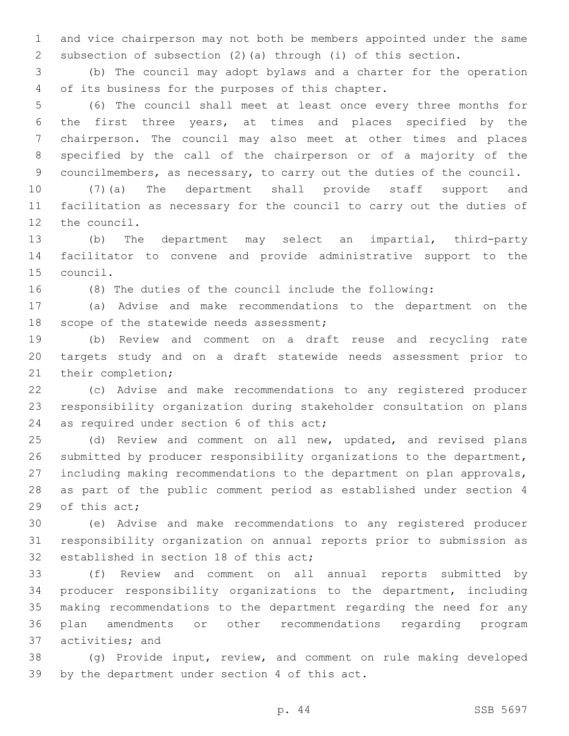and vice chairperson may not both be members appointed under the same subsection of subsection (2)(a) through (i) of this section.

(b) The council may adopt bylaws and a charter for the operation of its business for the purposes of this chapter.

(6) The council shall meet at least once every three months for the first three years, at times and places specified by the chairperson. The council may also meet at other times and places specified by the call of the chairperson or of a majority of the councilmembers, as necessary, to carry out the duties of the council.

(7)(a) The department shall provide staff support and facilitation as necessary for the council to carry out the duties of the council.

(b) The department may select an impartial, third-party facilitator to convene and provide administrative support to the council.

(8) The duties of the council include the following:

(a) Advise and make recommendations to the department on the scope of the statewide needs assessment;

(b) Review and comment on a draft reuse and recycling rate targets study and on a draft statewide needs assessment prior to their completion;

(c) Advise and make recommendations to any registered producer responsibility organization during stakeholder consultation on plans as required under section 6 of this act;

(d) Review and comment on all new, updated, and revised plans submitted by producer responsibility organizations to the department, including making recommendations to the department on plan approvals, as part of the public comment period as established under section 4 of this act;

(e) Advise and make recommendations to any registered producer responsibility organization on annual reports prior to submission as established in section 18 of this act;

(f) Review and comment on all annual reports submitted by producer responsibility organizations to the department, including making recommendations to the department regarding the need for any plan amendments or other recommendations regarding program activities; and

(g) Provide input, review, and comment on rule making developed by the department under section 4 of this act.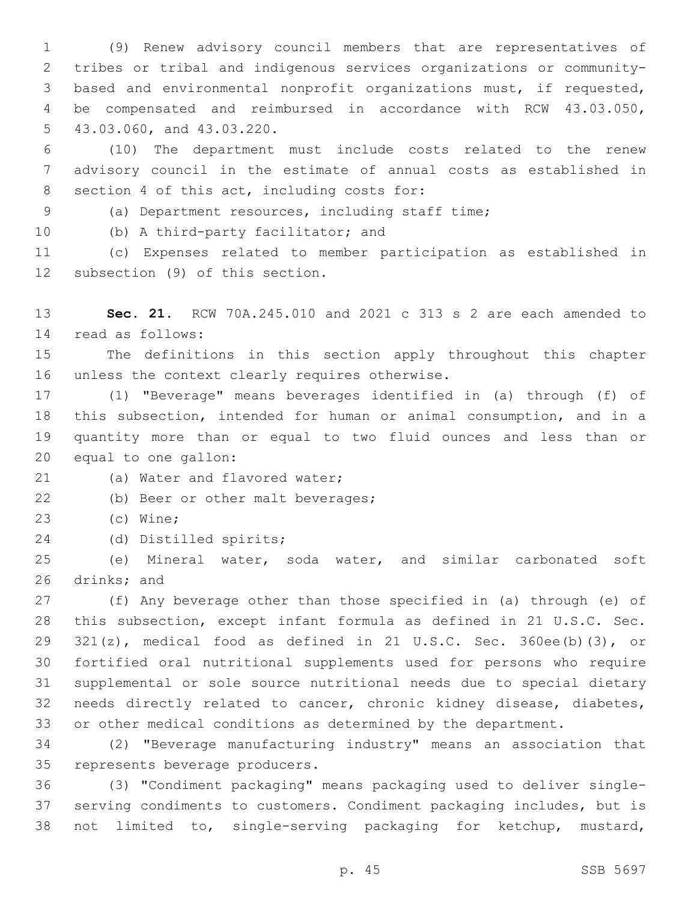(9) Renew advisory council members that are representatives of tribes or tribal and indigenous services organizations or community-based and environmental nonprofit organizations must, if requested, be compensated and reimbursed in accordance with RCW 43.03.050, 43.03.060, and 43.03.220.

(10) The department must include costs related to the renew advisory council in the estimate of annual costs as established in section 4 of this act, including costs for:

(a) Department resources, including staff time;

(b) A third-party facilitator; and

(c) Expenses related to member participation as established in subsection (9) of this section.

**Sec. 21.** RCW 70A.245.010 and 2021 c 313 s 2 are each amended to read as follows:

The definitions in this section apply throughout this chapter unless the context clearly requires otherwise.

(1) "Beverage" means beverages identified in (a) through (f) of this subsection, intended for human or animal consumption, and in a quantity more than or equal to two fluid ounces and less than or equal to one gallon:

(a) Water and flavored water;

(b) Beer or other malt beverages;

(c) Wine;

(d) Distilled spirits;

(e) Mineral water, soda water, and similar carbonated soft drinks; and

(f) Any beverage other than those specified in (a) through (e) of this subsection, except infant formula as defined in 21 U.S.C. Sec. 321(z), medical food as defined in 21 U.S.C. Sec. 360ee(b)(3), or fortified oral nutritional supplements used for persons who require supplemental or sole source nutritional needs due to special dietary needs directly related to cancer, chronic kidney disease, diabetes, or other medical conditions as determined by the department.

(2) "Beverage manufacturing industry" means an association that represents beverage producers.

(3) "Condiment packaging" means packaging used to deliver single-serving condiments to customers. Condiment packaging includes, but is not limited to, single-serving packaging for ketchup, mustard,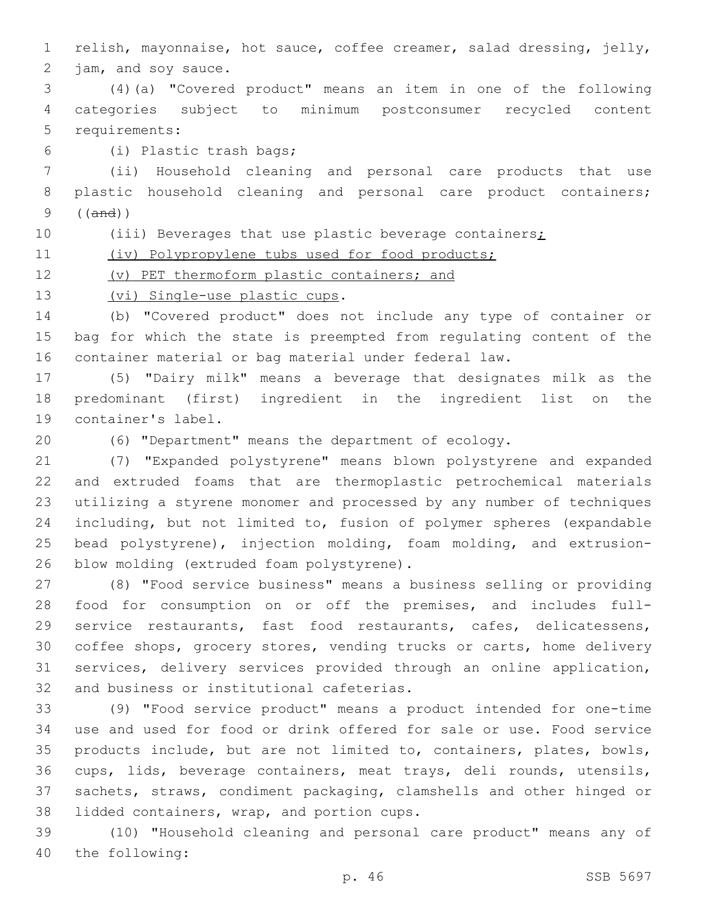relish, mayonnaise, hot sauce, coffee creamer, salad dressing, jelly, jam, and soy sauce.

(4)(a) "Covered product" means an item in one of the following categories subject to minimum postconsumer recycled content requirements:

(i) Plastic trash bags;

(ii) Household cleaning and personal care products that use plastic household cleaning and personal care product containers; ((and))

(iii) Beverages that use plastic beverage containers;

(iv) Polypropylene tubs used for food products;

(v) PET thermoform plastic containers; and

(vi) Single-use plastic cups.

(b) "Covered product" does not include any type of container or bag for which the state is preempted from regulating content of the container material or bag material under federal law.

(5) "Dairy milk" means a beverage that designates milk as the predominant (first) ingredient in the ingredient list on the container's label.

(6) "Department" means the department of ecology.

(7) "Expanded polystyrene" means blown polystyrene and expanded and extruded foams that are thermoplastic petrochemical materials utilizing a styrene monomer and processed by any number of techniques including, but not limited to, fusion of polymer spheres (expandable bead polystyrene), injection molding, foam molding, and extrusion-blow molding (extruded foam polystyrene).

(8) "Food service business" means a business selling or providing food for consumption on or off the premises, and includes full-service restaurants, fast food restaurants, cafes, delicatessens, coffee shops, grocery stores, vending trucks or carts, home delivery services, delivery services provided through an online application, and business or institutional cafeterias.

(9) "Food service product" means a product intended for one-time use and used for food or drink offered for sale or use. Food service products include, but are not limited to, containers, plates, bowls, cups, lids, beverage containers, meat trays, deli rounds, utensils, sachets, straws, condiment packaging, clamshells and other hinged or lidded containers, wrap, and portion cups.

(10) "Household cleaning and personal care product" means any of the following: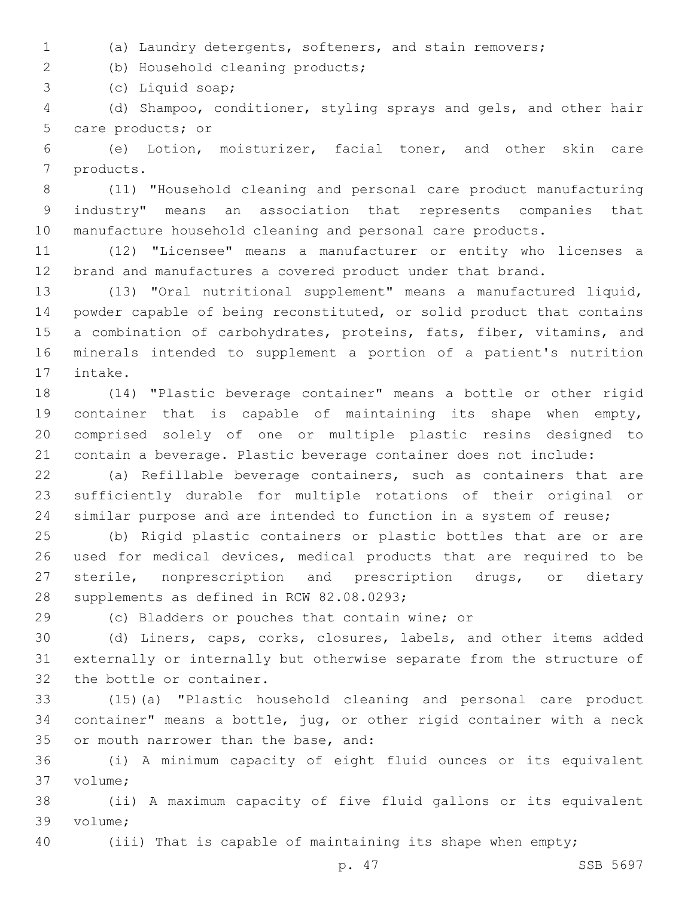(a) Laundry detergents, softeners, and stain removers;

(b) Household cleaning products;

(c) Liquid soap;

(d) Shampoo, conditioner, styling sprays and gels, and other hair care products; or

(e) Lotion, moisturizer, facial toner, and other skin care products.

(11) "Household cleaning and personal care product manufacturing industry" means an association that represents companies that manufacture household cleaning and personal care products.

(12) "Licensee" means a manufacturer or entity who licenses a brand and manufactures a covered product under that brand.

(13) "Oral nutritional supplement" means a manufactured liquid, powder capable of being reconstituted, or solid product that contains a combination of carbohydrates, proteins, fats, fiber, vitamins, and minerals intended to supplement a portion of a patient's nutrition intake.

(14) "Plastic beverage container" means a bottle or other rigid container that is capable of maintaining its shape when empty, comprised solely of one or multiple plastic resins designed to contain a beverage. Plastic beverage container does not include:

(a) Refillable beverage containers, such as containers that are sufficiently durable for multiple rotations of their original or similar purpose and are intended to function in a system of reuse;

(b) Rigid plastic containers or plastic bottles that are or are used for medical devices, medical products that are required to be sterile, nonprescription and prescription drugs, or dietary supplements as defined in RCW 82.08.0293;

(c) Bladders or pouches that contain wine; or

(d) Liners, caps, corks, closures, labels, and other items added externally or internally but otherwise separate from the structure of the bottle or container.

(15)(a) "Plastic household cleaning and personal care product container" means a bottle, jug, or other rigid container with a neck or mouth narrower than the base, and:

(i) A minimum capacity of eight fluid ounces or its equivalent volume;

(ii) A maximum capacity of five fluid gallons or its equivalent volume;

(iii) That is capable of maintaining its shape when empty;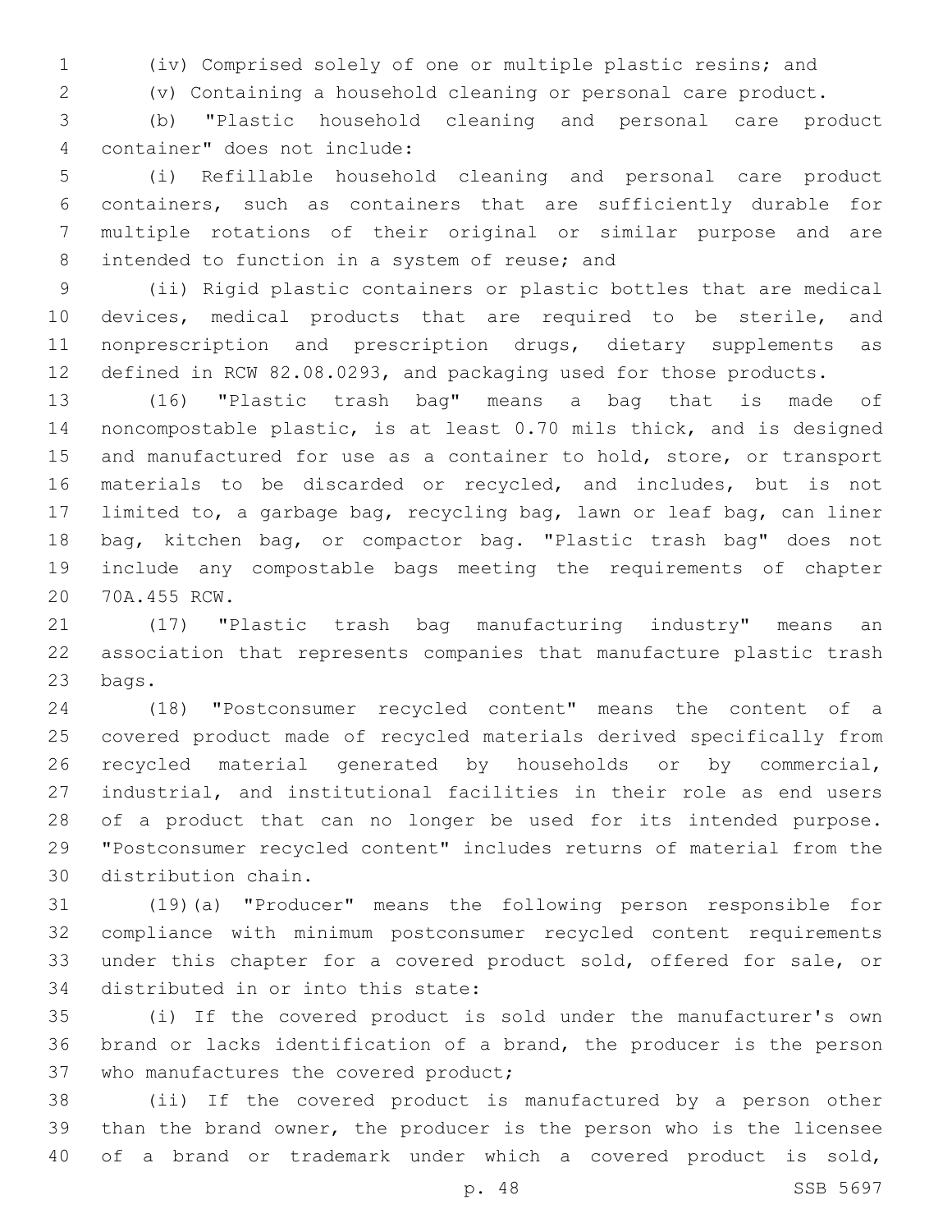(iv) Comprised solely of one or multiple plastic resins; and

(v) Containing a household cleaning or personal care product.

(b) "Plastic household cleaning and personal care product container" does not include:

(i) Refillable household cleaning and personal care product containers, such as containers that are sufficiently durable for multiple rotations of their original or similar purpose and are intended to function in a system of reuse; and

(ii) Rigid plastic containers or plastic bottles that are medical devices, medical products that are required to be sterile, and nonprescription and prescription drugs, dietary supplements as defined in RCW 82.08.0293, and packaging used for those products.

(16) "Plastic trash bag" means a bag that is made of noncompostable plastic, is at least 0.70 mils thick, and is designed and manufactured for use as a container to hold, store, or transport materials to be discarded or recycled, and includes, but is not limited to, a garbage bag, recycling bag, lawn or leaf bag, can liner bag, kitchen bag, or compactor bag. "Plastic trash bag" does not include any compostable bags meeting the requirements of chapter 70A.455 RCW.

(17) "Plastic trash bag manufacturing industry" means an association that represents companies that manufacture plastic trash bags.

(18) "Postconsumer recycled content" means the content of a covered product made of recycled materials derived specifically from recycled material generated by households or by commercial, industrial, and institutional facilities in their role as end users of a product that can no longer be used for its intended purpose. "Postconsumer recycled content" includes returns of material from the distribution chain.

(19)(a) "Producer" means the following person responsible for compliance with minimum postconsumer recycled content requirements under this chapter for a covered product sold, offered for sale, or distributed in or into this state:

(i) If the covered product is sold under the manufacturer's own brand or lacks identification of a brand, the producer is the person who manufactures the covered product;

(ii) If the covered product is manufactured by a person other than the brand owner, the producer is the person who is the licensee of a brand or trademark under which a covered product is sold,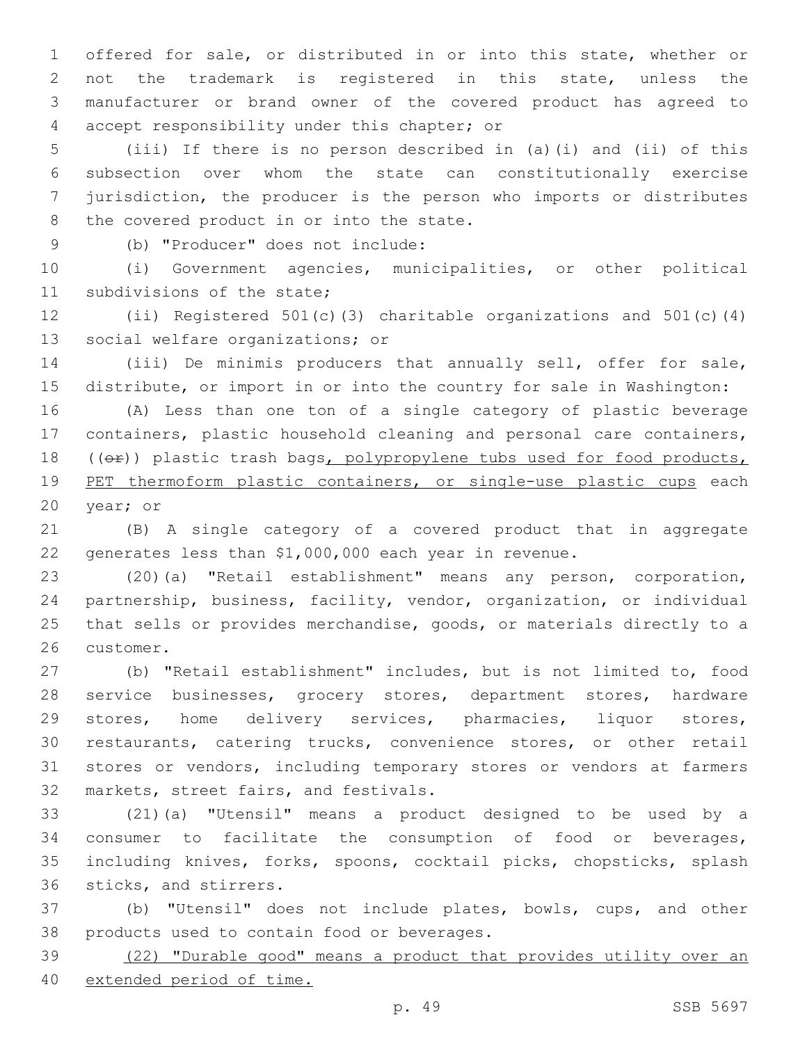offered for sale, or distributed in or into this state, whether or not the trademark is registered in this state, unless the manufacturer or brand owner of the covered product has agreed to accept responsibility under this chapter; or

(iii) If there is no person described in (a)(i) and (ii) of this subsection over whom the state can constitutionally exercise jurisdiction, the producer is the person who imports or distributes the covered product in or into the state.

(b) "Producer" does not include:

(i) Government agencies, municipalities, or other political subdivisions of the state;

(ii) Registered 501(c)(3) charitable organizations and 501(c)(4) social welfare organizations; or

(iii) De minimis producers that annually sell, offer for sale, distribute, or import in or into the country for sale in Washington:

(A) Less than one ton of a single category of plastic beverage containers, plastic household cleaning and personal care containers, ((~~or~~)) plastic trash bags<u>, polypropylene tubs used for food products, PET thermoform plastic containers, or single-use plastic cups</u> each year; or

(B) A single category of a covered product that in aggregate generates less than $1,000,000 each year in revenue.

(20)(a) "Retail establishment" means any person, corporation, partnership, business, facility, vendor, organization, or individual that sells or provides merchandise, goods, or materials directly to a customer.

(b) "Retail establishment" includes, but is not limited to, food service businesses, grocery stores, department stores, hardware stores, home delivery services, pharmacies, liquor stores, restaurants, catering trucks, convenience stores, or other retail stores or vendors, including temporary stores or vendors at farmers markets, street fairs, and festivals.

(21)(a) "Utensil" means a product designed to be used by a consumer to facilitate the consumption of food or beverages, including knives, forks, spoons, cocktail picks, chopsticks, splash sticks, and stirrers.

(b) "Utensil" does not include plates, bowls, cups, and other products used to contain food or beverages.

<u>(22) "Durable good" means a product that provides utility over an extended period of time.</u>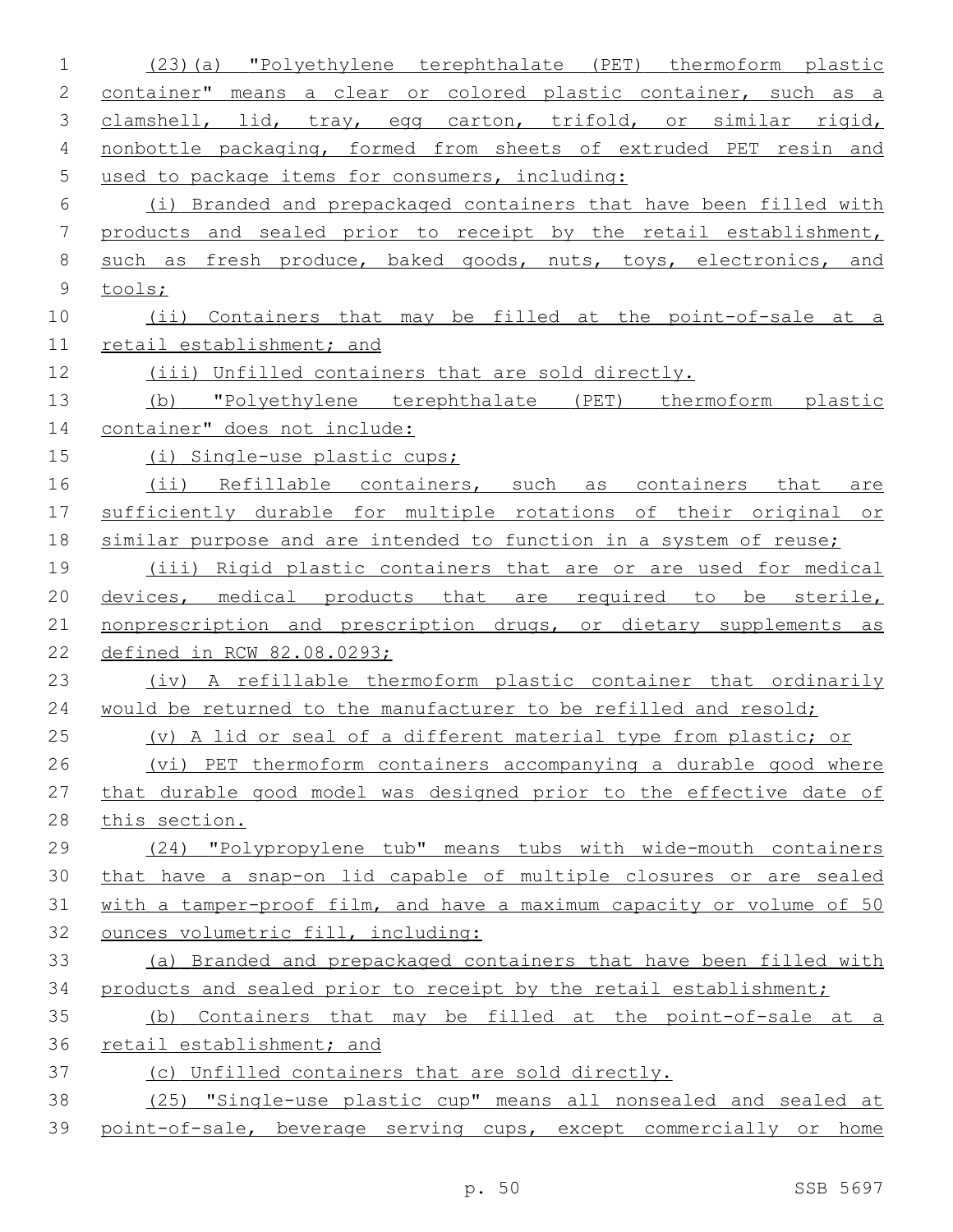(23)(a) "Polyethylene terephthalate (PET) thermoform plastic container" means a clear or colored plastic container, such as a clamshell, lid, tray, egg carton, trifold, or similar rigid, nonbottle packaging, formed from sheets of extruded PET resin and used to package items for consumers, including:

(i) Branded and prepackaged containers that have been filled with products and sealed prior to receipt by the retail establishment, such as fresh produce, baked goods, nuts, toys, electronics, and tools;

(ii) Containers that may be filled at the point-of-sale at a retail establishment; and

(iii) Unfilled containers that are sold directly.

(b) "Polyethylene terephthalate (PET) thermoform plastic container" does not include:

(i) Single-use plastic cups;

(ii) Refillable containers, such as containers that are sufficiently durable for multiple rotations of their original or similar purpose and are intended to function in a system of reuse;

(iii) Rigid plastic containers that are or are used for medical devices, medical products that are required to be sterile, nonprescription and prescription drugs, or dietary supplements as defined in RCW 82.08.0293;

(iv) A refillable thermoform plastic container that ordinarily would be returned to the manufacturer to be refilled and resold;

(v) A lid or seal of a different material type from plastic; or

(vi) PET thermoform containers accompanying a durable good where that durable good model was designed prior to the effective date of this section.

(24) "Polypropylene tub" means tubs with wide-mouth containers that have a snap-on lid capable of multiple closures or are sealed with a tamper-proof film, and have a maximum capacity or volume of 50 ounces volumetric fill, including:

(a) Branded and prepackaged containers that have been filled with products and sealed prior to receipt by the retail establishment;

(b) Containers that may be filled at the point-of-sale at a retail establishment; and

(c) Unfilled containers that are sold directly.

(25) "Single-use plastic cup" means all nonsealed and sealed at point-of-sale, beverage serving cups, except commercially or home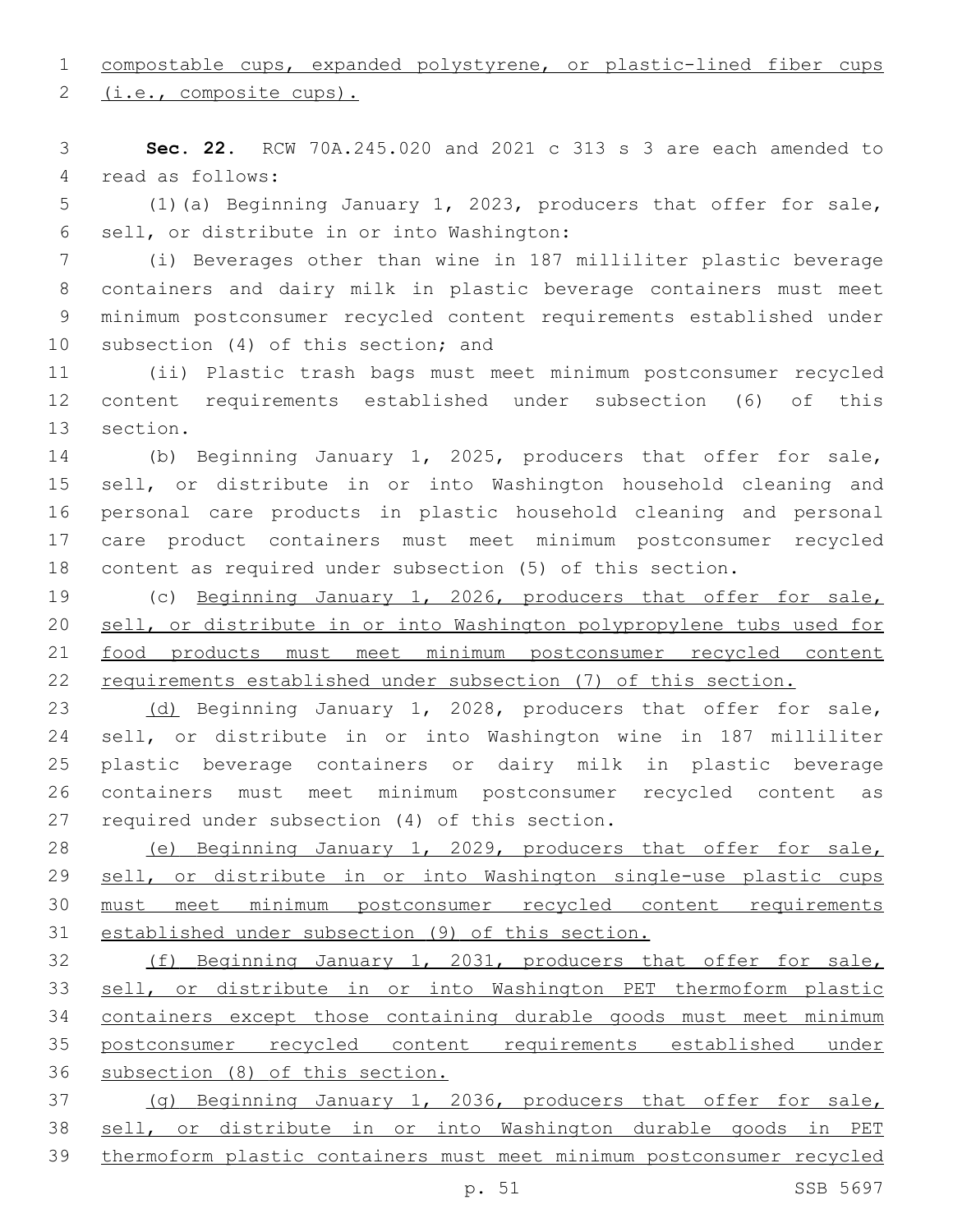compostable cups, expanded polystyrene, or plastic-lined fiber cups (i.e., composite cups).

**Sec. 22.** RCW 70A.245.020 and 2021 c 313 s 3 are each amended to read as follows:

(1)(a) Beginning January 1, 2023, producers that offer for sale, sell, or distribute in or into Washington:

(i) Beverages other than wine in 187 milliliter plastic beverage containers and dairy milk in plastic beverage containers must meet minimum postconsumer recycled content requirements established under subsection (4) of this section; and

(ii) Plastic trash bags must meet minimum postconsumer recycled content requirements established under subsection (6) of this section.

(b) Beginning January 1, 2025, producers that offer for sale, sell, or distribute in or into Washington household cleaning and personal care products in plastic household cleaning and personal care product containers must meet minimum postconsumer recycled content as required under subsection (5) of this section.

(c) Beginning January 1, 2026, producers that offer for sale, sell, or distribute in or into Washington polypropylene tubs used for food products must meet minimum postconsumer recycled content requirements established under subsection (7) of this section.

(d) Beginning January 1, 2028, producers that offer for sale, sell, or distribute in or into Washington wine in 187 milliliter plastic beverage containers or dairy milk in plastic beverage containers must meet minimum postconsumer recycled content as required under subsection (4) of this section.

(e) Beginning January 1, 2029, producers that offer for sale, sell, or distribute in or into Washington single-use plastic cups must meet minimum postconsumer recycled content requirements established under subsection (9) of this section.

(f) Beginning January 1, 2031, producers that offer for sale, sell, or distribute in or into Washington PET thermoform plastic containers except those containing durable goods must meet minimum postconsumer recycled content requirements established under subsection (8) of this section.

(g) Beginning January 1, 2036, producers that offer for sale, sell, or distribute in or into Washington durable goods in PET thermoform plastic containers must meet minimum postconsumer recycled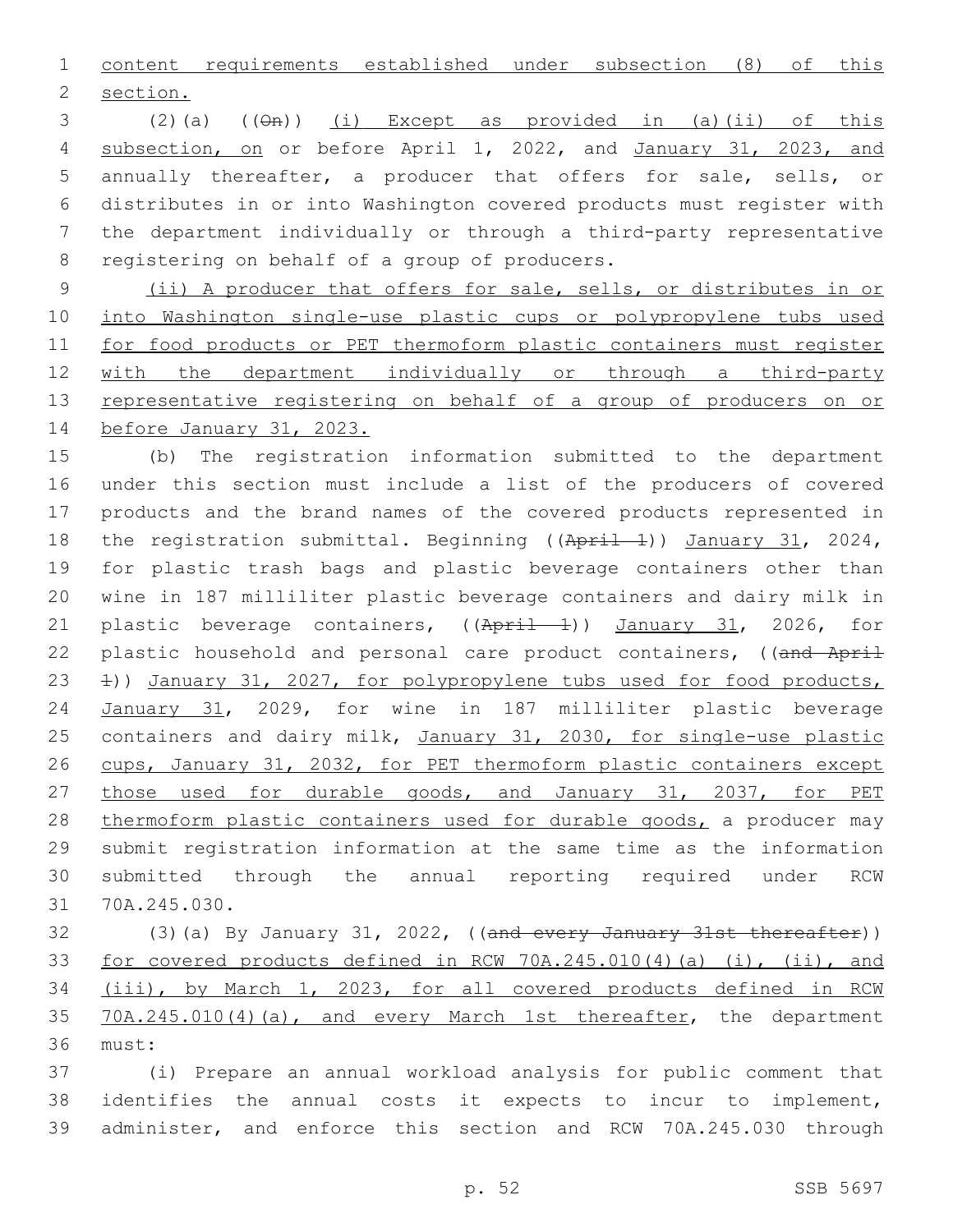content requirements established under subsection (8) of this section.

(2)(a) ((On)) (i) Except as provided in (a)(ii) of this subsection, on or before April 1, 2022, and January 31, 2023, and annually thereafter, a producer that offers for sale, sells, or distributes in or into Washington covered products must register with the department individually or through a third-party representative registering on behalf of a group of producers.

(ii) A producer that offers for sale, sells, or distributes in or into Washington single-use plastic cups or polypropylene tubs used for food products or PET thermoform plastic containers must register with the department individually or through a third-party representative registering on behalf of a group of producers on or before January 31, 2023.

(b) The registration information submitted to the department under this section must include a list of the producers of covered products and the brand names of the covered products represented in the registration submittal. Beginning ((April 1)) January 31, 2024, for plastic trash bags and plastic beverage containers other than wine in 187 milliliter plastic beverage containers and dairy milk in plastic beverage containers, ((April 1)) January 31, 2026, for plastic household and personal care product containers, ((and April 1)) January 31, 2027, for polypropylene tubs used for food products, January 31, 2029, for wine in 187 milliliter plastic beverage containers and dairy milk, January 31, 2030, for single-use plastic cups, January 31, 2032, for PET thermoform plastic containers except those used for durable goods, and January 31, 2037, for PET thermoform plastic containers used for durable goods, a producer may submit registration information at the same time as the information submitted through the annual reporting required under RCW 70A.245.030.

(3)(a) By January 31, 2022, ((and every January 31st thereafter)) for covered products defined in RCW 70A.245.010(4)(a) (i), (ii), and (iii), by March 1, 2023, for all covered products defined in RCW 70A.245.010(4)(a), and every March 1st thereafter, the department must:

(i) Prepare an annual workload analysis for public comment that identifies the annual costs it expects to incur to implement, administer, and enforce this section and RCW 70A.245.030 through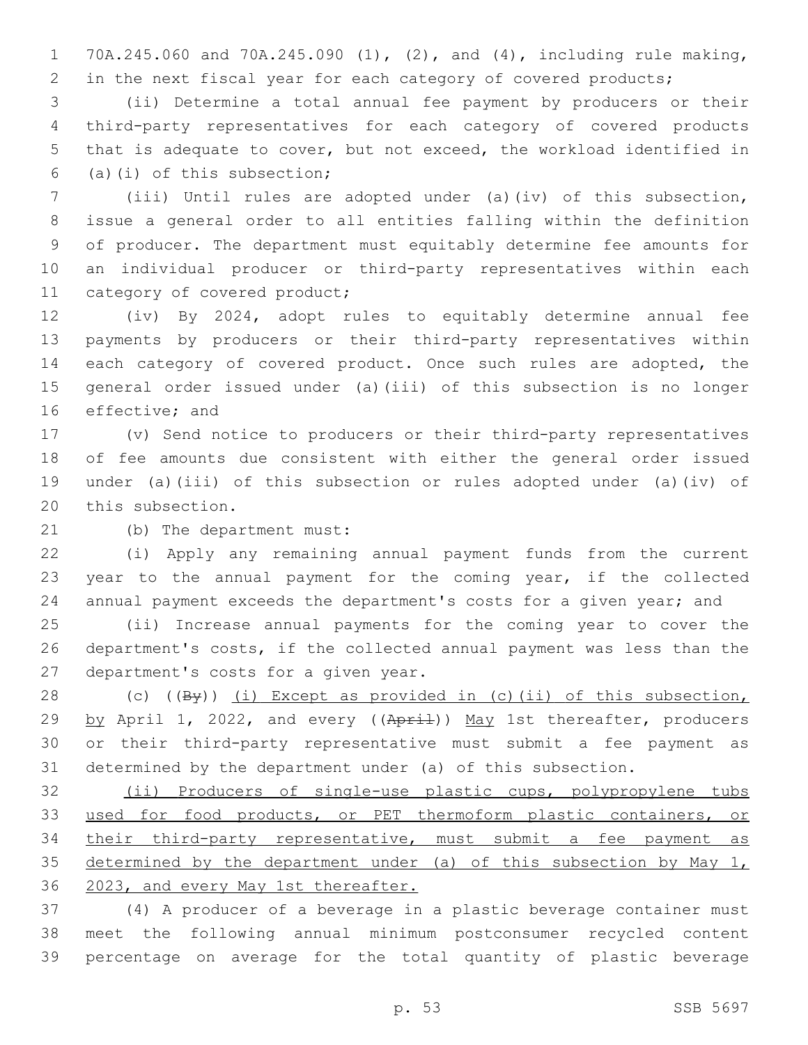70A.245.060 and 70A.245.090 (1), (2), and (4), including rule making, in the next fiscal year for each category of covered products;

(ii) Determine a total annual fee payment by producers or their third-party representatives for each category of covered products that is adequate to cover, but not exceed, the workload identified in (a)(i) of this subsection;

(iii) Until rules are adopted under (a)(iv) of this subsection, issue a general order to all entities falling within the definition of producer. The department must equitably determine fee amounts for an individual producer or third-party representatives within each category of covered product;

(iv) By 2024, adopt rules to equitably determine annual fee payments by producers or their third-party representatives within each category of covered product. Once such rules are adopted, the general order issued under (a)(iii) of this subsection is no longer effective; and

(v) Send notice to producers or their third-party representatives of fee amounts due consistent with either the general order issued under (a)(iii) of this subsection or rules adopted under (a)(iv) of this subsection.

(b) The department must:

(i) Apply any remaining annual payment funds from the current year to the annual payment for the coming year, if the collected annual payment exceeds the department's costs for a given year; and

(ii) Increase annual payments for the coming year to cover the department's costs, if the collected annual payment was less than the department's costs for a given year.

(c) ((~~By~~)) <u>(i) Except as provided in (c)(ii) of this subsection, by</u> April 1, 2022, and every ((~~April~~)) <u>May</u> 1st thereafter, producers or their third-party representative must submit a fee payment as determined by the department under (a) of this subsection.

<u>(ii) Producers of single-use plastic cups, polypropylene tubs used for food products, or PET thermoform plastic containers, or their third-party representative, must submit a fee payment as determined by the department under (a) of this subsection by May 1, 2023, and every May 1st thereafter.</u>

(4) A producer of a beverage in a plastic beverage container must meet the following annual minimum postconsumer recycled content percentage on average for the total quantity of plastic beverage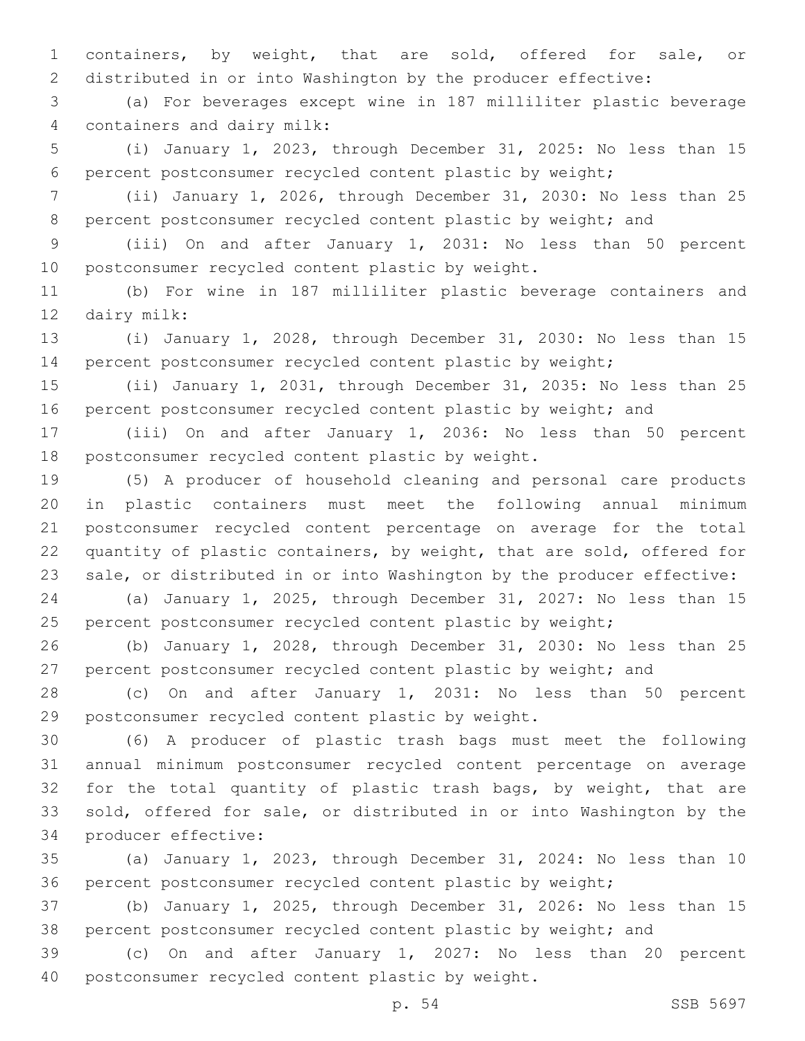containers, by weight, that are sold, offered for sale, or distributed in or into Washington by the producer effective:

(a) For beverages except wine in 187 milliliter plastic beverage containers and dairy milk:

(i) January 1, 2023, through December 31, 2025: No less than 15 percent postconsumer recycled content plastic by weight;

(ii) January 1, 2026, through December 31, 2030: No less than 25 percent postconsumer recycled content plastic by weight; and

(iii) On and after January 1, 2031: No less than 50 percent postconsumer recycled content plastic by weight.

(b) For wine in 187 milliliter plastic beverage containers and dairy milk:

(i) January 1, 2028, through December 31, 2030: No less than 15 percent postconsumer recycled content plastic by weight;

(ii) January 1, 2031, through December 31, 2035: No less than 25 percent postconsumer recycled content plastic by weight; and

(iii) On and after January 1, 2036: No less than 50 percent postconsumer recycled content plastic by weight.

(5) A producer of household cleaning and personal care products in plastic containers must meet the following annual minimum postconsumer recycled content percentage on average for the total quantity of plastic containers, by weight, that are sold, offered for sale, or distributed in or into Washington by the producer effective:

(a) January 1, 2025, through December 31, 2027: No less than 15 percent postconsumer recycled content plastic by weight;

(b) January 1, 2028, through December 31, 2030: No less than 25 percent postconsumer recycled content plastic by weight; and

(c) On and after January 1, 2031: No less than 50 percent postconsumer recycled content plastic by weight.

(6) A producer of plastic trash bags must meet the following annual minimum postconsumer recycled content percentage on average for the total quantity of plastic trash bags, by weight, that are sold, offered for sale, or distributed in or into Washington by the producer effective:

(a) January 1, 2023, through December 31, 2024: No less than 10 percent postconsumer recycled content plastic by weight;

(b) January 1, 2025, through December 31, 2026: No less than 15 percent postconsumer recycled content plastic by weight; and

(c) On and after January 1, 2027: No less than 20 percent postconsumer recycled content plastic by weight.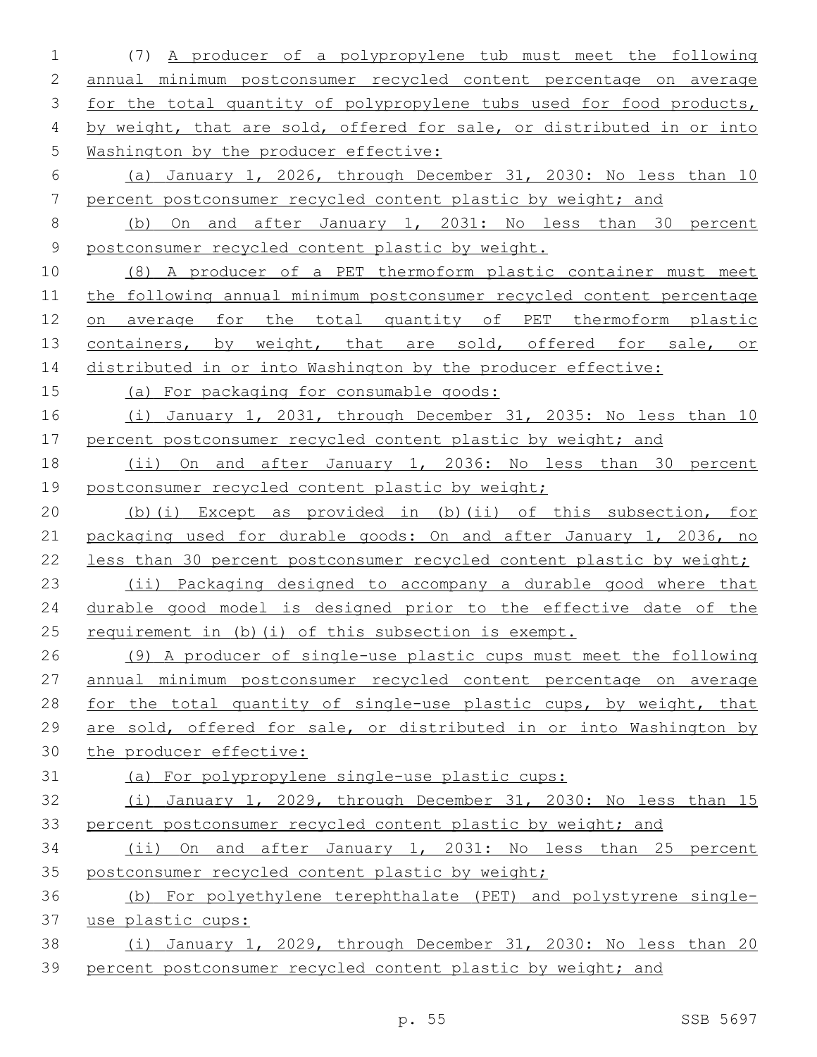(7) A producer of a polypropylene tub must meet the following annual minimum postconsumer recycled content percentage on average for the total quantity of polypropylene tubs used for food products, by weight, that are sold, offered for sale, or distributed in or into Washington by the producer effective:

(a) January 1, 2026, through December 31, 2030: No less than 10 percent postconsumer recycled content plastic by weight; and

(b) On and after January 1, 2031: No less than 30 percent postconsumer recycled content plastic by weight.

(8) A producer of a PET thermoform plastic container must meet the following annual minimum postconsumer recycled content percentage on average for the total quantity of PET thermoform plastic containers, by weight, that are sold, offered for sale, or distributed in or into Washington by the producer effective:

(a) For packaging for consumable goods:

(i) January 1, 2031, through December 31, 2035: No less than 10 percent postconsumer recycled content plastic by weight; and

(ii) On and after January 1, 2036: No less than 30 percent postconsumer recycled content plastic by weight;

(b)(i) Except as provided in (b)(ii) of this subsection, for packaging used for durable goods: On and after January 1, 2036, no less than 30 percent postconsumer recycled content plastic by weight;

(ii) Packaging designed to accompany a durable good where that durable good model is designed prior to the effective date of the requirement in (b)(i) of this subsection is exempt.

(9) A producer of single-use plastic cups must meet the following annual minimum postconsumer recycled content percentage on average for the total quantity of single-use plastic cups, by weight, that are sold, offered for sale, or distributed in or into Washington by the producer effective:

(a) For polypropylene single-use plastic cups:

(i) January 1, 2029, through December 31, 2030: No less than 15 percent postconsumer recycled content plastic by weight; and

(ii) On and after January 1, 2031: No less than 25 percent postconsumer recycled content plastic by weight;

(b) For polyethylene terephthalate (PET) and polystyrene single-use plastic cups:

(i) January 1, 2029, through December 31, 2030: No less than 20 percent postconsumer recycled content plastic by weight; and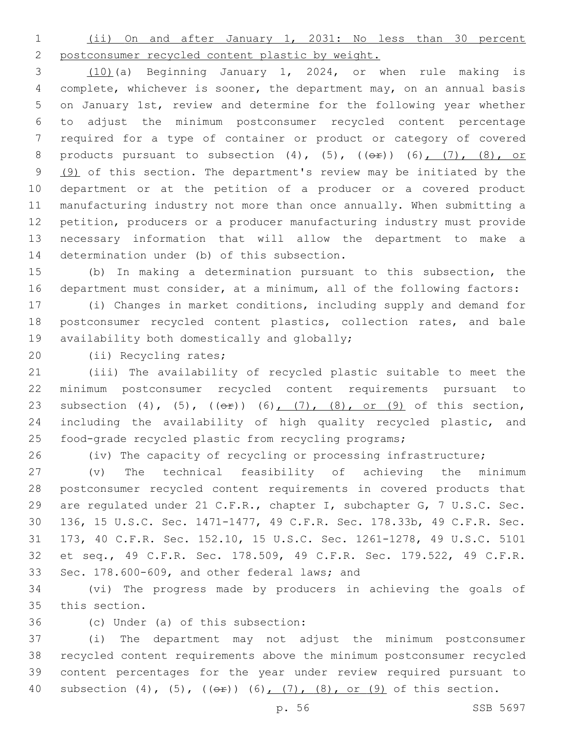(ii) On and after January 1, 2031: No less than 30 percent postconsumer recycled content plastic by weight.

(10)(a) Beginning January 1, 2024, or when rule making is complete, whichever is sooner, the department may, on an annual basis on January 1st, review and determine for the following year whether to adjust the minimum postconsumer recycled content percentage required for a type of container or product or category of covered products pursuant to subsection (4), (5), ((~~or~~)) (6), (7), (8), or (9) of this section. The department's review may be initiated by the department or at the petition of a producer or a covered product manufacturing industry not more than once annually. When submitting a petition, producers or a producer manufacturing industry must provide necessary information that will allow the department to make a determination under (b) of this subsection.

(b) In making a determination pursuant to this subsection, the department must consider, at a minimum, all of the following factors:

(i) Changes in market conditions, including supply and demand for postconsumer recycled content plastics, collection rates, and bale availability both domestically and globally;

(ii) Recycling rates;

(iii) The availability of recycled plastic suitable to meet the minimum postconsumer recycled content requirements pursuant to subsection (4), (5), ((~~or~~)) (6), (7), (8), or (9) of this section, including the availability of high quality recycled plastic, and food-grade recycled plastic from recycling programs;

(iv) The capacity of recycling or processing infrastructure;

(v) The technical feasibility of achieving the minimum postconsumer recycled content requirements in covered products that are regulated under 21 C.F.R., chapter I, subchapter G, 7 U.S.C. Sec. 136, 15 U.S.C. Sec. 1471-1477, 49 C.F.R. Sec. 178.33b, 49 C.F.R. Sec. 173, 40 C.F.R. Sec. 152.10, 15 U.S.C. Sec. 1261-1278, 49 U.S.C. 5101 et seq., 49 C.F.R. Sec. 178.509, 49 C.F.R. Sec. 179.522, 49 C.F.R. Sec. 178.600-609, and other federal laws; and

(vi) The progress made by producers in achieving the goals of this section.

(c) Under (a) of this subsection:

(i) The department may not adjust the minimum postconsumer recycled content requirements above the minimum postconsumer recycled content percentages for the year under review required pursuant to subsection (4), (5), ((~~or~~)) (6), (7), (8), or (9) of this section.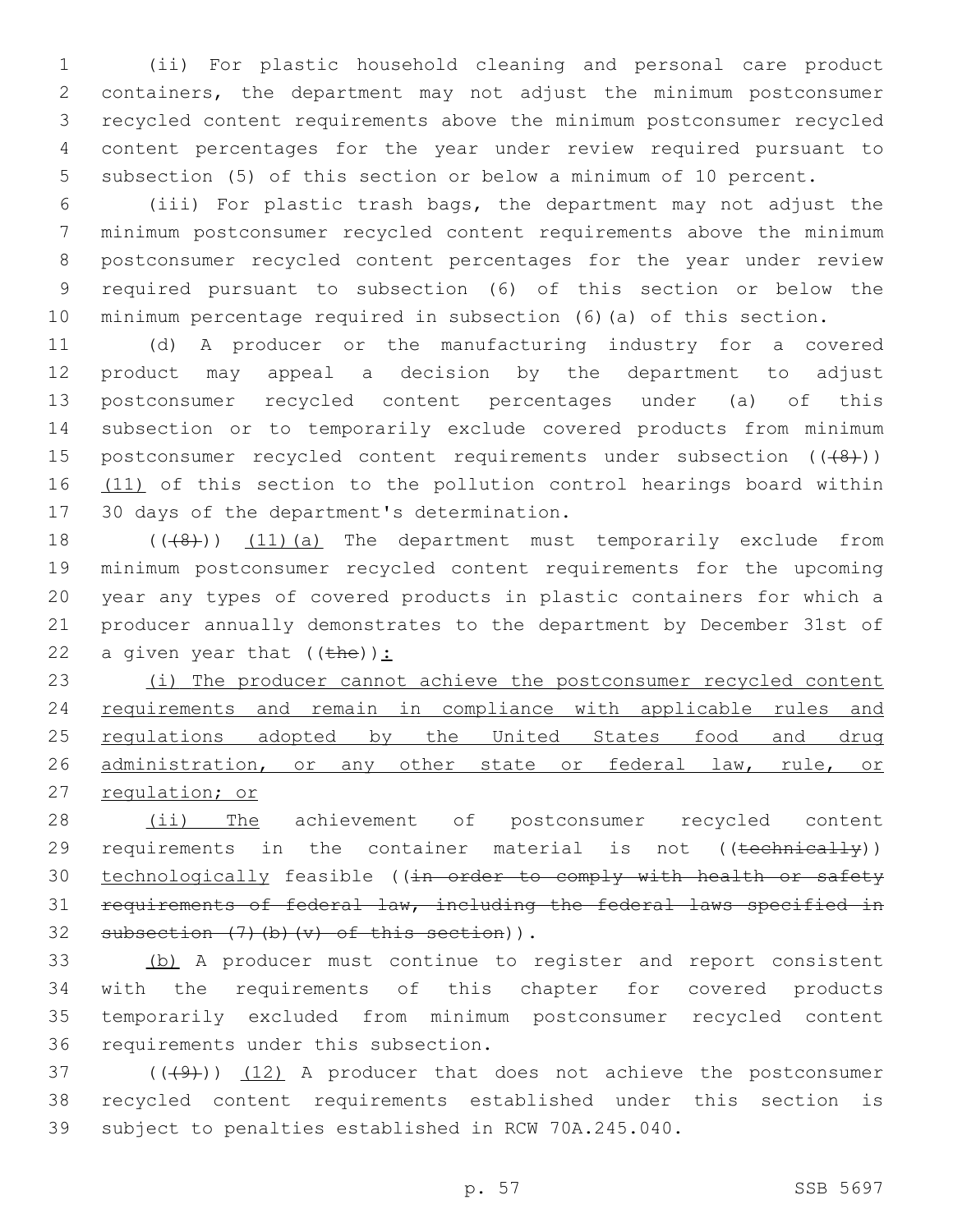(ii) For plastic household cleaning and personal care product containers, the department may not adjust the minimum postconsumer recycled content requirements above the minimum postconsumer recycled content percentages for the year under review required pursuant to subsection (5) of this section or below a minimum of 10 percent.

(iii) For plastic trash bags, the department may not adjust the minimum postconsumer recycled content requirements above the minimum postconsumer recycled content percentages for the year under review required pursuant to subsection (6) of this section or below the minimum percentage required in subsection (6)(a) of this section.

(d) A producer or the manufacturing industry for a covered product may appeal a decision by the department to adjust postconsumer recycled content percentages under (a) of this subsection or to temporarily exclude covered products from minimum postconsumer recycled content requirements under subsection ((~~(8)~~)) <u>(11)</u> of this section to the pollution control hearings board within 30 days of the department's determination.

((~~(8)~~)) <u>(11)(a)</u> The department must temporarily exclude from minimum postconsumer recycled content requirements for the upcoming year any types of covered products in plastic containers for which a producer annually demonstrates to the department by December 31st of a given year that ((~~the~~))<u>:</u>

<u>(i) The producer cannot achieve the postconsumer recycled content requirements and remain in compliance with applicable rules and regulations adopted by the United States food and drug administration, or any other state or federal law, rule, or regulation; or</u>

<u>(ii) The</u> achievement of postconsumer recycled content requirements in the container material is not ((~~technically~~)) <u>technologically</u> feasible ((~~in order to comply with health or safety requirements of federal law, including the federal laws specified in subsection (7)(b)(v) of this section~~)).

<u>(b)</u> A producer must continue to register and report consistent with the requirements of this chapter for covered products temporarily excluded from minimum postconsumer recycled content requirements under this subsection.

((~~(9)~~)) <u>(12)</u> A producer that does not achieve the postconsumer recycled content requirements established under this section is subject to penalties established in RCW 70A.245.040.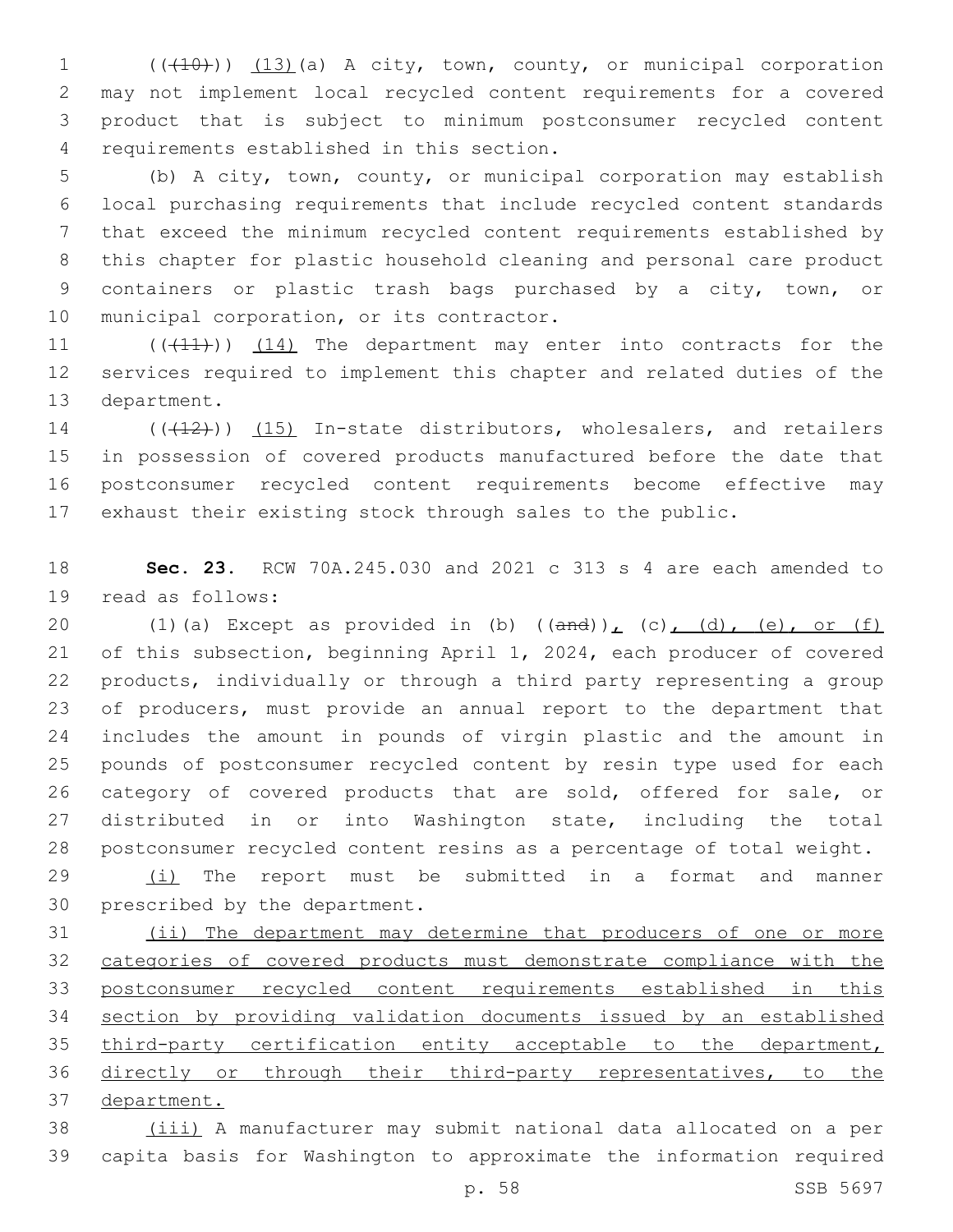((~~(10)~~)) <u>(13)</u>(a) A city, town, county, or municipal corporation may not implement local recycled content requirements for a covered product that is subject to minimum postconsumer recycled content requirements established in this section.

(b) A city, town, county, or municipal corporation may establish local purchasing requirements that include recycled content standards that exceed the minimum recycled content requirements established by this chapter for plastic household cleaning and personal care product containers or plastic trash bags purchased by a city, town, or municipal corporation, or its contractor.

((~~(11)~~)) <u>(14)</u> The department may enter into contracts for the services required to implement this chapter and related duties of the department.

((~~(12)~~)) <u>(15)</u> In-state distributors, wholesalers, and retailers in possession of covered products manufactured before the date that postconsumer recycled content requirements become effective may exhaust their existing stock through sales to the public.

**Sec. 23.** RCW 70A.245.030 and 2021 c 313 s 4 are each amended to read as follows:

(1)(a) Except as provided in (b) ((~~and~~))<u>,</u> (c)<u>, (d), (e), or (f)</u> of this subsection, beginning April 1, 2024, each producer of covered products, individually or through a third party representing a group of producers, must provide an annual report to the department that includes the amount in pounds of virgin plastic and the amount in pounds of postconsumer recycled content by resin type used for each category of covered products that are sold, offered for sale, or distributed in or into Washington state, including the total postconsumer recycled content resins as a percentage of total weight.

<u>(i)</u> The report must be submitted in a format and manner prescribed by the department.

<u>(ii) The department may determine that producers of one or more categories of covered products must demonstrate compliance with the postconsumer recycled content requirements established in this section by providing validation documents issued by an established third-party certification entity acceptable to the department, directly or through their third-party representatives, to the department.</u>

<u>(iii)</u> A manufacturer may submit national data allocated on a per capita basis for Washington to approximate the information required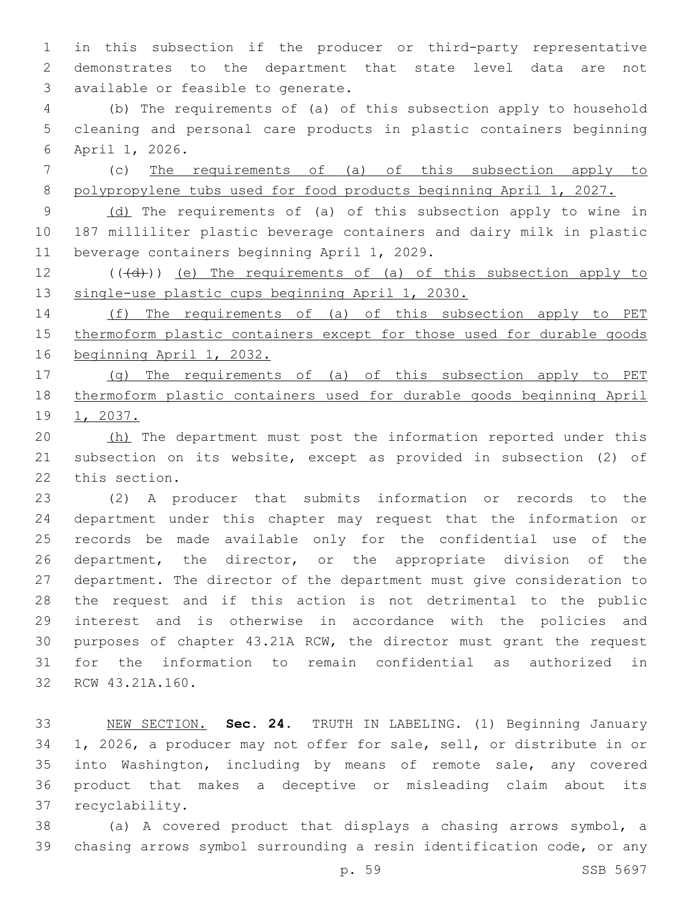in this subsection if the producer or third-party representative demonstrates to the department that state level data are not available or feasible to generate.

(b) The requirements of (a) of this subsection apply to household cleaning and personal care products in plastic containers beginning April 1, 2026.

(c) The requirements of (a) of this subsection apply to polypropylene tubs used for food products beginning April 1, 2027.

(d) The requirements of (a) of this subsection apply to wine in 187 milliliter plastic beverage containers and dairy milk in plastic beverage containers beginning April 1, 2029.

(((d))) (e) The requirements of (a) of this subsection apply to single-use plastic cups beginning April 1, 2030.

(f) The requirements of (a) of this subsection apply to PET thermoform plastic containers except for those used for durable goods beginning April 1, 2032.

(g) The requirements of (a) of this subsection apply to PET thermoform plastic containers used for durable goods beginning April 1, 2037.

(h) The department must post the information reported under this subsection on its website, except as provided in subsection (2) of this section.

(2) A producer that submits information or records to the department under this chapter may request that the information or records be made available only for the confidential use of the department, the director, or the appropriate division of the department. The director of the department must give consideration to the request and if this action is not detrimental to the public interest and is otherwise in accordance with the policies and purposes of chapter 43.21A RCW, the director must grant the request for the information to remain confidential as authorized in RCW 43.21A.160.

NEW SECTION. **Sec. 24.** TRUTH IN LABELING. (1) Beginning January 1, 2026, a producer may not offer for sale, sell, or distribute in or into Washington, including by means of remote sale, any covered product that makes a deceptive or misleading claim about its recyclability.

(a) A covered product that displays a chasing arrows symbol, a chasing arrows symbol surrounding a resin identification code, or any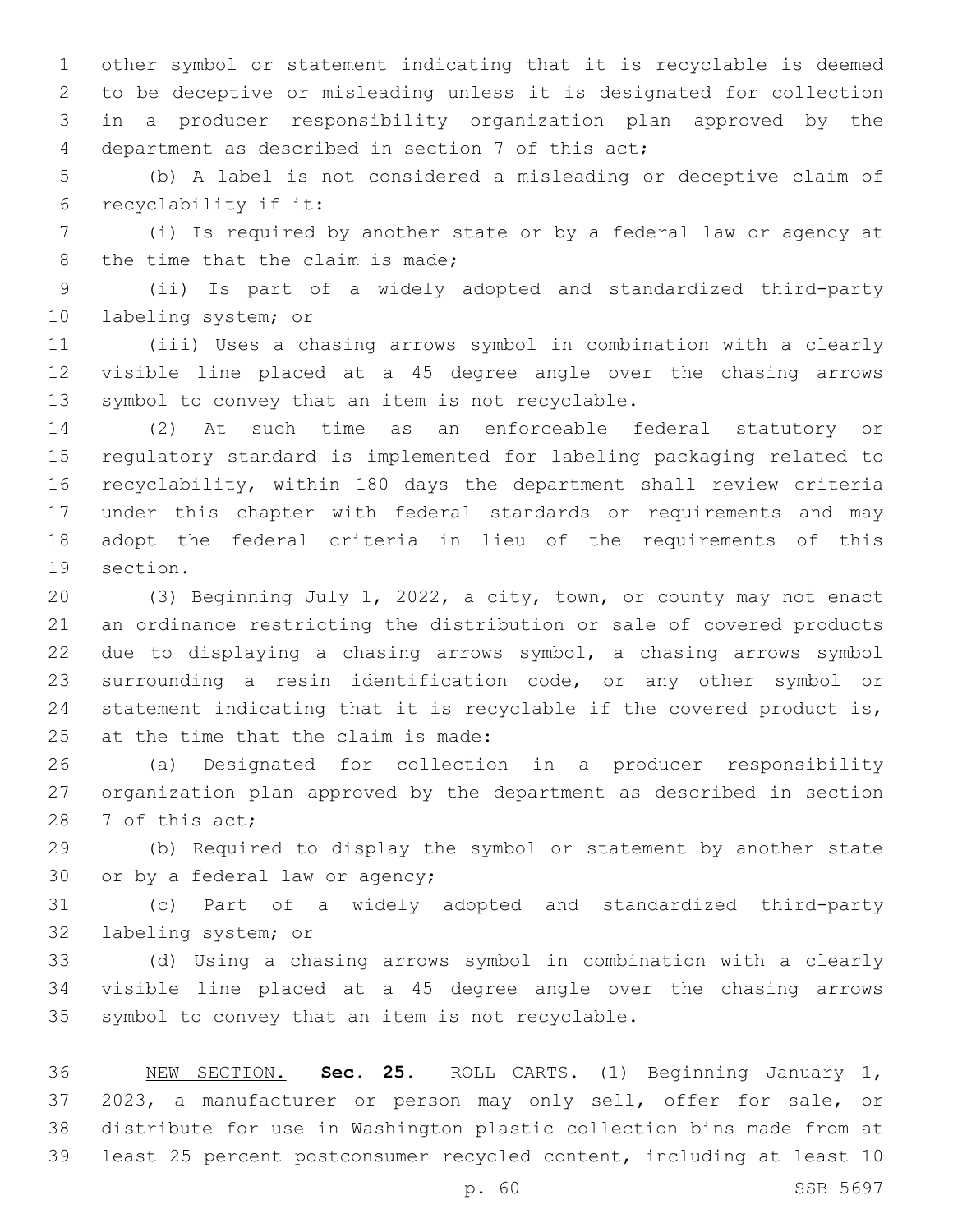other symbol or statement indicating that it is recyclable is deemed to be deceptive or misleading unless it is designated for collection in a producer responsibility organization plan approved by the department as described in section 7 of this act;

(b) A label is not considered a misleading or deceptive claim of recyclability if it:

(i) Is required by another state or by a federal law or agency at the time that the claim is made;

(ii) Is part of a widely adopted and standardized third-party labeling system; or

(iii) Uses a chasing arrows symbol in combination with a clearly visible line placed at a 45 degree angle over the chasing arrows symbol to convey that an item is not recyclable.

(2) At such time as an enforceable federal statutory or regulatory standard is implemented for labeling packaging related to recyclability, within 180 days the department shall review criteria under this chapter with federal standards or requirements and may adopt the federal criteria in lieu of the requirements of this section.

(3) Beginning July 1, 2022, a city, town, or county may not enact an ordinance restricting the distribution or sale of covered products due to displaying a chasing arrows symbol, a chasing arrows symbol surrounding a resin identification code, or any other symbol or statement indicating that it is recyclable if the covered product is, at the time that the claim is made:

(a) Designated for collection in a producer responsibility organization plan approved by the department as described in section 7 of this act;

(b) Required to display the symbol or statement by another state or by a federal law or agency;

(c) Part of a widely adopted and standardized third-party labeling system; or

(d) Using a chasing arrows symbol in combination with a clearly visible line placed at a 45 degree angle over the chasing arrows symbol to convey that an item is not recyclable.

NEW SECTION. **Sec. 25.** ROLL CARTS. (1) Beginning January 1, 2023, a manufacturer or person may only sell, offer for sale, or distribute for use in Washington plastic collection bins made from at least 25 percent postconsumer recycled content, including at least 10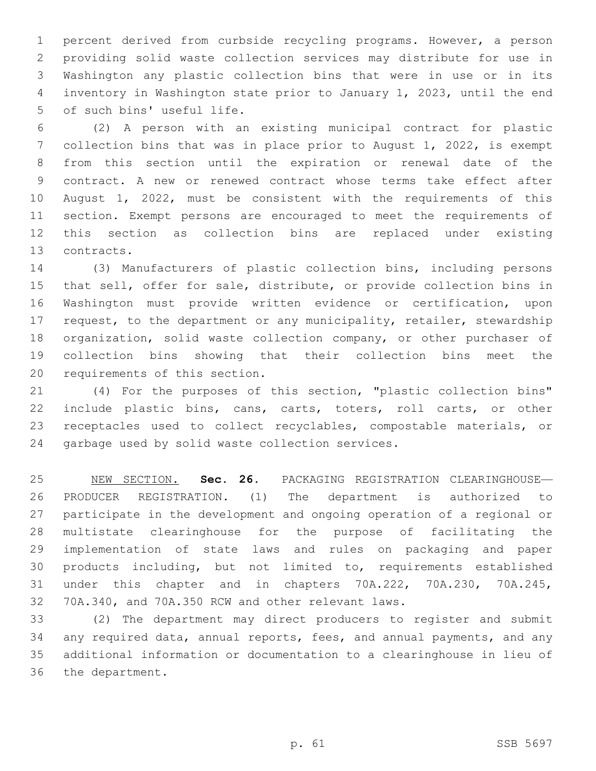percent derived from curbside recycling programs. However, a person providing solid waste collection services may distribute for use in Washington any plastic collection bins that were in use or in its inventory in Washington state prior to January 1, 2023, until the end of such bins' useful life.

(2) A person with an existing municipal contract for plastic collection bins that was in place prior to August 1, 2022, is exempt from this section until the expiration or renewal date of the contract. A new or renewed contract whose terms take effect after August 1, 2022, must be consistent with the requirements of this section. Exempt persons are encouraged to meet the requirements of this section as collection bins are replaced under existing contracts.

(3) Manufacturers of plastic collection bins, including persons that sell, offer for sale, distribute, or provide collection bins in Washington must provide written evidence or certification, upon request, to the department or any municipality, retailer, stewardship organization, solid waste collection company, or other purchaser of collection bins showing that their collection bins meet the requirements of this section.

(4) For the purposes of this section, "plastic collection bins" include plastic bins, cans, carts, toters, roll carts, or other receptacles used to collect recyclables, compostable materials, or garbage used by solid waste collection services.

NEW SECTION. **Sec. 26.** PACKAGING REGISTRATION CLEARINGHOUSE—PRODUCER REGISTRATION. (1) The department is authorized to participate in the development and ongoing operation of a regional or multistate clearinghouse for the purpose of facilitating the implementation of state laws and rules on packaging and paper products including, but not limited to, requirements established under this chapter and in chapters 70A.222, 70A.230, 70A.245, 70A.340, and 70A.350 RCW and other relevant laws.

(2) The department may direct producers to register and submit any required data, annual reports, fees, and annual payments, and any additional information or documentation to a clearinghouse in lieu of the department.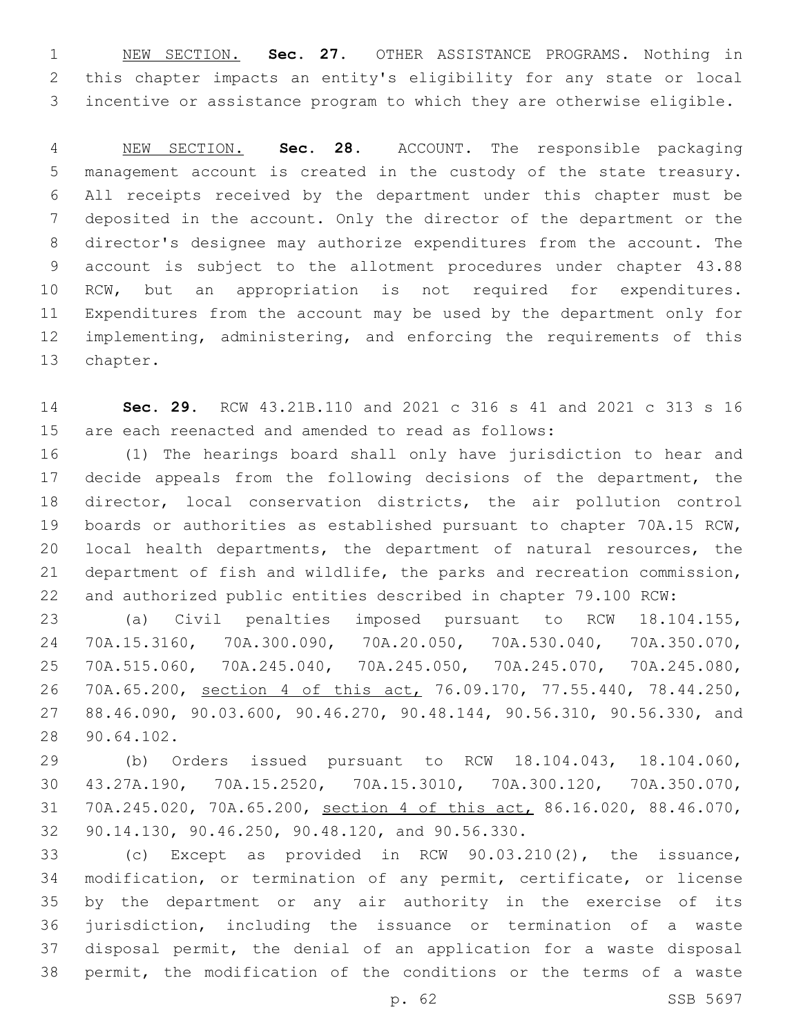NEW SECTION. **Sec. 27.** OTHER ASSISTANCE PROGRAMS. Nothing in this chapter impacts an entity's eligibility for any state or local incentive or assistance program to which they are otherwise eligible.

NEW SECTION. **Sec. 28.** ACCOUNT. The responsible packaging management account is created in the custody of the state treasury. All receipts received by the department under this chapter must be deposited in the account. Only the director of the department or the director's designee may authorize expenditures from the account. The account is subject to the allotment procedures under chapter 43.88 RCW, but an appropriation is not required for expenditures. Expenditures from the account may be used by the department only for implementing, administering, and enforcing the requirements of this chapter.

**Sec. 29.** RCW 43.21B.110 and 2021 c 316 s 41 and 2021 c 313 s 16 are each reenacted and amended to read as follows:

(1) The hearings board shall only have jurisdiction to hear and decide appeals from the following decisions of the department, the director, local conservation districts, the air pollution control boards or authorities as established pursuant to chapter 70A.15 RCW, local health departments, the department of natural resources, the department of fish and wildlife, the parks and recreation commission, and authorized public entities described in chapter 79.100 RCW:

(a) Civil penalties imposed pursuant to RCW 18.104.155, 70A.15.3160, 70A.300.090, 70A.20.050, 70A.530.040, 70A.350.070, 70A.515.060, 70A.245.040, 70A.245.050, 70A.245.070, 70A.245.080, 70A.65.200, section 4 of this act, 76.09.170, 77.55.440, 78.44.250, 88.46.090, 90.03.600, 90.46.270, 90.48.144, 90.56.310, 90.56.330, and 90.64.102.

(b) Orders issued pursuant to RCW 18.104.043, 18.104.060, 43.27A.190, 70A.15.2520, 70A.15.3010, 70A.300.120, 70A.350.070, 70A.245.020, 70A.65.200, section 4 of this act, 86.16.020, 88.46.070, 90.14.130, 90.46.250, 90.48.120, and 90.56.330.

(c) Except as provided in RCW 90.03.210(2), the issuance, modification, or termination of any permit, certificate, or license by the department or any air authority in the exercise of its jurisdiction, including the issuance or termination of a waste disposal permit, the denial of an application for a waste disposal permit, the modification of the conditions or the terms of a waste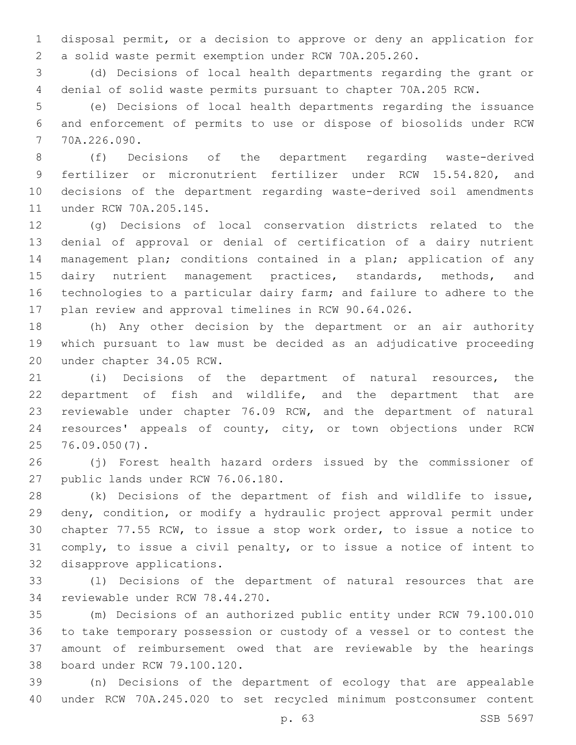disposal permit, or a decision to approve or deny an application for a solid waste permit exemption under RCW 70A.205.260.

(d) Decisions of local health departments regarding the grant or denial of solid waste permits pursuant to chapter 70A.205 RCW.

(e) Decisions of local health departments regarding the issuance and enforcement of permits to use or dispose of biosolids under RCW 70A.226.090.

(f) Decisions of the department regarding waste-derived fertilizer or micronutrient fertilizer under RCW 15.54.820, and decisions of the department regarding waste-derived soil amendments under RCW 70A.205.145.

(g) Decisions of local conservation districts related to the denial of approval or denial of certification of a dairy nutrient management plan; conditions contained in a plan; application of any dairy nutrient management practices, standards, methods, and technologies to a particular dairy farm; and failure to adhere to the plan review and approval timelines in RCW 90.64.026.

(h) Any other decision by the department or an air authority which pursuant to law must be decided as an adjudicative proceeding under chapter 34.05 RCW.

(i) Decisions of the department of natural resources, the department of fish and wildlife, and the department that are reviewable under chapter 76.09 RCW, and the department of natural resources' appeals of county, city, or town objections under RCW 76.09.050(7).

(j) Forest health hazard orders issued by the commissioner of public lands under RCW 76.06.180.

(k) Decisions of the department of fish and wildlife to issue, deny, condition, or modify a hydraulic project approval permit under chapter 77.55 RCW, to issue a stop work order, to issue a notice to comply, to issue a civil penalty, or to issue a notice of intent to disapprove applications.

(l) Decisions of the department of natural resources that are reviewable under RCW 78.44.270.

(m) Decisions of an authorized public entity under RCW 79.100.010 to take temporary possession or custody of a vessel or to contest the amount of reimbursement owed that are reviewable by the hearings board under RCW 79.100.120.

(n) Decisions of the department of ecology that are appealable under RCW 70A.245.020 to set recycled minimum postconsumer content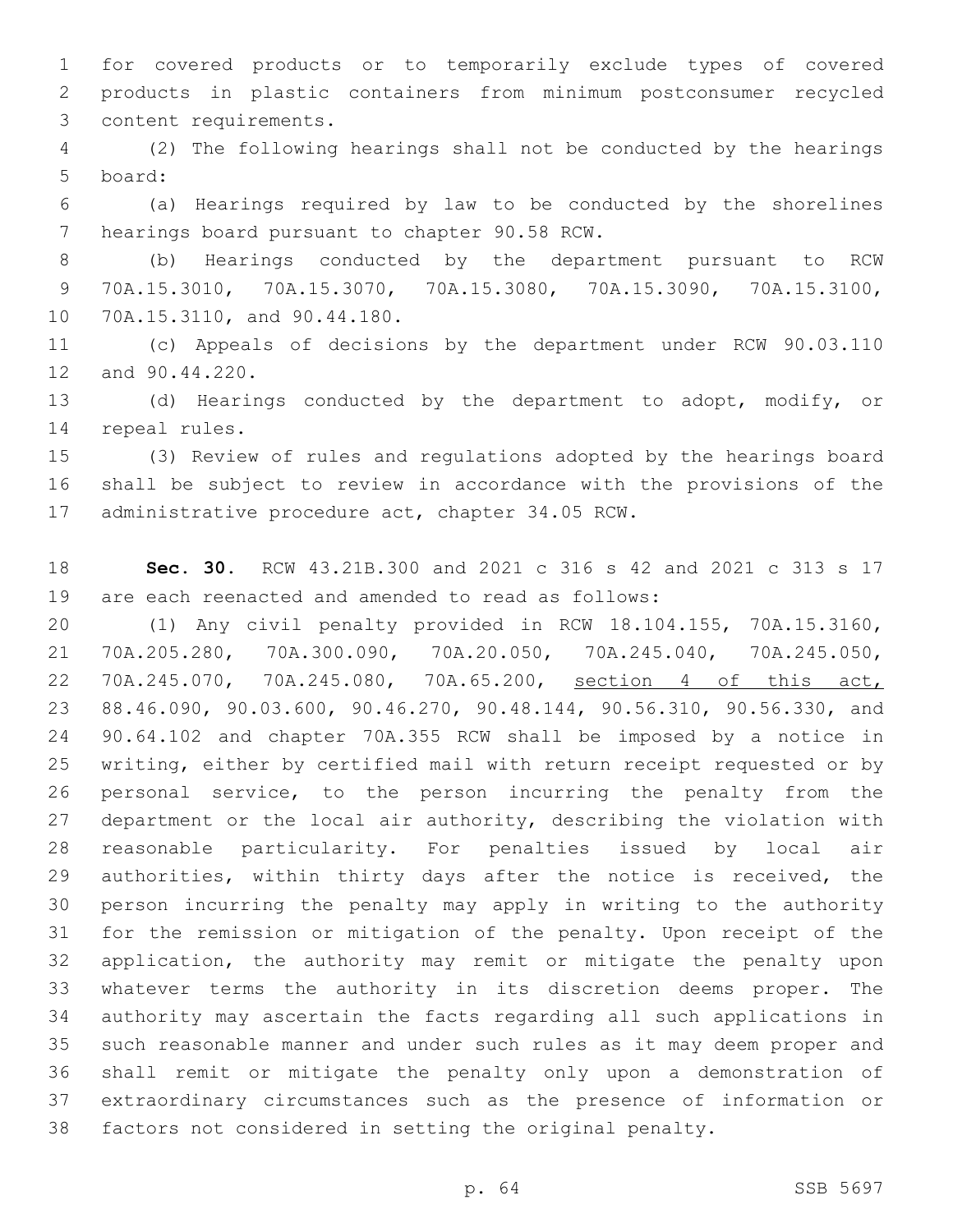for covered products or to temporarily exclude types of covered products in plastic containers from minimum postconsumer recycled content requirements.

(2) The following hearings shall not be conducted by the hearings board:

(a) Hearings required by law to be conducted by the shorelines hearings board pursuant to chapter 90.58 RCW.

(b) Hearings conducted by the department pursuant to RCW 70A.15.3010, 70A.15.3070, 70A.15.3080, 70A.15.3090, 70A.15.3100, 70A.15.3110, and 90.44.180.

(c) Appeals of decisions by the department under RCW 90.03.110 and 90.44.220.

(d) Hearings conducted by the department to adopt, modify, or repeal rules.

(3) Review of rules and regulations adopted by the hearings board shall be subject to review in accordance with the provisions of the administrative procedure act, chapter 34.05 RCW.

**Sec. 30.** RCW 43.21B.300 and 2021 c 316 s 42 and 2021 c 313 s 17 are each reenacted and amended to read as follows:

(1) Any civil penalty provided in RCW 18.104.155, 70A.15.3160, 70A.205.280, 70A.300.090, 70A.20.050, 70A.245.040, 70A.245.050, 70A.245.070, 70A.245.080, 70A.65.200, <u>section 4 of this act,</u> 88.46.090, 90.03.600, 90.46.270, 90.48.144, 90.56.310, 90.56.330, and 90.64.102 and chapter 70A.355 RCW shall be imposed by a notice in writing, either by certified mail with return receipt requested or by personal service, to the person incurring the penalty from the department or the local air authority, describing the violation with reasonable particularity. For penalties issued by local air authorities, within thirty days after the notice is received, the person incurring the penalty may apply in writing to the authority for the remission or mitigation of the penalty. Upon receipt of the application, the authority may remit or mitigate the penalty upon whatever terms the authority in its discretion deems proper. The authority may ascertain the facts regarding all such applications in such reasonable manner and under such rules as it may deem proper and shall remit or mitigate the penalty only upon a demonstration of extraordinary circumstances such as the presence of information or factors not considered in setting the original penalty.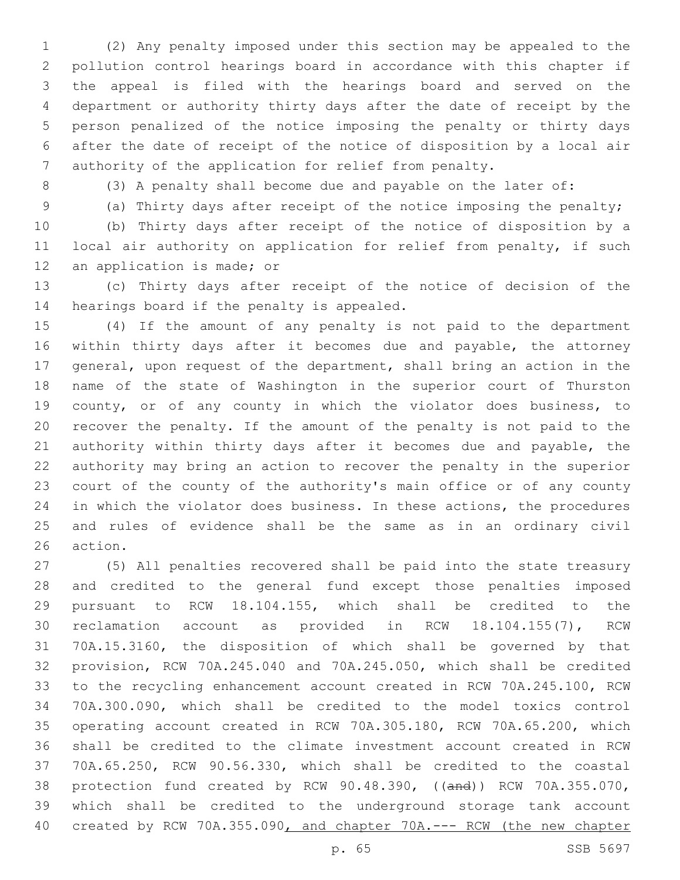(2) Any penalty imposed under this section may be appealed to the pollution control hearings board in accordance with this chapter if the appeal is filed with the hearings board and served on the department or authority thirty days after the date of receipt by the person penalized of the notice imposing the penalty or thirty days after the date of receipt of the notice of disposition by a local air authority of the application for relief from penalty.

(3) A penalty shall become due and payable on the later of:

(a) Thirty days after receipt of the notice imposing the penalty;

(b) Thirty days after receipt of the notice of disposition by a local air authority on application for relief from penalty, if such an application is made; or

(c) Thirty days after receipt of the notice of decision of the hearings board if the penalty is appealed.

(4) If the amount of any penalty is not paid to the department within thirty days after it becomes due and payable, the attorney general, upon request of the department, shall bring an action in the name of the state of Washington in the superior court of Thurston county, or of any county in which the violator does business, to recover the penalty. If the amount of the penalty is not paid to the authority within thirty days after it becomes due and payable, the authority may bring an action to recover the penalty in the superior court of the county of the authority's main office or of any county in which the violator does business. In these actions, the procedures and rules of evidence shall be the same as in an ordinary civil action.

(5) All penalties recovered shall be paid into the state treasury and credited to the general fund except those penalties imposed pursuant to RCW 18.104.155, which shall be credited to the reclamation account as provided in RCW 18.104.155(7), RCW 70A.15.3160, the disposition of which shall be governed by that provision, RCW 70A.245.040 and 70A.245.050, which shall be credited to the recycling enhancement account created in RCW 70A.245.100, RCW 70A.300.090, which shall be credited to the model toxics control operating account created in RCW 70A.305.180, RCW 70A.65.200, which shall be credited to the climate investment account created in RCW 70A.65.250, RCW 90.56.330, which shall be credited to the coastal protection fund created by RCW 90.48.390, ((and)) RCW 70A.355.070, which shall be credited to the underground storage tank account created by RCW 70A.355.090, and chapter 70A.--- RCW (the new chapter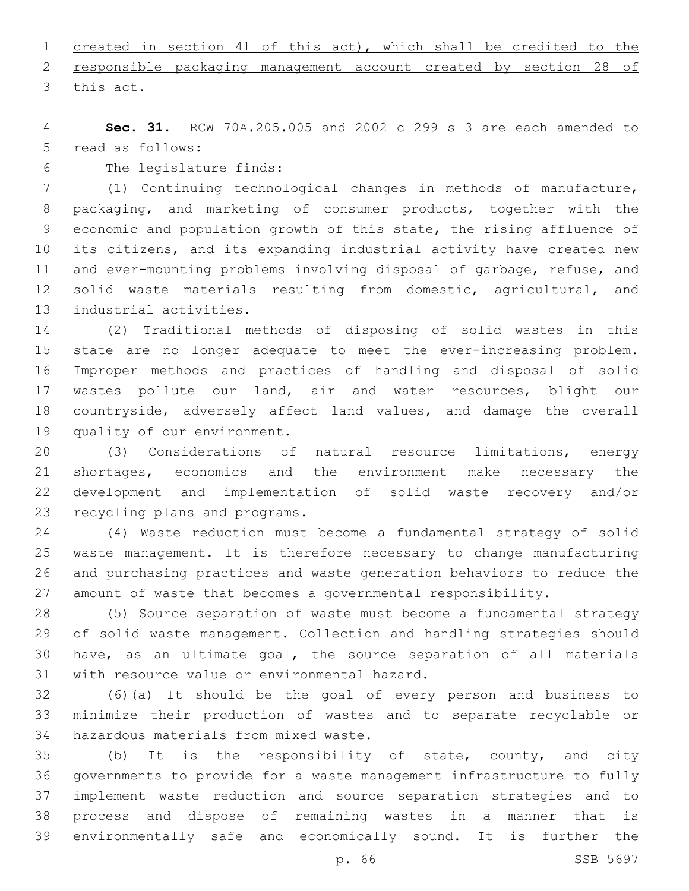created in section 41 of this act), which shall be credited to the responsible packaging management account created by section 28 of this act.

**Sec. 31.** RCW 70A.205.005 and 2002 c 299 s 3 are each amended to read as follows:

The legislature finds:

(1) Continuing technological changes in methods of manufacture, packaging, and marketing of consumer products, together with the economic and population growth of this state, the rising affluence of its citizens, and its expanding industrial activity have created new and ever-mounting problems involving disposal of garbage, refuse, and solid waste materials resulting from domestic, agricultural, and industrial activities.

(2) Traditional methods of disposing of solid wastes in this state are no longer adequate to meet the ever-increasing problem. Improper methods and practices of handling and disposal of solid wastes pollute our land, air and water resources, blight our countryside, adversely affect land values, and damage the overall quality of our environment.

(3) Considerations of natural resource limitations, energy shortages, economics and the environment make necessary the development and implementation of solid waste recovery and/or recycling plans and programs.

(4) Waste reduction must become a fundamental strategy of solid waste management. It is therefore necessary to change manufacturing and purchasing practices and waste generation behaviors to reduce the amount of waste that becomes a governmental responsibility.

(5) Source separation of waste must become a fundamental strategy of solid waste management. Collection and handling strategies should have, as an ultimate goal, the source separation of all materials with resource value or environmental hazard.

(6)(a) It should be the goal of every person and business to minimize their production of wastes and to separate recyclable or hazardous materials from mixed waste.

(b) It is the responsibility of state, county, and city governments to provide for a waste management infrastructure to fully implement waste reduction and source separation strategies and to process and dispose of remaining wastes in a manner that is environmentally safe and economically sound. It is further the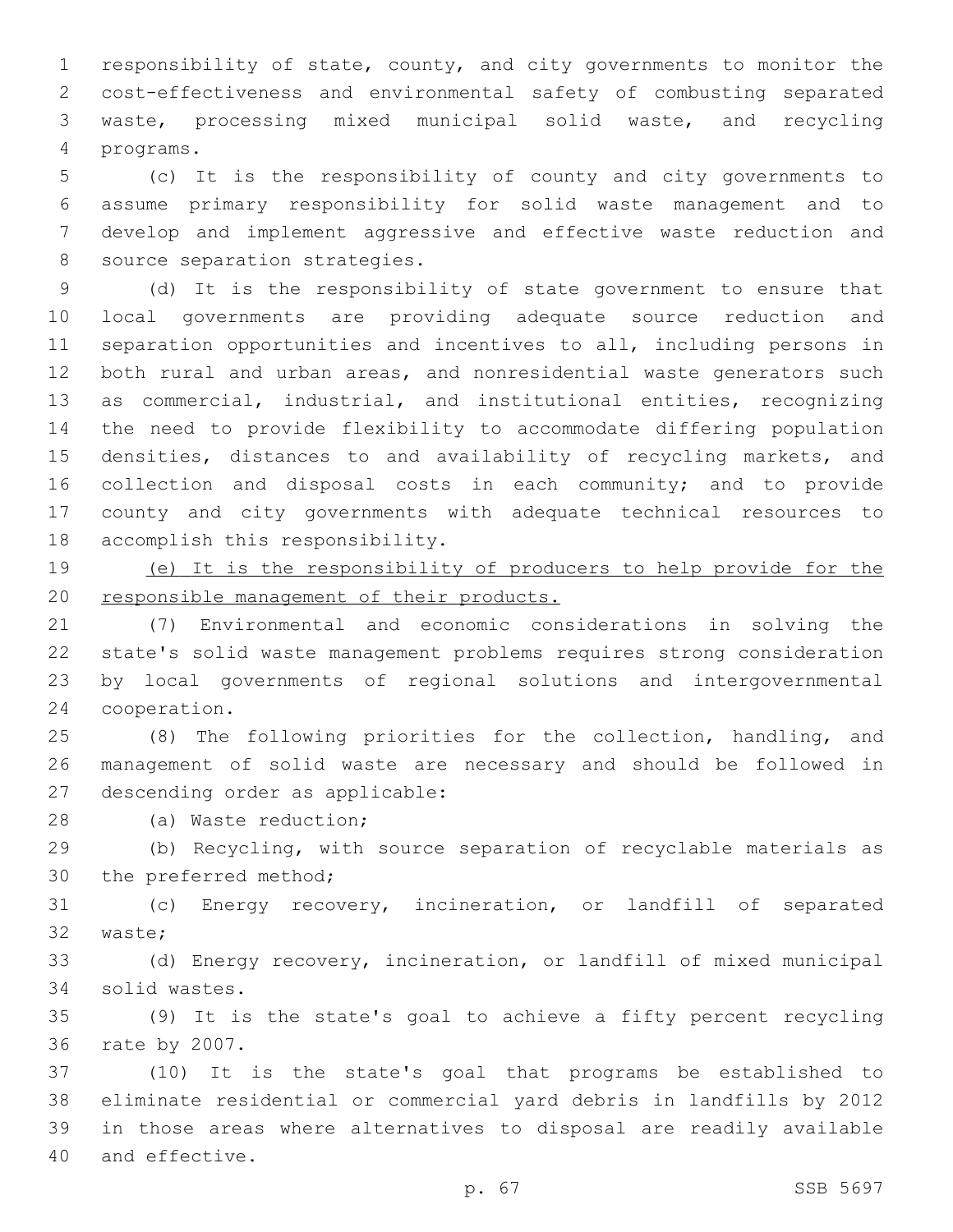responsibility of state, county, and city governments to monitor the cost-effectiveness and environmental safety of combusting separated waste, processing mixed municipal solid waste, and recycling programs.

(c) It is the responsibility of county and city governments to assume primary responsibility for solid waste management and to develop and implement aggressive and effective waste reduction and source separation strategies.

(d) It is the responsibility of state government to ensure that local governments are providing adequate source reduction and separation opportunities and incentives to all, including persons in both rural and urban areas, and nonresidential waste generators such as commercial, industrial, and institutional entities, recognizing the need to provide flexibility to accommodate differing population densities, distances to and availability of recycling markets, and collection and disposal costs in each community; and to provide county and city governments with adequate technical resources to accomplish this responsibility.

<u>(e) It is the responsibility of producers to help provide for the responsible management of their products.</u>

(7) Environmental and economic considerations in solving the state's solid waste management problems requires strong consideration by local governments of regional solutions and intergovernmental cooperation.

(8) The following priorities for the collection, handling, and management of solid waste are necessary and should be followed in descending order as applicable:

(a) Waste reduction;

(b) Recycling, with source separation of recyclable materials as the preferred method;

(c) Energy recovery, incineration, or landfill of separated waste;

(d) Energy recovery, incineration, or landfill of mixed municipal solid wastes.

(9) It is the state's goal to achieve a fifty percent recycling rate by 2007.

(10) It is the state's goal that programs be established to eliminate residential or commercial yard debris in landfills by 2012 in those areas where alternatives to disposal are readily available and effective.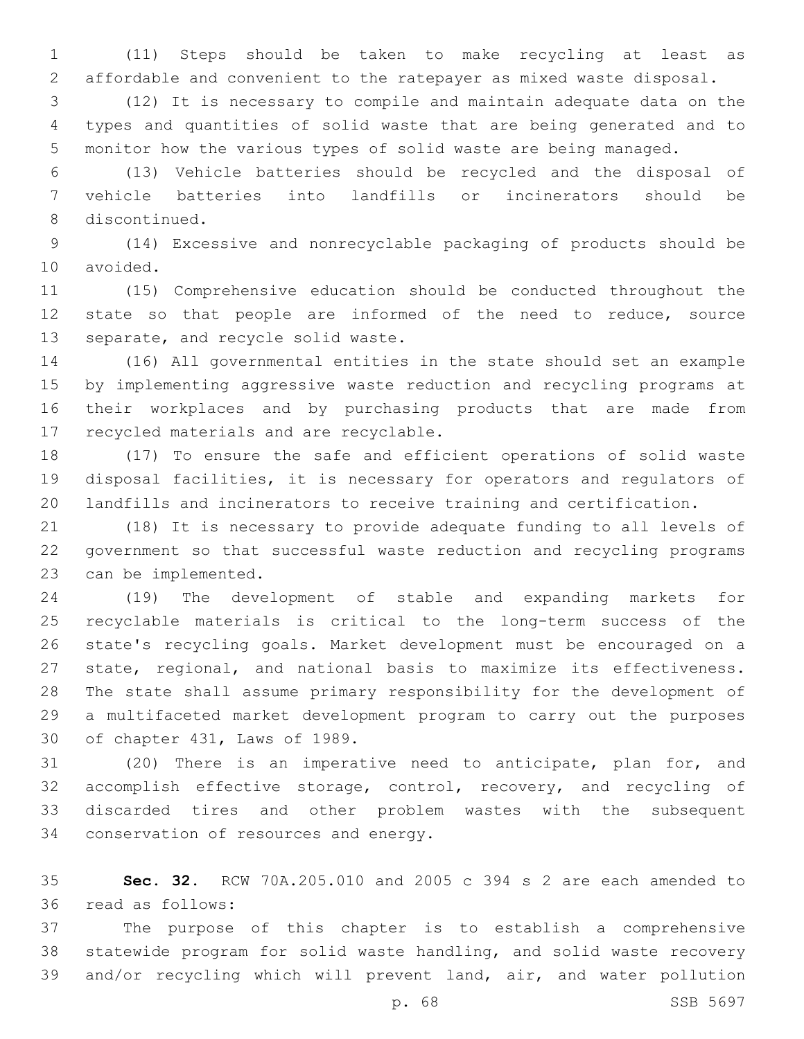(11) Steps should be taken to make recycling at least as affordable and convenient to the ratepayer as mixed waste disposal.

(12) It is necessary to compile and maintain adequate data on the types and quantities of solid waste that are being generated and to monitor how the various types of solid waste are being managed.

(13) Vehicle batteries should be recycled and the disposal of vehicle batteries into landfills or incinerators should be discontinued.

(14) Excessive and nonrecyclable packaging of products should be avoided.

(15) Comprehensive education should be conducted throughout the state so that people are informed of the need to reduce, source separate, and recycle solid waste.

(16) All governmental entities in the state should set an example by implementing aggressive waste reduction and recycling programs at their workplaces and by purchasing products that are made from recycled materials and are recyclable.

(17) To ensure the safe and efficient operations of solid waste disposal facilities, it is necessary for operators and regulators of landfills and incinerators to receive training and certification.

(18) It is necessary to provide adequate funding to all levels of government so that successful waste reduction and recycling programs can be implemented.

(19) The development of stable and expanding markets for recyclable materials is critical to the long-term success of the state's recycling goals. Market development must be encouraged on a state, regional, and national basis to maximize its effectiveness. The state shall assume primary responsibility for the development of a multifaceted market development program to carry out the purposes of chapter 431, Laws of 1989.

(20) There is an imperative need to anticipate, plan for, and accomplish effective storage, control, recovery, and recycling of discarded tires and other problem wastes with the subsequent conservation of resources and energy.

**Sec. 32.** RCW 70A.205.010 and 2005 c 394 s 2 are each amended to read as follows:

The purpose of this chapter is to establish a comprehensive statewide program for solid waste handling, and solid waste recovery and/or recycling which will prevent land, air, and water pollution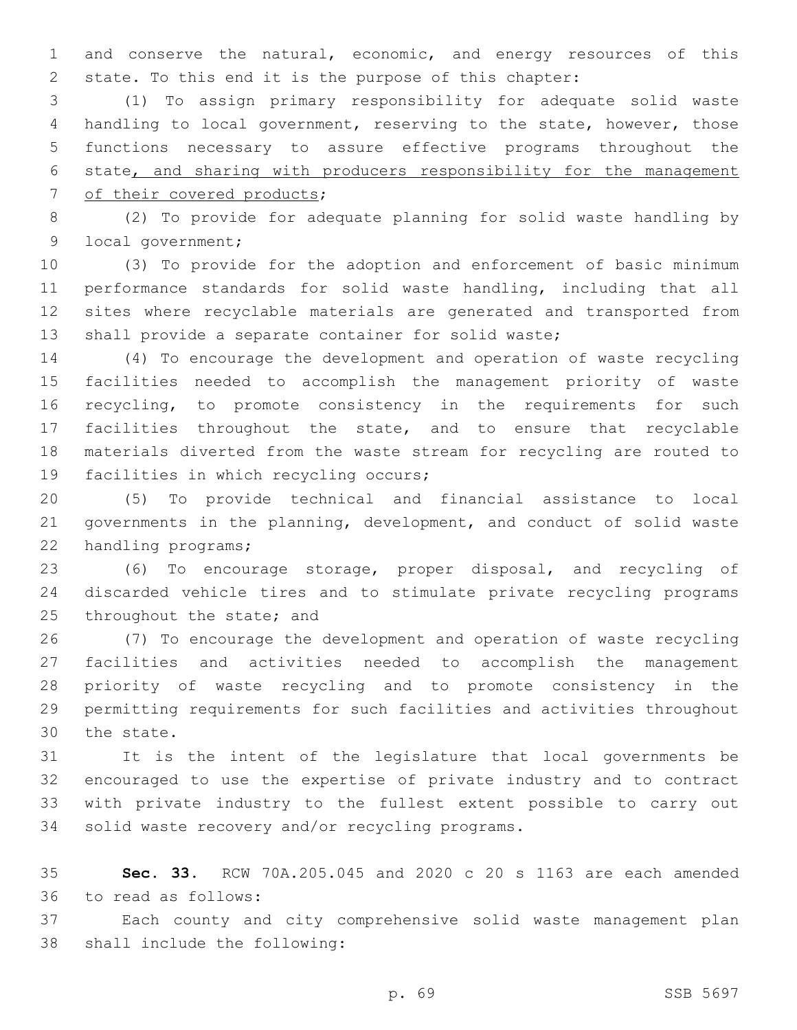and conserve the natural, economic, and energy resources of this state. To this end it is the purpose of this chapter:

(1) To assign primary responsibility for adequate solid waste handling to local government, reserving to the state, however, those functions necessary to assure effective programs throughout the state, and sharing with producers responsibility for the management of their covered products;

(2) To provide for adequate planning for solid waste handling by local government;

(3) To provide for the adoption and enforcement of basic minimum performance standards for solid waste handling, including that all sites where recyclable materials are generated and transported from shall provide a separate container for solid waste;

(4) To encourage the development and operation of waste recycling facilities needed to accomplish the management priority of waste recycling, to promote consistency in the requirements for such facilities throughout the state, and to ensure that recyclable materials diverted from the waste stream for recycling are routed to facilities in which recycling occurs;

(5) To provide technical and financial assistance to local governments in the planning, development, and conduct of solid waste handling programs;

(6) To encourage storage, proper disposal, and recycling of discarded vehicle tires and to stimulate private recycling programs throughout the state; and

(7) To encourage the development and operation of waste recycling facilities and activities needed to accomplish the management priority of waste recycling and to promote consistency in the permitting requirements for such facilities and activities throughout the state.

It is the intent of the legislature that local governments be encouraged to use the expertise of private industry and to contract with private industry to the fullest extent possible to carry out solid waste recovery and/or recycling programs.

**Sec. 33.** RCW 70A.205.045 and 2020 c 20 s 1163 are each amended to read as follows:

Each county and city comprehensive solid waste management plan shall include the following: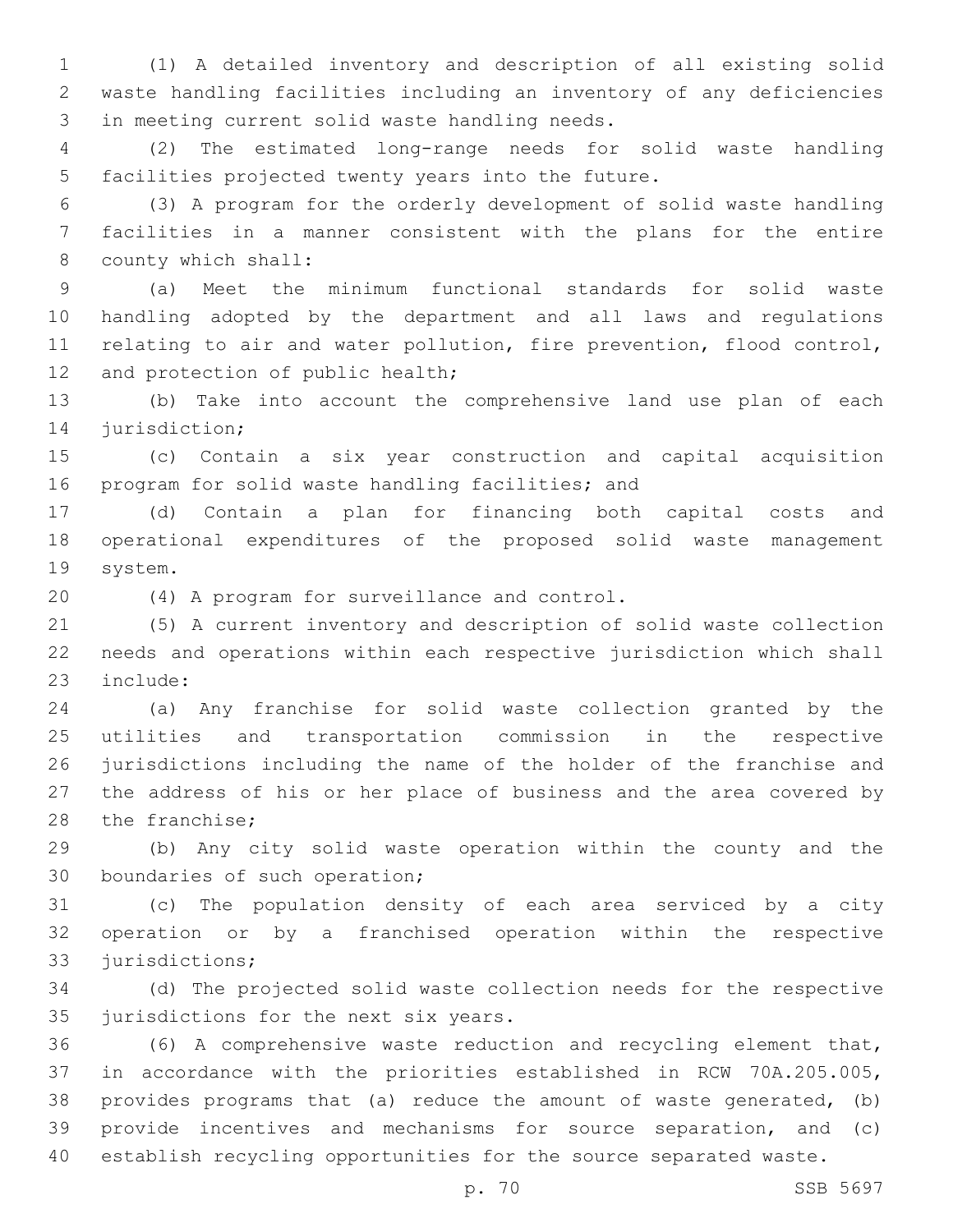(1) A detailed inventory and description of all existing solid waste handling facilities including an inventory of any deficiencies in meeting current solid waste handling needs.

(2) The estimated long-range needs for solid waste handling facilities projected twenty years into the future.

(3) A program for the orderly development of solid waste handling facilities in a manner consistent with the plans for the entire county which shall:

(a) Meet the minimum functional standards for solid waste handling adopted by the department and all laws and regulations relating to air and water pollution, fire prevention, flood control, and protection of public health;

(b) Take into account the comprehensive land use plan of each jurisdiction;

(c) Contain a six year construction and capital acquisition program for solid waste handling facilities; and

(d) Contain a plan for financing both capital costs and operational expenditures of the proposed solid waste management system.

(4) A program for surveillance and control.

(5) A current inventory and description of solid waste collection needs and operations within each respective jurisdiction which shall include:

(a) Any franchise for solid waste collection granted by the utilities and transportation commission in the respective jurisdictions including the name of the holder of the franchise and the address of his or her place of business and the area covered by the franchise;

(b) Any city solid waste operation within the county and the boundaries of such operation;

(c) The population density of each area serviced by a city operation or by a franchised operation within the respective jurisdictions;

(d) The projected solid waste collection needs for the respective jurisdictions for the next six years.

(6) A comprehensive waste reduction and recycling element that, in accordance with the priorities established in RCW 70A.205.005, provides programs that (a) reduce the amount of waste generated, (b) provide incentives and mechanisms for source separation, and (c) establish recycling opportunities for the source separated waste.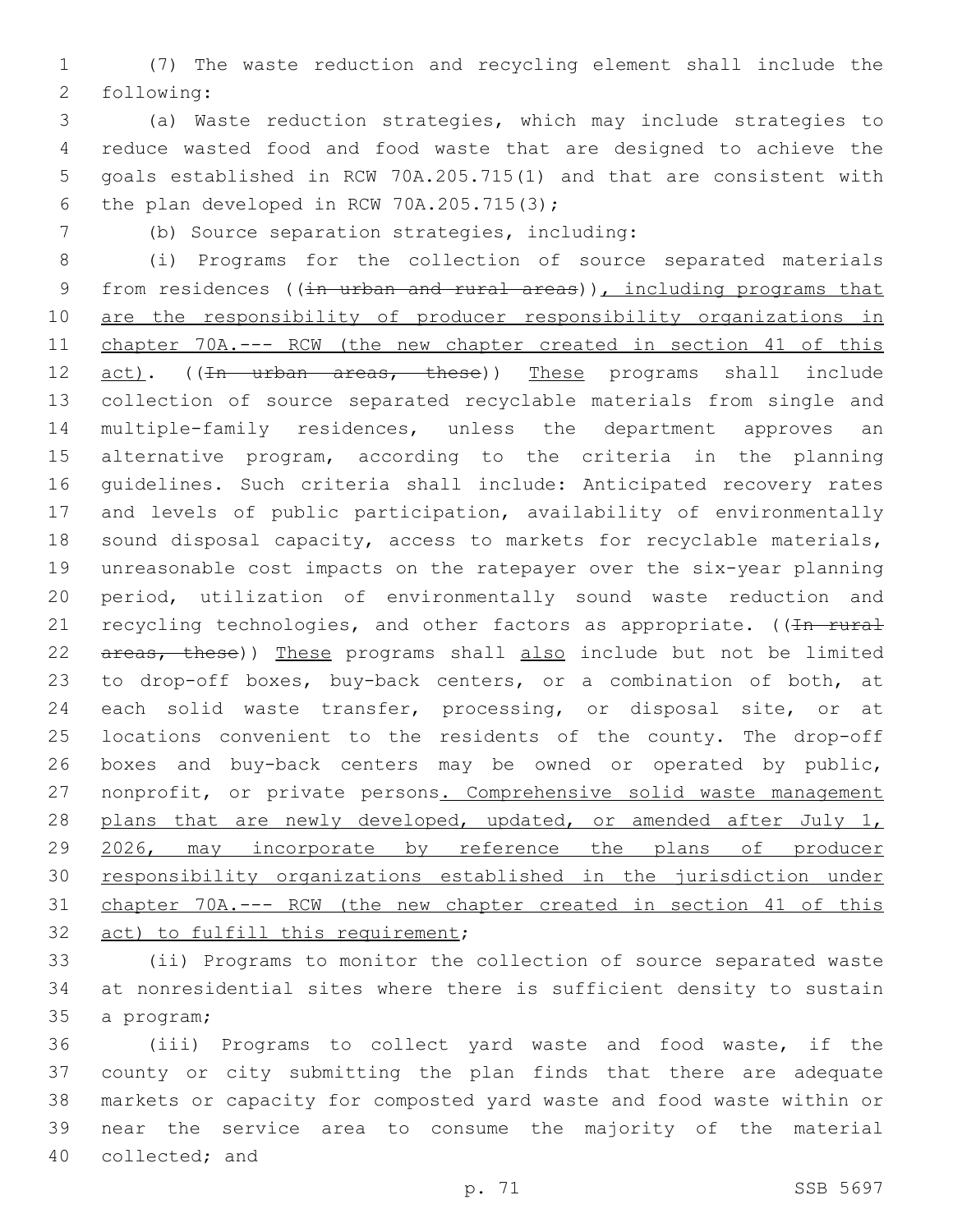(7) The waste reduction and recycling element shall include the following:

(a) Waste reduction strategies, which may include strategies to reduce wasted food and food waste that are designed to achieve the goals established in RCW 70A.205.715(1) and that are consistent with the plan developed in RCW 70A.205.715(3);

(b) Source separation strategies, including:

(i) Programs for the collection of source separated materials from residences ((~~in urban and rural areas~~)), including programs that are the responsibility of producer responsibility organizations in chapter 70A.--- RCW (the new chapter created in section 41 of this act). ((~~In urban areas, these~~)) These programs shall include collection of source separated recyclable materials from single and multiple-family residences, unless the department approves an alternative program, according to the criteria in the planning guidelines. Such criteria shall include: Anticipated recovery rates and levels of public participation, availability of environmentally sound disposal capacity, access to markets for recyclable materials, unreasonable cost impacts on the ratepayer over the six-year planning period, utilization of environmentally sound waste reduction and recycling technologies, and other factors as appropriate. ((~~In rural areas, these~~)) These programs shall also include but not be limited to drop-off boxes, buy-back centers, or a combination of both, at each solid waste transfer, processing, or disposal site, or at locations convenient to the residents of the county. The drop-off boxes and buy-back centers may be owned or operated by public, nonprofit, or private persons. Comprehensive solid waste management plans that are newly developed, updated, or amended after July 1, 2026, may incorporate by reference the plans of producer responsibility organizations established in the jurisdiction under chapter 70A.--- RCW (the new chapter created in section 41 of this act) to fulfill this requirement;

(ii) Programs to monitor the collection of source separated waste at nonresidential sites where there is sufficient density to sustain a program;

(iii) Programs to collect yard waste and food waste, if the county or city submitting the plan finds that there are adequate markets or capacity for composted yard waste and food waste within or near the service area to consume the majority of the material collected; and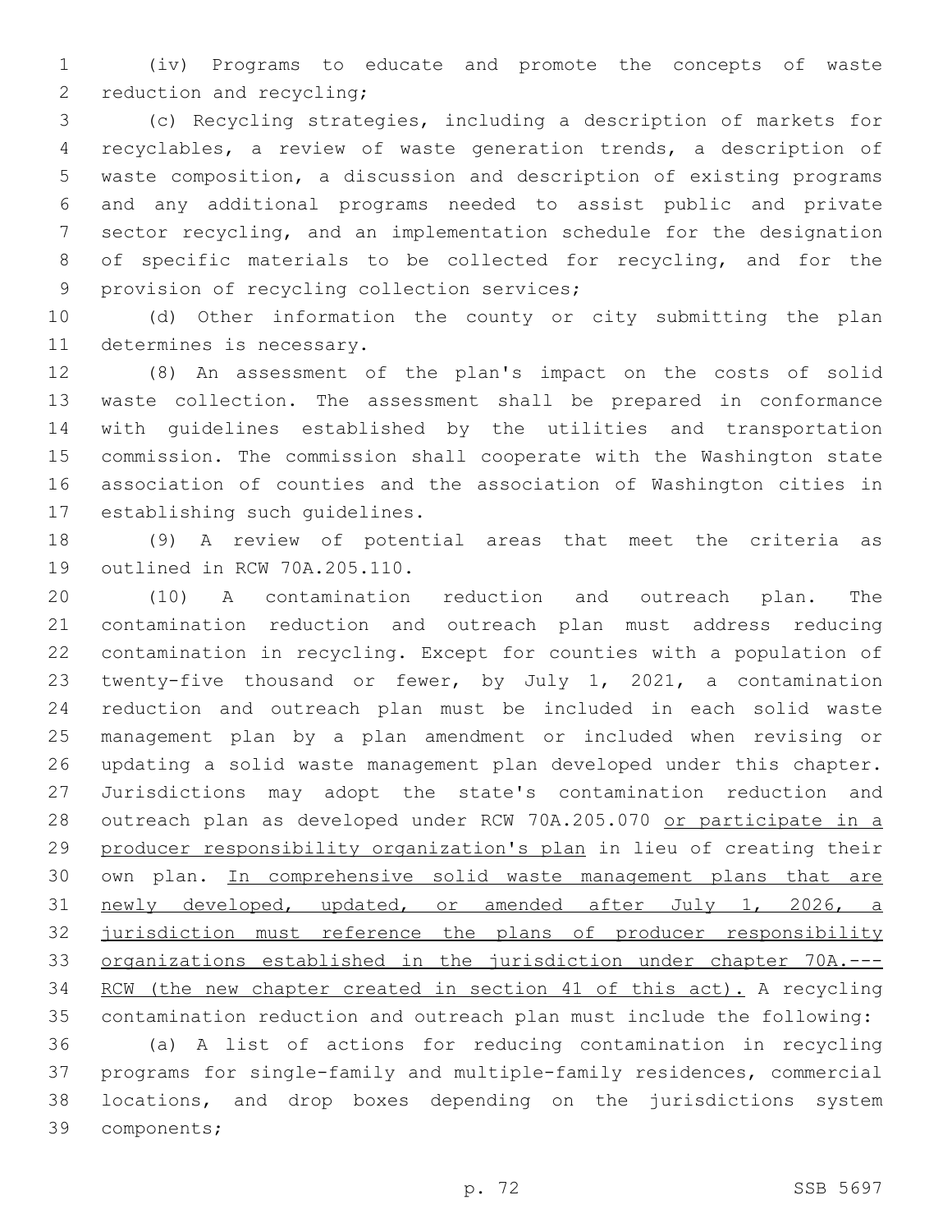(iv) Programs to educate and promote the concepts of waste reduction and recycling;

(c) Recycling strategies, including a description of markets for recyclables, a review of waste generation trends, a description of waste composition, a discussion and description of existing programs and any additional programs needed to assist public and private sector recycling, and an implementation schedule for the designation of specific materials to be collected for recycling, and for the provision of recycling collection services;

(d) Other information the county or city submitting the plan determines is necessary.

(8) An assessment of the plan's impact on the costs of solid waste collection. The assessment shall be prepared in conformance with guidelines established by the utilities and transportation commission. The commission shall cooperate with the Washington state association of counties and the association of Washington cities in establishing such guidelines.

(9) A review of potential areas that meet the criteria as outlined in RCW 70A.205.110.

(10) A contamination reduction and outreach plan. The contamination reduction and outreach plan must address reducing contamination in recycling. Except for counties with a population of twenty-five thousand or fewer, by July 1, 2021, a contamination reduction and outreach plan must be included in each solid waste management plan by a plan amendment or included when revising or updating a solid waste management plan developed under this chapter. Jurisdictions may adopt the state's contamination reduction and outreach plan as developed under RCW 70A.205.070 <u>or participate in a producer responsibility organization's plan</u> in lieu of creating their own plan. <u>In comprehensive solid waste management plans that are newly developed, updated, or amended after July 1, 2026, a jurisdiction must reference the plans of producer responsibility organizations established in the jurisdiction under chapter 70A.--- RCW (the new chapter created in section 41 of this act).</u> A recycling contamination reduction and outreach plan must include the following:

(a) A list of actions for reducing contamination in recycling programs for single-family and multiple-family residences, commercial locations, and drop boxes depending on the jurisdictions system components;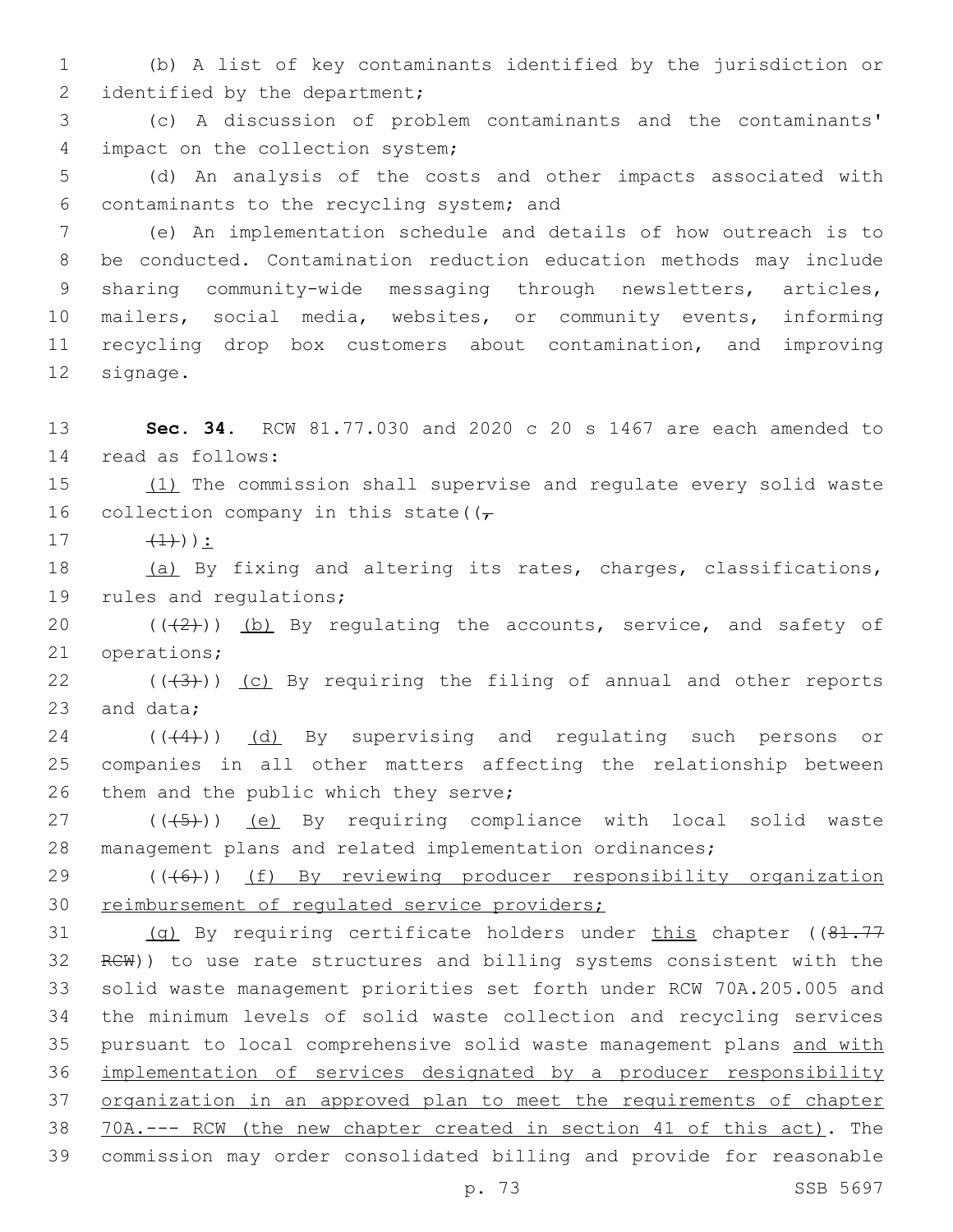(b) A list of key contaminants identified by the jurisdiction or identified by the department;

(c) A discussion of problem contaminants and the contaminants' impact on the collection system;

(d) An analysis of the costs and other impacts associated with contaminants to the recycling system; and

(e) An implementation schedule and details of how outreach is to be conducted. Contamination reduction education methods may include sharing community-wide messaging through newsletters, articles, mailers, social media, websites, or community events, informing recycling drop box customers about contamination, and improving signage.

**Sec. 34.** RCW 81.77.030 and 2020 c 20 s 1467 are each amended to read as follows:

(1) The commission shall supervise and regulate every solid waste collection company in this state((,

(1))):

(a) By fixing and altering its rates, charges, classifications, rules and regulations;

(((2))) (b) By regulating the accounts, service, and safety of operations;

(((3))) (c) By requiring the filing of annual and other reports and data;

(((4))) (d) By supervising and regulating such persons or companies in all other matters affecting the relationship between them and the public which they serve;

(((5))) (e) By requiring compliance with local solid waste management plans and related implementation ordinances;

(((6))) (f) By reviewing producer responsibility organization reimbursement of regulated service providers;

(g) By requiring certificate holders under this chapter ((81.77 RCW)) to use rate structures and billing systems consistent with the solid waste management priorities set forth under RCW 70A.205.005 and the minimum levels of solid waste collection and recycling services pursuant to local comprehensive solid waste management plans and with implementation of services designated by a producer responsibility organization in an approved plan to meet the requirements of chapter 70A.--- RCW (the new chapter created in section 41 of this act). The commission may order consolidated billing and provide for reasonable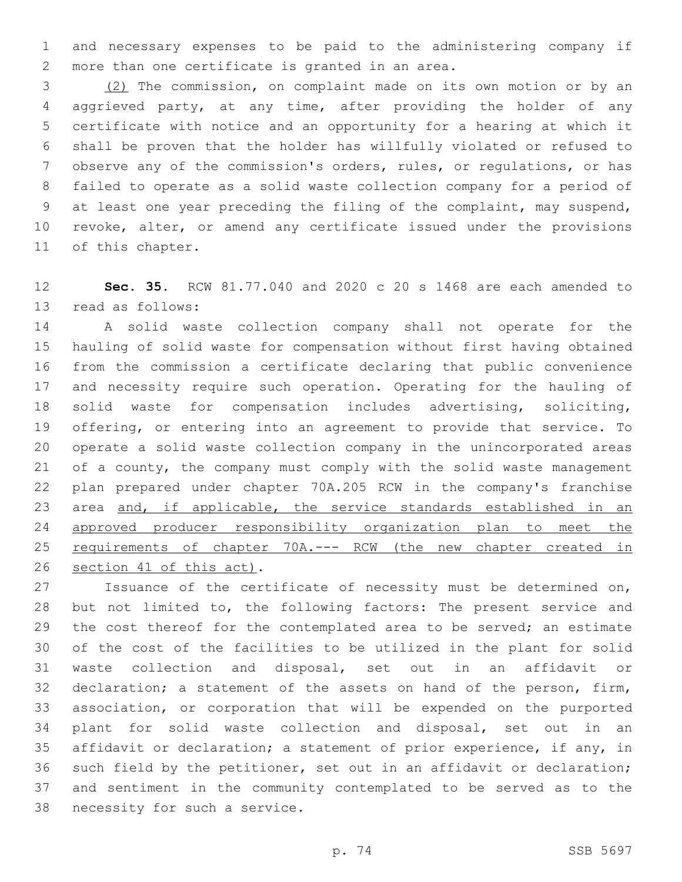and necessary expenses to be paid to the administering company if more than one certificate is granted in an area.

(2) The commission, on complaint made on its own motion or by an aggrieved party, at any time, after providing the holder of any certificate with notice and an opportunity for a hearing at which it shall be proven that the holder has willfully violated or refused to observe any of the commission's orders, rules, or regulations, or has failed to operate as a solid waste collection company for a period of at least one year preceding the filing of the complaint, may suspend, revoke, alter, or amend any certificate issued under the provisions of this chapter.

**Sec. 35.** RCW 81.77.040 and 2020 c 20 s 1468 are each amended to read as follows:

A solid waste collection company shall not operate for the hauling of solid waste for compensation without first having obtained from the commission a certificate declaring that public convenience and necessity require such operation. Operating for the hauling of solid waste for compensation includes advertising, soliciting, offering, or entering into an agreement to provide that service. To operate a solid waste collection company in the unincorporated areas of a county, the company must comply with the solid waste management plan prepared under chapter 70A.205 RCW in the company's franchise area and, if applicable, the service standards established in an approved producer responsibility organization plan to meet the requirements of chapter 70A.--- RCW (the new chapter created in section 41 of this act).

Issuance of the certificate of necessity must be determined on, but not limited to, the following factors: The present service and the cost thereof for the contemplated area to be served; an estimate of the cost of the facilities to be utilized in the plant for solid waste collection and disposal, set out in an affidavit or declaration; a statement of the assets on hand of the person, firm, association, or corporation that will be expended on the purported plant for solid waste collection and disposal, set out in an affidavit or declaration; a statement of prior experience, if any, in such field by the petitioner, set out in an affidavit or declaration; and sentiment in the community contemplated to be served as to the necessity for such a service.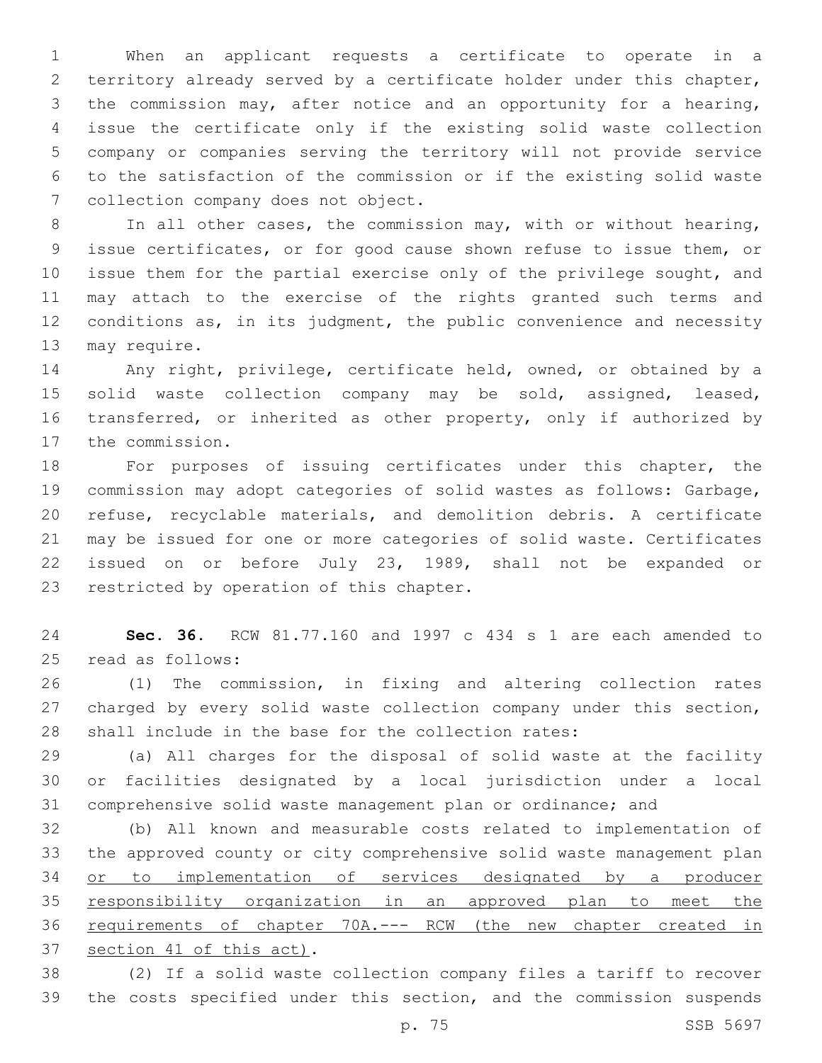When an applicant requests a certificate to operate in a territory already served by a certificate holder under this chapter, the commission may, after notice and an opportunity for a hearing, issue the certificate only if the existing solid waste collection company or companies serving the territory will not provide service to the satisfaction of the commission or if the existing solid waste collection company does not object.

In all other cases, the commission may, with or without hearing, issue certificates, or for good cause shown refuse to issue them, or issue them for the partial exercise only of the privilege sought, and may attach to the exercise of the rights granted such terms and conditions as, in its judgment, the public convenience and necessity may require.

Any right, privilege, certificate held, owned, or obtained by a solid waste collection company may be sold, assigned, leased, transferred, or inherited as other property, only if authorized by the commission.

For purposes of issuing certificates under this chapter, the commission may adopt categories of solid wastes as follows: Garbage, refuse, recyclable materials, and demolition debris. A certificate may be issued for one or more categories of solid waste. Certificates issued on or before July 23, 1989, shall not be expanded or restricted by operation of this chapter.

**Sec. 36.** RCW 81.77.160 and 1997 c 434 s 1 are each amended to read as follows:

(1) The commission, in fixing and altering collection rates charged by every solid waste collection company under this section, shall include in the base for the collection rates:

(a) All charges for the disposal of solid waste at the facility or facilities designated by a local jurisdiction under a local comprehensive solid waste management plan or ordinance; and

(b) All known and measurable costs related to implementation of the approved county or city comprehensive solid waste management plan <u>or to implementation of services designated by a producer responsibility organization in an approved plan to meet the requirements of chapter 70A.--- RCW (the new chapter created in section 41 of this act)</u>.

(2) If a solid waste collection company files a tariff to recover the costs specified under this section, and the commission suspends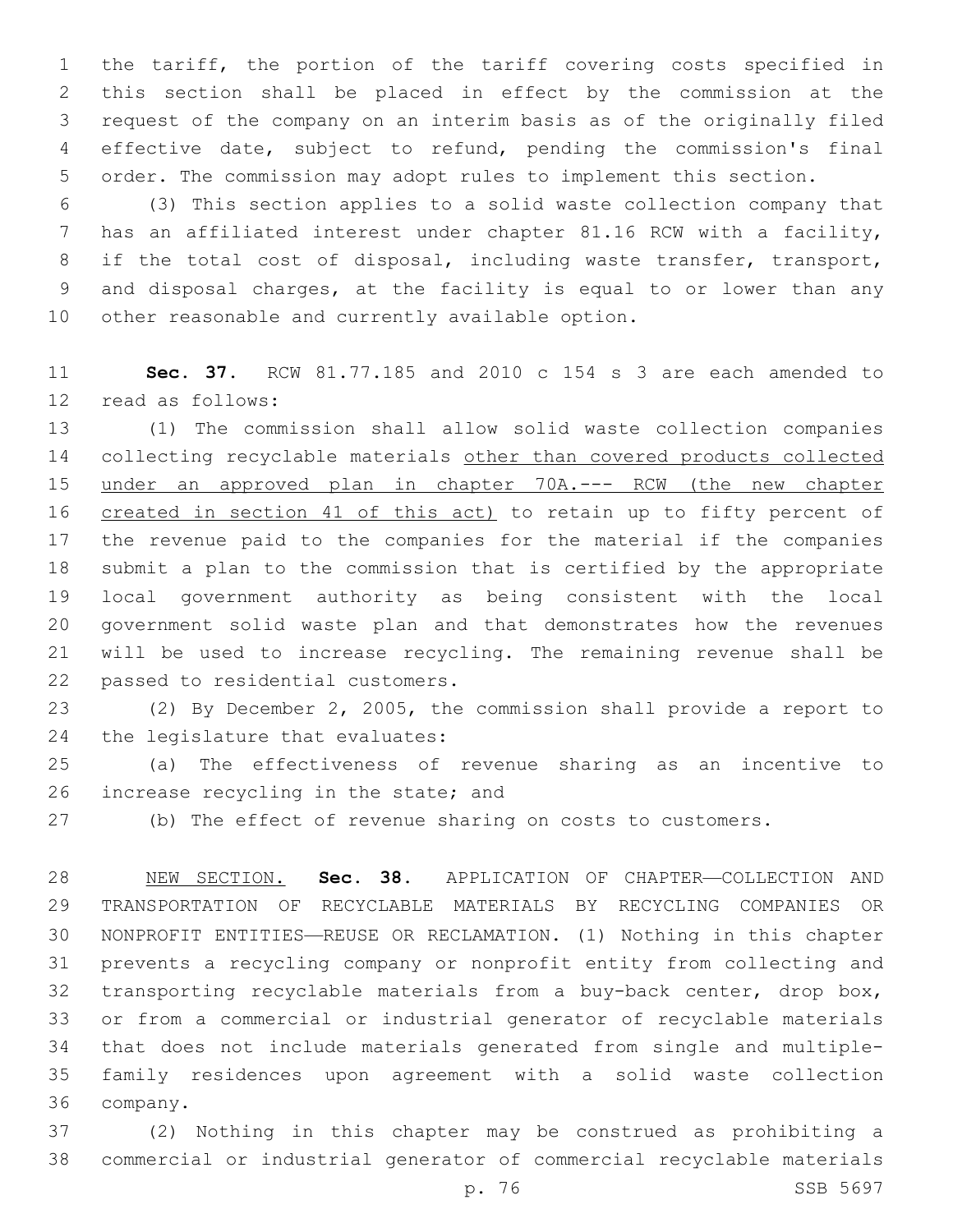the tariff, the portion of the tariff covering costs specified in this section shall be placed in effect by the commission at the request of the company on an interim basis as of the originally filed effective date, subject to refund, pending the commission's final order. The commission may adopt rules to implement this section.

(3) This section applies to a solid waste collection company that has an affiliated interest under chapter 81.16 RCW with a facility, if the total cost of disposal, including waste transfer, transport, and disposal charges, at the facility is equal to or lower than any other reasonable and currently available option.

**Sec. 37.** RCW 81.77.185 and 2010 c 154 s 3 are each amended to read as follows:

(1) The commission shall allow solid waste collection companies collecting recyclable materials <u>other than covered products collected under an approved plan in chapter 70A.--- RCW (the new chapter created in section 41 of this act)</u> to retain up to fifty percent of the revenue paid to the companies for the material if the companies submit a plan to the commission that is certified by the appropriate local government authority as being consistent with the local government solid waste plan and that demonstrates how the revenues will be used to increase recycling. The remaining revenue shall be passed to residential customers.

(2) By December 2, 2005, the commission shall provide a report to the legislature that evaluates:

(a) The effectiveness of revenue sharing as an incentive to increase recycling in the state; and

(b) The effect of revenue sharing on costs to customers.

<u>NEW SECTION.</u> **Sec. 38.** APPLICATION OF CHAPTER—COLLECTION AND TRANSPORTATION OF RECYCLABLE MATERIALS BY RECYCLING COMPANIES OR NONPROFIT ENTITIES—REUSE OR RECLAMATION. (1) Nothing in this chapter prevents a recycling company or nonprofit entity from collecting and transporting recyclable materials from a buy-back center, drop box, or from a commercial or industrial generator of recyclable materials that does not include materials generated from single and multiple-family residences upon agreement with a solid waste collection company.

(2) Nothing in this chapter may be construed as prohibiting a commercial or industrial generator of commercial recyclable materials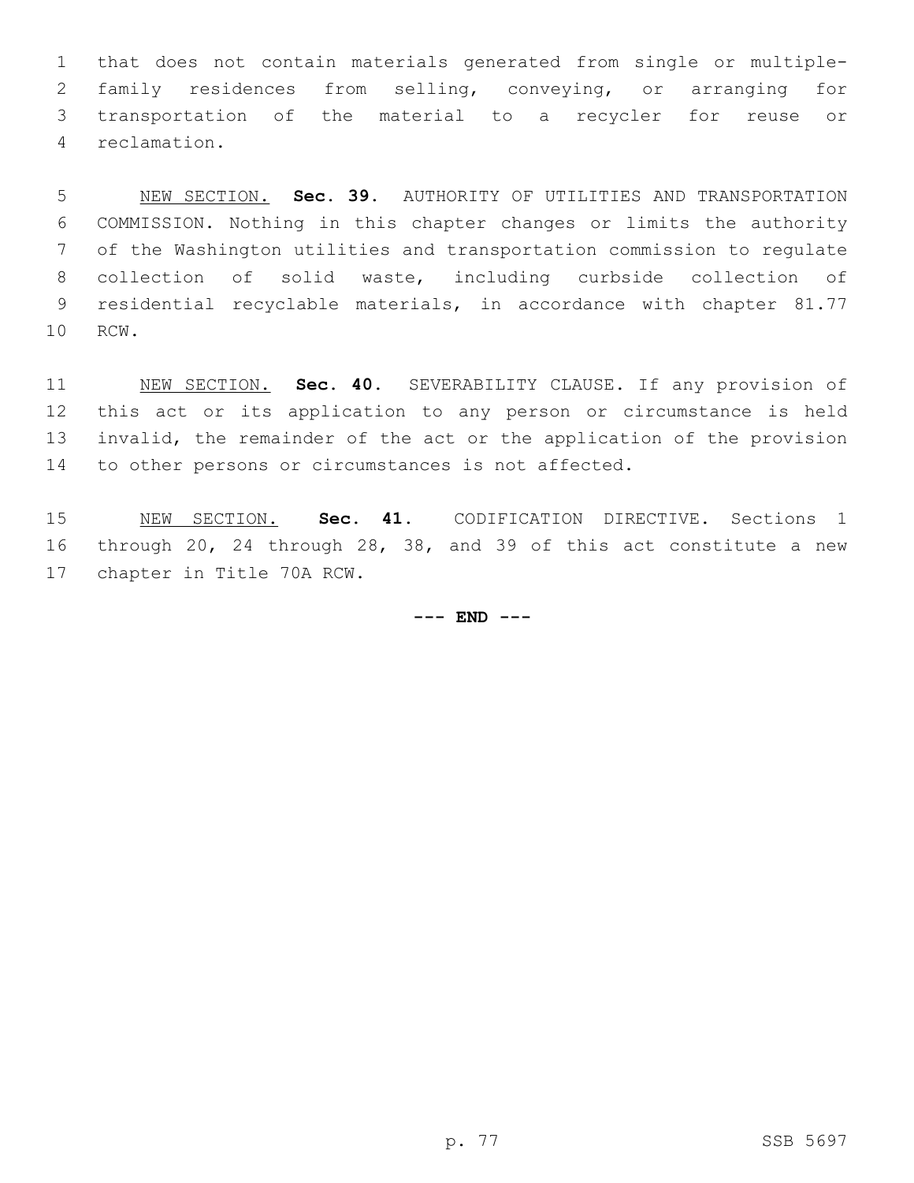that does not contain materials generated from single or multiple-family residences from selling, conveying, or arranging for transportation of the material to a recycler for reuse or reclamation.

NEW SECTION. **Sec. 39.** AUTHORITY OF UTILITIES AND TRANSPORTATION COMMISSION. Nothing in this chapter changes or limits the authority of the Washington utilities and transportation commission to regulate collection of solid waste, including curbside collection of residential recyclable materials, in accordance with chapter 81.77 RCW.

NEW SECTION. **Sec. 40.** SEVERABILITY CLAUSE. If any provision of this act or its application to any person or circumstance is held invalid, the remainder of the act or the application of the provision to other persons or circumstances is not affected.

NEW SECTION. **Sec. 41.** CODIFICATION DIRECTIVE. Sections 1 through 20, 24 through 28, 38, and 39 of this act constitute a new chapter in Title 70A RCW.

**--- END ---**